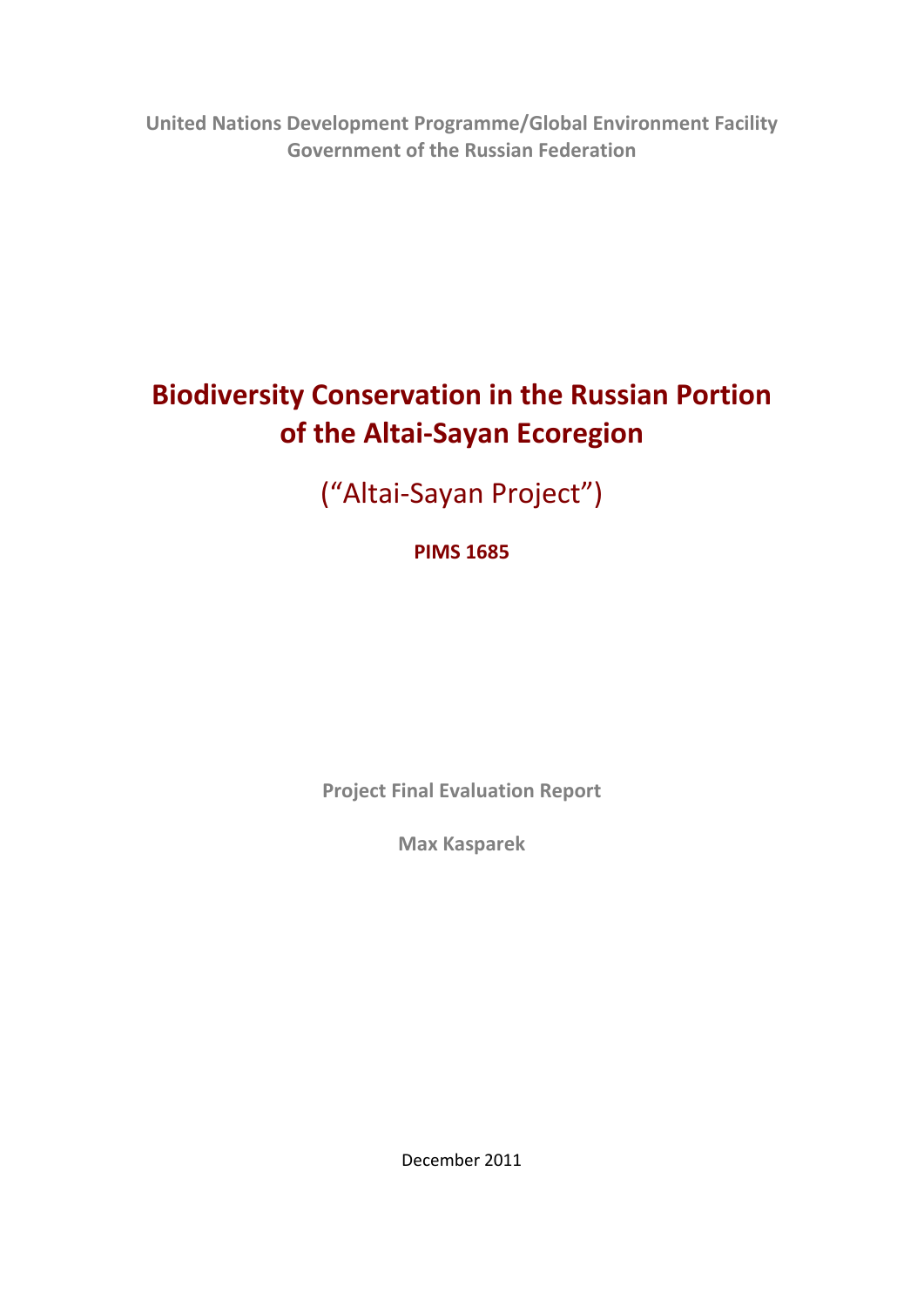**United Nations Development Programme/Global Environment Facility**
**Government of the Russian Federation**

# Biodiversity Conservation in the Russian Portion of the Altai-Sayan Ecoregion

## ("Altai-Sayan Project")

**PIMS 1685**

**Project Final Evaluation Report**

**Max Kasparek**

December 2011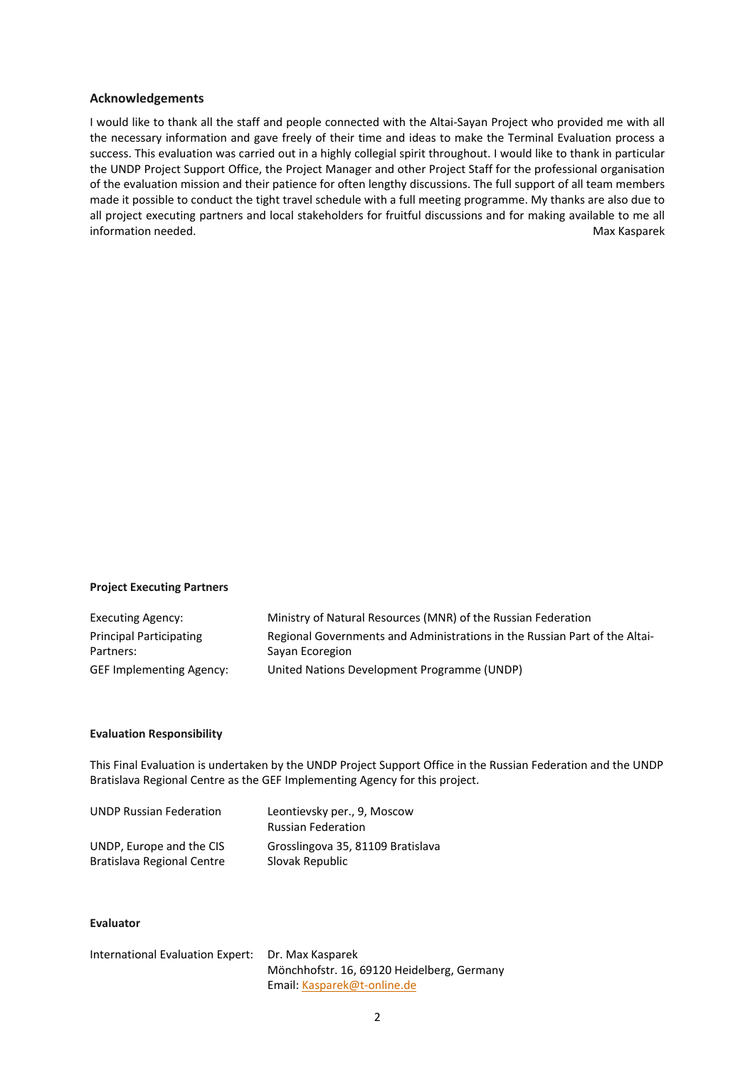## Acknowledgements

I would like to thank all the staff and people connected with the Altai-Sayan Project who provided me with all the necessary information and gave freely of their time and ideas to make the Terminal Evaluation process a success. This evaluation was carried out in a highly collegial spirit throughout. I would like to thank in particular the UNDP Project Support Office, the Project Manager and other Project Staff for the professional organisation of the evaluation mission and their patience for often lengthy discussions. The full support of all team members made it possible to conduct the tight travel schedule with a full meeting programme. My thanks are also due to all project executing partners and local stakeholders for fruitful discussions and for making available to me all information needed.

Max Kasparek

**Project Executing Partners**

| | |
|---|---|
| Executing Agency: | Ministry of Natural Resources (MNR) of the Russian Federation |
| Principal Participating Partners: | Regional Governments and Administrations in the Russian Part of the Altai-Sayan Ecoregion |
| GEF Implementing Agency: | United Nations Development Programme (UNDP) |

**Evaluation Responsibility**

This Final Evaluation is undertaken by the UNDP Project Support Office in the Russian Federation and the UNDP Bratislava Regional Centre as the GEF Implementing Agency for this project.

| | |
|---|---|
| UNDP Russian Federation | Leontievsky per., 9, Moscow<br>Russian Federation |
| UNDP, Europe and the CIS<br>Bratislava Regional Centre | Grosslingova 35, 81109 Bratislava<br>Slovak Republic |

**Evaluator**

| | |
|---|---|
| International Evaluation Expert: | Dr. Max Kasparek<br>Mönchhofstr. 16, 69120 Heidelberg, Germany<br>Email: Kasparek@t-online.de |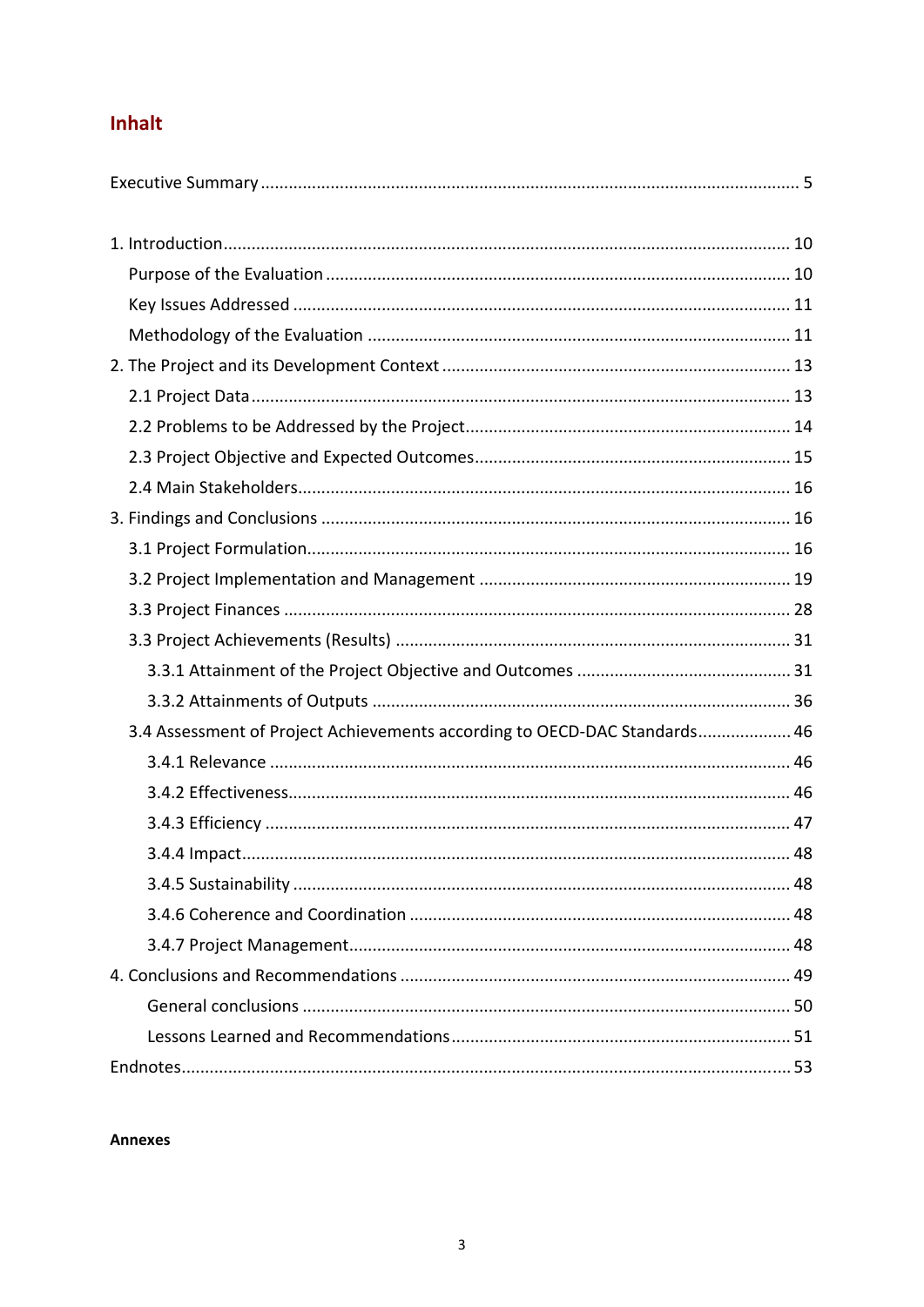## Inhalt

Executive Summary ..... 5

1. Introduction ..... 10
   - Purpose of the Evaluation ..... 10
   - Key Issues Addressed ..... 11
   - Methodology of the Evaluation ..... 11
2. The Project and its Development Context ..... 13
   - 2.1 Project Data ..... 13
   - 2.2 Problems to be Addressed by the Project ..... 14
   - 2.3 Project Objective and Expected Outcomes ..... 15
   - 2.4 Main Stakeholders ..... 16
3. Findings and Conclusions ..... 16
   - 3.1 Project Formulation ..... 16
   - 3.2 Project Implementation and Management ..... 19
   - 3.3 Project Finances ..... 28
   - 3.3 Project Achievements (Results) ..... 31
     - 3.3.1 Attainment of the Project Objective and Outcomes ..... 31
     - 3.3.2 Attainments of Outputs ..... 36
   - 3.4 Assessment of Project Achievements according to OECD-DAC Standards ..... 46
     - 3.4.1 Relevance ..... 46
     - 3.4.2 Effectiveness ..... 46
     - 3.4.3 Efficiency ..... 47
     - 3.4.4 Impact ..... 48
     - 3.4.5 Sustainability ..... 48
     - 3.4.6 Coherence and Coordination ..... 48
     - 3.4.7 Project Management ..... 48
4. Conclusions and Recommendations ..... 49
   - General conclusions ..... 50
   - Lessons Learned and Recommendations ..... 51

Endnotes ..... 53

**Annexes**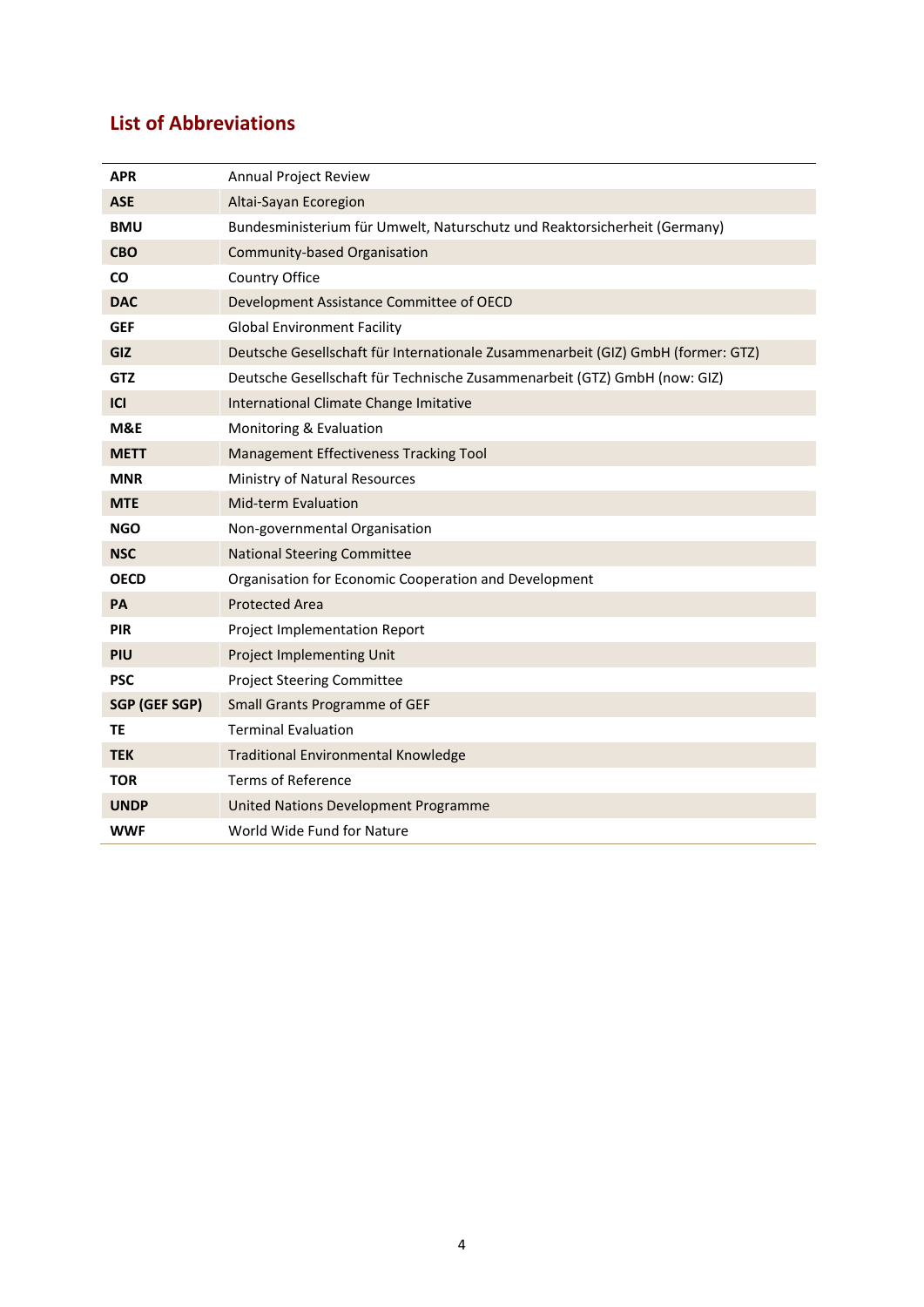## List of Abbreviations

| | |
|---|---|
| **APR** | Annual Project Review |
| **ASE** | Altai-Sayan Ecoregion |
| **BMU** | Bundesministerium für Umwelt, Naturschutz und Reaktorsicherheit (Germany) |
| **CBO** | Community-based Organisation |
| **CO** | Country Office |
| **DAC** | Development Assistance Committee of OECD |
| **GEF** | Global Environment Facility |
| **GIZ** | Deutsche Gesellschaft für Internationale Zusammenarbeit (GIZ) GmbH (former: GTZ) |
| **GTZ** | Deutsche Gesellschaft für Technische Zusammenarbeit (GTZ) GmbH (now: GIZ) |
| **ICI** | International Climate Change Imitative |
| **M&E** | Monitoring & Evaluation |
| **METT** | Management Effectiveness Tracking Tool |
| **MNR** | Ministry of Natural Resources |
| **MTE** | Mid-term Evaluation |
| **NGO** | Non-governmental Organisation |
| **NSC** | National Steering Committee |
| **OECD** | Organisation for Economic Cooperation and Development |
| **PA** | Protected Area |
| **PIR** | Project Implementation Report |
| **PIU** | Project Implementing Unit |
| **PSC** | Project Steering Committee |
| **SGP (GEF SGP)** | Small Grants Programme of GEF |
| **TE** | Terminal Evaluation |
| **TEK** | Traditional Environmental Knowledge |
| **TOR** | Terms of Reference |
| **UNDP** | United Nations Development Programme |
| **WWF** | World Wide Fund for Nature |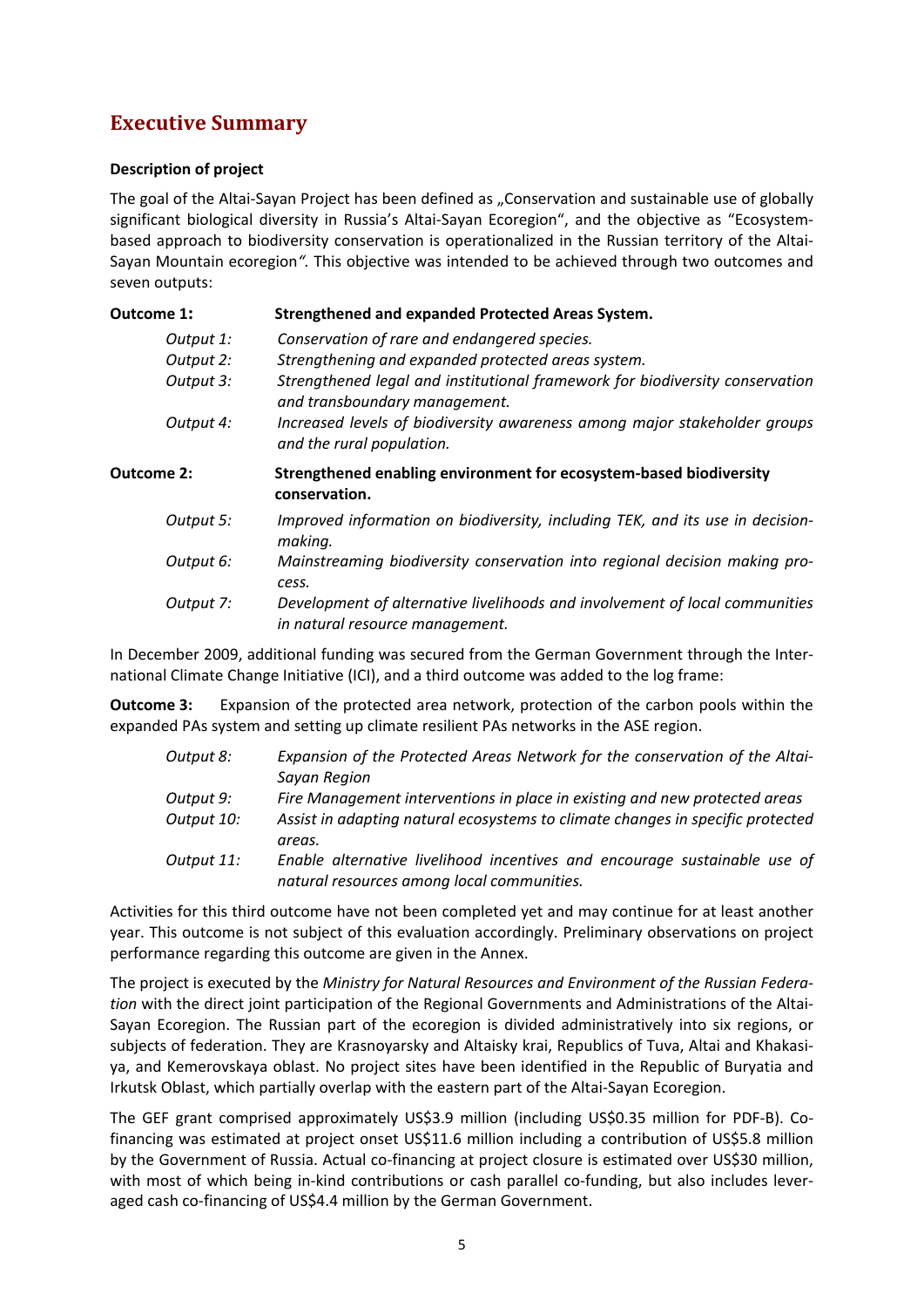# Executive Summary

**Description of project**

The goal of the Altai-Sayan Project has been defined as „Conservation and sustainable use of globally significant biological diversity in Russia's Altai-Sayan Ecoregion", and the objective as "Ecosystem-based approach to biodiversity conservation is operationalized in the Russian territory of the Altai-Sayan Mountain ecoregion*"*. This objective was intended to be achieved through two outcomes and seven outputs:

**Outcome 1:** **Strengthened and expanded Protected Areas System.**

- *Output 1:* *Conservation of rare and endangered species.*
- *Output 2:* *Strengthening and expanded protected areas system.*
- *Output 3:* *Strengthened legal and institutional framework for biodiversity conservation and transboundary management.*
- *Output 4:* *Increased levels of biodiversity awareness among major stakeholder groups and the rural population.*

**Outcome 2:** **Strengthened enabling environment for ecosystem-based biodiversity conservation.**

- *Output 5:* *Improved information on biodiversity, including TEK, and its use in decision-making.*
- *Output 6:* *Mainstreaming biodiversity conservation into regional decision making process.*
- *Output 7:* *Development of alternative livelihoods and involvement of local communities in natural resource management.*

In December 2009, additional funding was secured from the German Government through the International Climate Change Initiative (ICI), and a third outcome was added to the log frame:

**Outcome 3:** Expansion of the protected area network, protection of the carbon pools within the expanded PAs system and setting up climate resilient PAs networks in the ASE region.

- *Output 8:* *Expansion of the Protected Areas Network for the conservation of the Altai-Sayan Region*
- *Output 9:* *Fire Management interventions in place in existing and new protected areas*
- *Output 10:* *Assist in adapting natural ecosystems to climate changes in specific protected areas.*
- *Output 11:* *Enable alternative livelihood incentives and encourage sustainable use of natural resources among local communities.*

Activities for this third outcome have not been completed yet and may continue for at least another year. This outcome is not subject of this evaluation accordingly. Preliminary observations on project performance regarding this outcome are given in the Annex.

The project is executed by the *Ministry for Natural Resources and Environment of the Russian Federation* with the direct joint participation of the Regional Governments and Administrations of the Altai-Sayan Ecoregion. The Russian part of the ecoregion is divided administratively into six regions, or subjects of federation. They are Krasnoyarsky and Altaisky krai, Republics of Tuva, Altai and Khakasiya, and Kemerovskaya oblast. No project sites have been identified in the Republic of Buryatia and Irkutsk Oblast, which partially overlap with the eastern part of the Altai-Sayan Ecoregion.

The GEF grant comprised approximately US$3.9 million (including US$0.35 million for PDF-B). Co-financing was estimated at project onset US$11.6 million including a contribution of US$5.8 million by the Government of Russia. Actual co-financing at project closure is estimated over US$30 million, with most of which being in-kind contributions or cash parallel co-funding, but also includes leveraged cash co-financing of US$4.4 million by the German Government.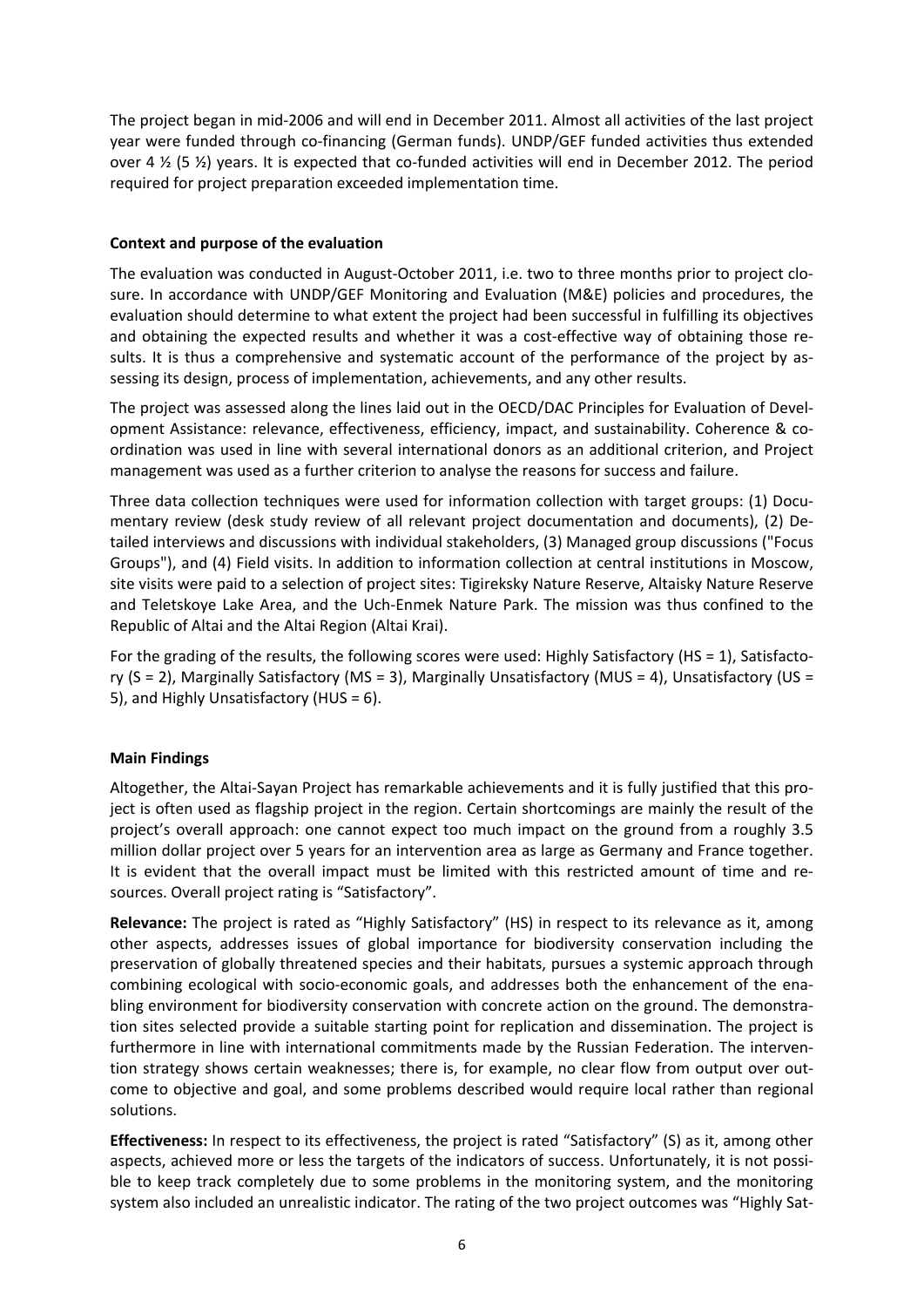The project began in mid-2006 and will end in December 2011. Almost all activities of the last project year were funded through co-financing (German funds). UNDP/GEF funded activities thus extended over 4 ½ (5 ½) years. It is expected that co-funded activities will end in December 2012. The period required for project preparation exceeded implementation time.

**Context and purpose of the evaluation**

The evaluation was conducted in August-October 2011, i.e. two to three months prior to project closure. In accordance with UNDP/GEF Monitoring and Evaluation (M&E) policies and procedures, the evaluation should determine to what extent the project had been successful in fulfilling its objectives and obtaining the expected results and whether it was a cost-effective way of obtaining those results. It is thus a comprehensive and systematic account of the performance of the project by assessing its design, process of implementation, achievements, and any other results.

The project was assessed along the lines laid out in the OECD/DAC Principles for Evaluation of Development Assistance: relevance, effectiveness, efficiency, impact, and sustainability. Coherence & coordination was used in line with several international donors as an additional criterion, and Project management was used as a further criterion to analyse the reasons for success and failure.

Three data collection techniques were used for information collection with target groups: (1) Documentary review (desk study review of all relevant project documentation and documents), (2) Detailed interviews and discussions with individual stakeholders, (3) Managed group discussions ("Focus Groups"), and (4) Field visits. In addition to information collection at central institutions in Moscow, site visits were paid to a selection of project sites: Tigireksky Nature Reserve, Altaisky Nature Reserve and Teletskoye Lake Area, and the Uch-Enmek Nature Park. The mission was thus confined to the Republic of Altai and the Altai Region (Altai Krai).

For the grading of the results, the following scores were used: Highly Satisfactory (HS = 1), Satisfactory (S = 2), Marginally Satisfactory (MS = 3), Marginally Unsatisfactory (MUS = 4), Unsatisfactory (US = 5), and Highly Unsatisfactory (HUS = 6).

**Main Findings**

Altogether, the Altai-Sayan Project has remarkable achievements and it is fully justified that this project is often used as flagship project in the region. Certain shortcomings are mainly the result of the project's overall approach: one cannot expect too much impact on the ground from a roughly 3.5 million dollar project over 5 years for an intervention area as large as Germany and France together. It is evident that the overall impact must be limited with this restricted amount of time and resources. Overall project rating is "Satisfactory".

**Relevance:** The project is rated as "Highly Satisfactory" (HS) in respect to its relevance as it, among other aspects, addresses issues of global importance for biodiversity conservation including the preservation of globally threatened species and their habitats, pursues a systemic approach through combining ecological with socio-economic goals, and addresses both the enhancement of the enabling environment for biodiversity conservation with concrete action on the ground. The demonstration sites selected provide a suitable starting point for replication and dissemination. The project is furthermore in line with international commitments made by the Russian Federation. The intervention strategy shows certain weaknesses; there is, for example, no clear flow from output over outcome to objective and goal, and some problems described would require local rather than regional solutions.

**Effectiveness:** In respect to its effectiveness, the project is rated "Satisfactory" (S) as it, among other aspects, achieved more or less the targets of the indicators of success. Unfortunately, it is not possible to keep track completely due to some problems in the monitoring system, and the monitoring system also included an unrealistic indicator. The rating of the two project outcomes was "Highly Sat-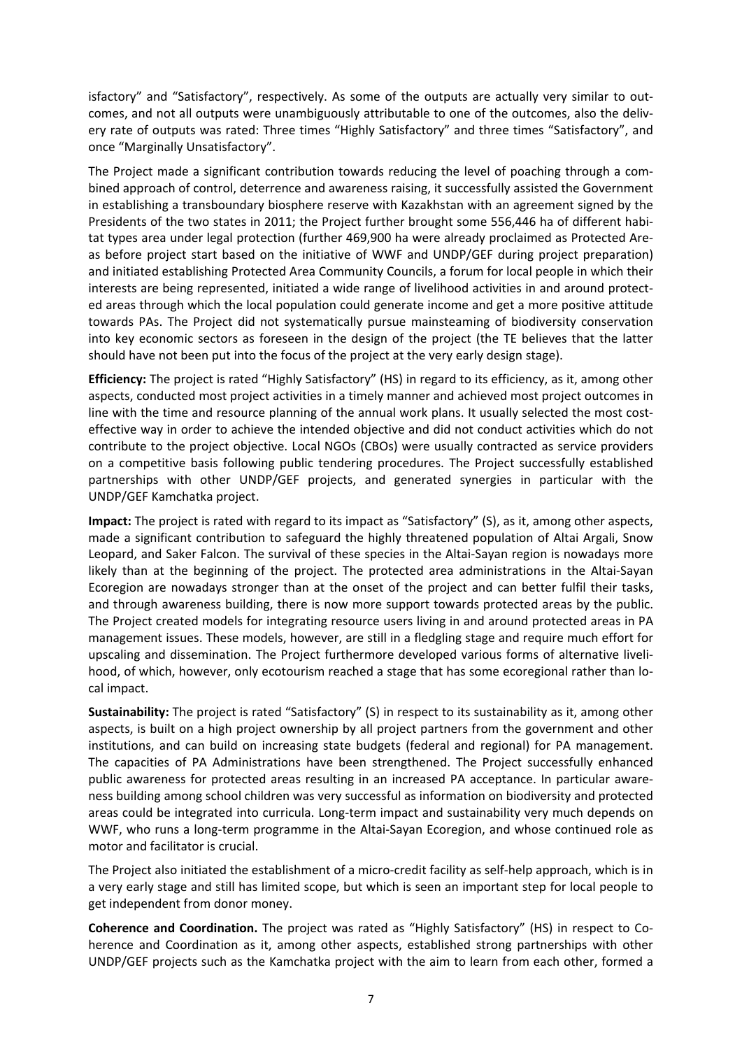isfactory" and "Satisfactory", respectively. As some of the outputs are actually very similar to outcomes, and not all outputs were unambiguously attributable to one of the outcomes, also the delivery rate of outputs was rated: Three times "Highly Satisfactory" and three times "Satisfactory", and once "Marginally Unsatisfactory".

The Project made a significant contribution towards reducing the level of poaching through a combined approach of control, deterrence and awareness raising, it successfully assisted the Government in establishing a transboundary biosphere reserve with Kazakhstan with an agreement signed by the Presidents of the two states in 2011; the Project further brought some 556,446 ha of different habitat types area under legal protection (further 469,900 ha were already proclaimed as Protected Areas before project start based on the initiative of WWF and UNDP/GEF during project preparation) and initiated establishing Protected Area Community Councils, a forum for local people in which their interests are being represented, initiated a wide range of livelihood activities in and around protected areas through which the local population could generate income and get a more positive attitude towards PAs. The Project did not systematically pursue mainsteaming of biodiversity conservation into key economic sectors as foreseen in the design of the project (the TE believes that the latter should have not been put into the focus of the project at the very early design stage).

**Efficiency:** The project is rated "Highly Satisfactory" (HS) in regard to its efficiency, as it, among other aspects, conducted most project activities in a timely manner and achieved most project outcomes in line with the time and resource planning of the annual work plans. It usually selected the most cost-effective way in order to achieve the intended objective and did not conduct activities which do not contribute to the project objective. Local NGOs (CBOs) were usually contracted as service providers on a competitive basis following public tendering procedures. The Project successfully established partnerships with other UNDP/GEF projects, and generated synergies in particular with the UNDP/GEF Kamchatka project.

**Impact:** The project is rated with regard to its impact as "Satisfactory" (S), as it, among other aspects, made a significant contribution to safeguard the highly threatened population of Altai Argali, Snow Leopard, and Saker Falcon. The survival of these species in the Altai-Sayan region is nowadays more likely than at the beginning of the project. The protected area administrations in the Altai-Sayan Ecoregion are nowadays stronger than at the onset of the project and can better fulfil their tasks, and through awareness building, there is now more support towards protected areas by the public. The Project created models for integrating resource users living in and around protected areas in PA management issues. These models, however, are still in a fledgling stage and require much effort for upscaling and dissemination. The Project furthermore developed various forms of alternative livelihood, of which, however, only ecotourism reached a stage that has some ecoregional rather than local impact.

**Sustainability:** The project is rated "Satisfactory" (S) in respect to its sustainability as it, among other aspects, is built on a high project ownership by all project partners from the government and other institutions, and can build on increasing state budgets (federal and regional) for PA management. The capacities of PA Administrations have been strengthened. The Project successfully enhanced public awareness for protected areas resulting in an increased PA acceptance. In particular awareness building among school children was very successful as information on biodiversity and protected areas could be integrated into curricula. Long-term impact and sustainability very much depends on WWF, who runs a long-term programme in the Altai-Sayan Ecoregion, and whose continued role as motor and facilitator is crucial.

The Project also initiated the establishment of a micro-credit facility as self-help approach, which is in a very early stage and still has limited scope, but which is seen an important step for local people to get independent from donor money.

**Coherence and Coordination.** The project was rated as "Highly Satisfactory" (HS) in respect to Coherence and Coordination as it, among other aspects, established strong partnerships with other UNDP/GEF projects such as the Kamchatka project with the aim to learn from each other, formed a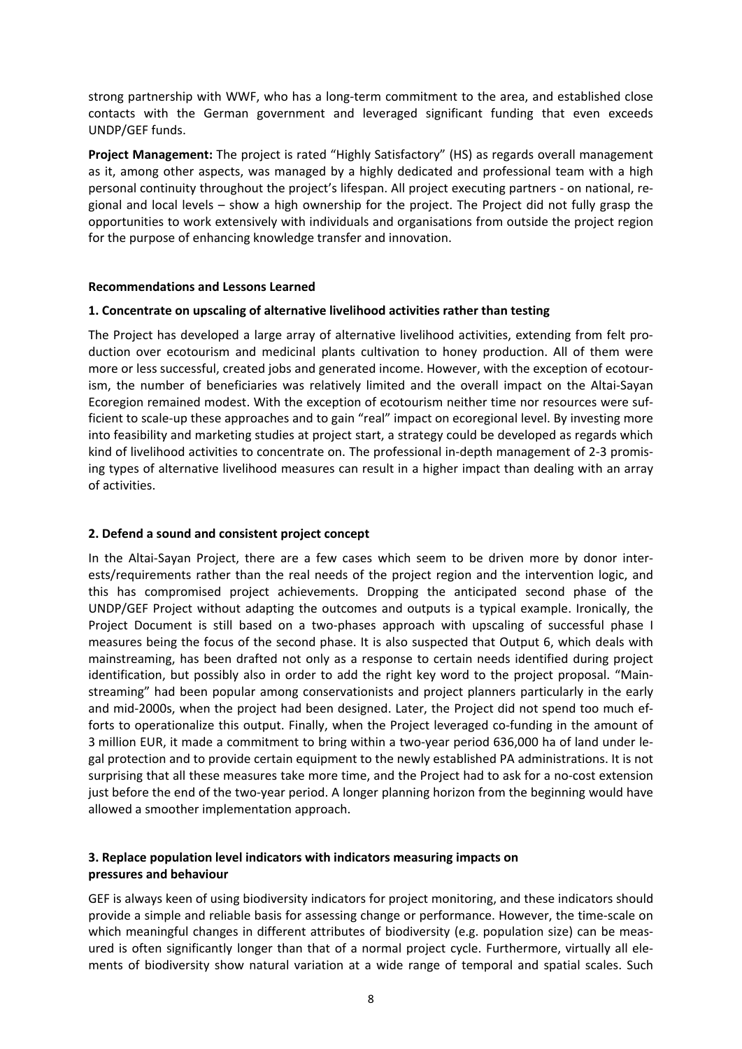strong partnership with WWF, who has a long-term commitment to the area, and established close contacts with the German government and leveraged significant funding that even exceeds UNDP/GEF funds.

**Project Management:** The project is rated "Highly Satisfactory" (HS) as regards overall management as it, among other aspects, was managed by a highly dedicated and professional team with a high personal continuity throughout the project's lifespan. All project executing partners - on national, regional and local levels – show a high ownership for the project. The Project did not fully grasp the opportunities to work extensively with individuals and organisations from outside the project region for the purpose of enhancing knowledge transfer and innovation.

**Recommendations and Lessons Learned**

**1. Concentrate on upscaling of alternative livelihood activities rather than testing**

The Project has developed a large array of alternative livelihood activities, extending from felt production over ecotourism and medicinal plants cultivation to honey production. All of them were more or less successful, created jobs and generated income. However, with the exception of ecotourism, the number of beneficiaries was relatively limited and the overall impact on the Altai-Sayan Ecoregion remained modest. With the exception of ecotourism neither time nor resources were sufficient to scale-up these approaches and to gain "real" impact on ecoregional level. By investing more into feasibility and marketing studies at project start, a strategy could be developed as regards which kind of livelihood activities to concentrate on. The professional in-depth management of 2-3 promising types of alternative livelihood measures can result in a higher impact than dealing with an array of activities.

**2. Defend a sound and consistent project concept**

In the Altai-Sayan Project, there are a few cases which seem to be driven more by donor interests/requirements rather than the real needs of the project region and the intervention logic, and this has compromised project achievements. Dropping the anticipated second phase of the UNDP/GEF Project without adapting the outcomes and outputs is a typical example. Ironically, the Project Document is still based on a two-phases approach with upscaling of successful phase I measures being the focus of the second phase. It is also suspected that Output 6, which deals with mainstreaming, has been drafted not only as a response to certain needs identified during project identification, but possibly also in order to add the right key word to the project proposal. "Mainstreaming" had been popular among conservationists and project planners particularly in the early and mid-2000s, when the project had been designed. Later, the Project did not spend too much efforts to operationalize this output. Finally, when the Project leveraged co-funding in the amount of 3 million EUR, it made a commitment to bring within a two-year period 636,000 ha of land under legal protection and to provide certain equipment to the newly established PA administrations. It is not surprising that all these measures take more time, and the Project had to ask for a no-cost extension just before the end of the two-year period. A longer planning horizon from the beginning would have allowed a smoother implementation approach.

**3. Replace population level indicators with indicators measuring impacts on pressures and behaviour**

GEF is always keen of using biodiversity indicators for project monitoring, and these indicators should provide a simple and reliable basis for assessing change or performance. However, the time-scale on which meaningful changes in different attributes of biodiversity (e.g. population size) can be measured is often significantly longer than that of a normal project cycle. Furthermore, virtually all elements of biodiversity show natural variation at a wide range of temporal and spatial scales. Such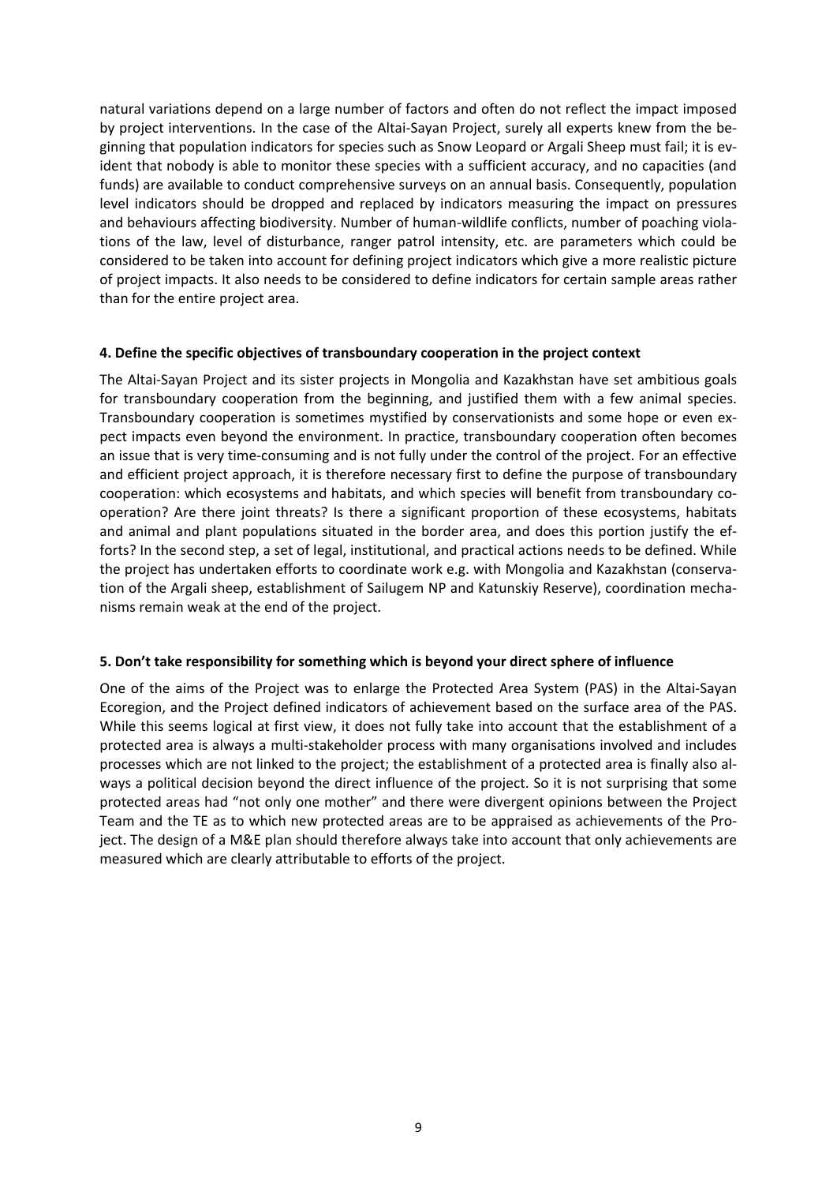natural variations depend on a large number of factors and often do not reflect the impact imposed by project interventions. In the case of the Altai-Sayan Project, surely all experts knew from the beginning that population indicators for species such as Snow Leopard or Argali Sheep must fail; it is evident that nobody is able to monitor these species with a sufficient accuracy, and no capacities (and funds) are available to conduct comprehensive surveys on an annual basis. Consequently, population level indicators should be dropped and replaced by indicators measuring the impact on pressures and behaviours affecting biodiversity. Number of human-wildlife conflicts, number of poaching violations of the law, level of disturbance, ranger patrol intensity, etc. are parameters which could be considered to be taken into account for defining project indicators which give a more realistic picture of project impacts. It also needs to be considered to define indicators for certain sample areas rather than for the entire project area.

**4. Define the specific objectives of transboundary cooperation in the project context**

The Altai-Sayan Project and its sister projects in Mongolia and Kazakhstan have set ambitious goals for transboundary cooperation from the beginning, and justified them with a few animal species. Transboundary cooperation is sometimes mystified by conservationists and some hope or even expect impacts even beyond the environment. In practice, transboundary cooperation often becomes an issue that is very time-consuming and is not fully under the control of the project. For an effective and efficient project approach, it is therefore necessary first to define the purpose of transboundary cooperation: which ecosystems and habitats, and which species will benefit from transboundary cooperation? Are there joint threats? Is there a significant proportion of these ecosystems, habitats and animal and plant populations situated in the border area, and does this portion justify the efforts? In the second step, a set of legal, institutional, and practical actions needs to be defined. While the project has undertaken efforts to coordinate work e.g. with Mongolia and Kazakhstan (conservation of the Argali sheep, establishment of Sailugem NP and Katunskiy Reserve), coordination mechanisms remain weak at the end of the project.

**5. Don't take responsibility for something which is beyond your direct sphere of influence**

One of the aims of the Project was to enlarge the Protected Area System (PAS) in the Altai-Sayan Ecoregion, and the Project defined indicators of achievement based on the surface area of the PAS. While this seems logical at first view, it does not fully take into account that the establishment of a protected area is always a multi-stakeholder process with many organisations involved and includes processes which are not linked to the project; the establishment of a protected area is finally also always a political decision beyond the direct influence of the project. So it is not surprising that some protected areas had "not only one mother" and there were divergent opinions between the Project Team and the TE as to which new protected areas are to be appraised as achievements of the Project. The design of a M&E plan should therefore always take into account that only achievements are measured which are clearly attributable to efforts of the project.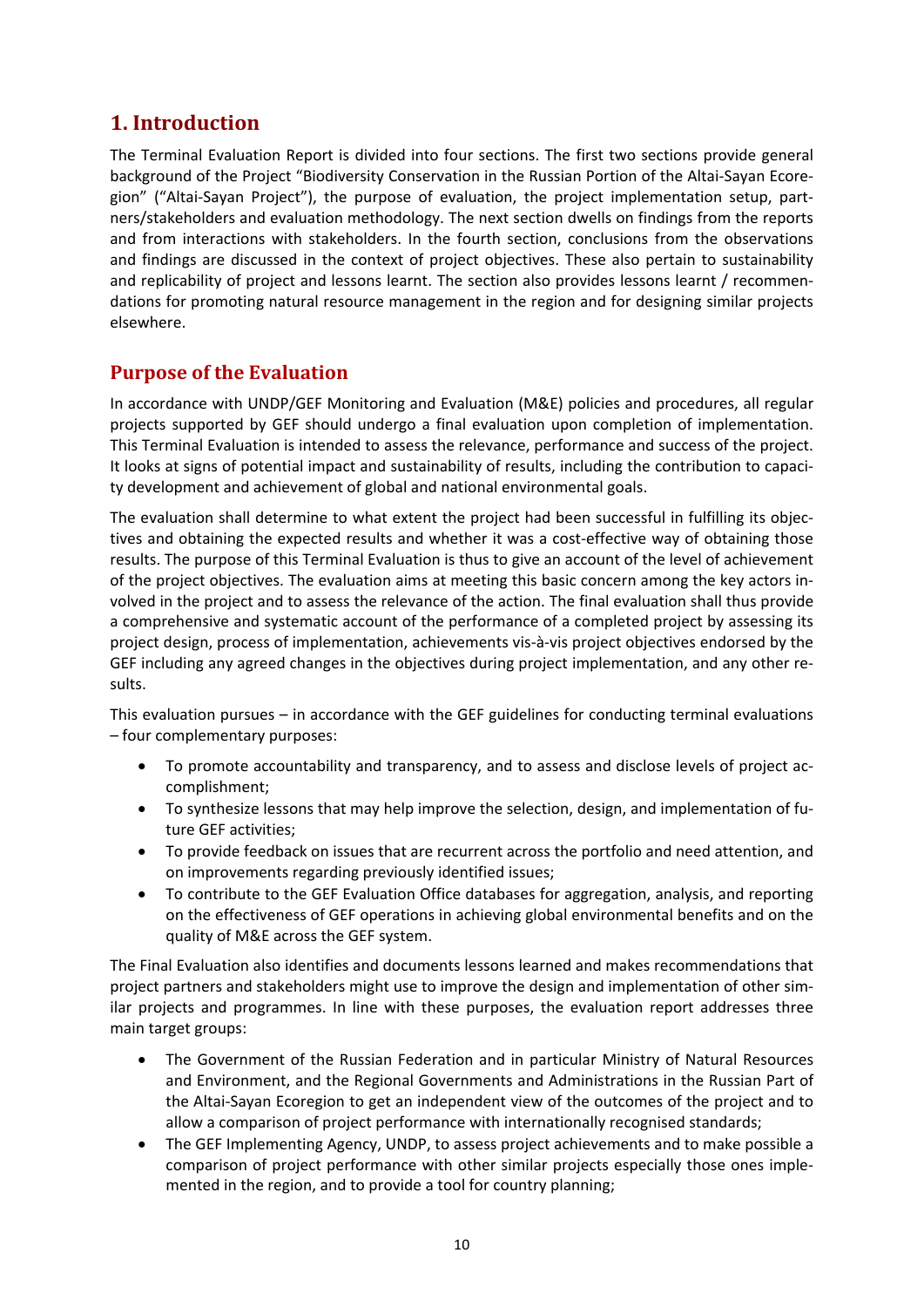# 1. Introduction

The Terminal Evaluation Report is divided into four sections. The first two sections provide general background of the Project "Biodiversity Conservation in the Russian Portion of the Altai-Sayan Ecoregion" ("Altai-Sayan Project"), the purpose of evaluation, the project implementation setup, partners/stakeholders and evaluation methodology. The next section dwells on findings from the reports and from interactions with stakeholders. In the fourth section, conclusions from the observations and findings are discussed in the context of project objectives. These also pertain to sustainability and replicability of project and lessons learnt. The section also provides lessons learnt / recommendations for promoting natural resource management in the region and for designing similar projects elsewhere.

## Purpose of the Evaluation

In accordance with UNDP/GEF Monitoring and Evaluation (M&E) policies and procedures, all regular projects supported by GEF should undergo a final evaluation upon completion of implementation. This Terminal Evaluation is intended to assess the relevance, performance and success of the project. It looks at signs of potential impact and sustainability of results, including the contribution to capacity development and achievement of global and national environmental goals.

The evaluation shall determine to what extent the project had been successful in fulfilling its objectives and obtaining the expected results and whether it was a cost-effective way of obtaining those results. The purpose of this Terminal Evaluation is thus to give an account of the level of achievement of the project objectives. The evaluation aims at meeting this basic concern among the key actors involved in the project and to assess the relevance of the action. The final evaluation shall thus provide a comprehensive and systematic account of the performance of a completed project by assessing its project design, process of implementation, achievements vis-à-vis project objectives endorsed by the GEF including any agreed changes in the objectives during project implementation, and any other results.

This evaluation pursues – in accordance with the GEF guidelines for conducting terminal evaluations – four complementary purposes:

- To promote accountability and transparency, and to assess and disclose levels of project accomplishment;
- To synthesize lessons that may help improve the selection, design, and implementation of future GEF activities;
- To provide feedback on issues that are recurrent across the portfolio and need attention, and on improvements regarding previously identified issues;
- To contribute to the GEF Evaluation Office databases for aggregation, analysis, and reporting on the effectiveness of GEF operations in achieving global environmental benefits and on the quality of M&E across the GEF system.

The Final Evaluation also identifies and documents lessons learned and makes recommendations that project partners and stakeholders might use to improve the design and implementation of other similar projects and programmes. In line with these purposes, the evaluation report addresses three main target groups:

- The Government of the Russian Federation and in particular Ministry of Natural Resources and Environment, and the Regional Governments and Administrations in the Russian Part of the Altai-Sayan Ecoregion to get an independent view of the outcomes of the project and to allow a comparison of project performance with internationally recognised standards;
- The GEF Implementing Agency, UNDP, to assess project achievements and to make possible a comparison of project performance with other similar projects especially those ones implemented in the region, and to provide a tool for country planning;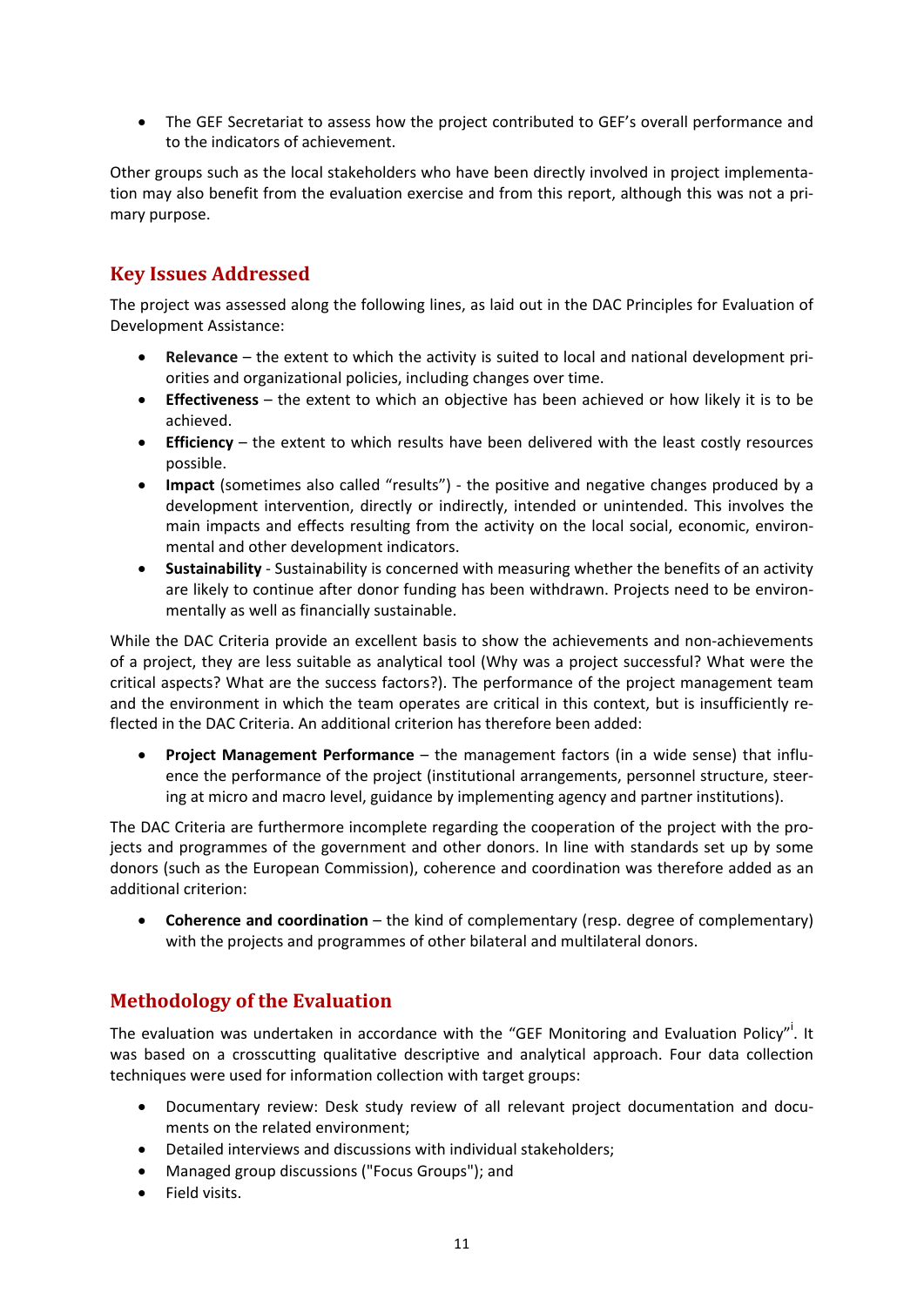- The GEF Secretariat to assess how the project contributed to GEF's overall performance and to the indicators of achievement.

Other groups such as the local stakeholders who have been directly involved in project implementation may also benefit from the evaluation exercise and from this report, although this was not a primary purpose.

## Key Issues Addressed

The project was assessed along the following lines, as laid out in the DAC Principles for Evaluation of Development Assistance:

- **Relevance** – the extent to which the activity is suited to local and national development priorities and organizational policies, including changes over time.
- **Effectiveness** – the extent to which an objective has been achieved or how likely it is to be achieved.
- **Efficiency** – the extent to which results have been delivered with the least costly resources possible.
- **Impact** (sometimes also called "results") - the positive and negative changes produced by a development intervention, directly or indirectly, intended or unintended. This involves the main impacts and effects resulting from the activity on the local social, economic, environmental and other development indicators.
- **Sustainability** - Sustainability is concerned with measuring whether the benefits of an activity are likely to continue after donor funding has been withdrawn. Projects need to be environmentally as well as financially sustainable.

While the DAC Criteria provide an excellent basis to show the achievements and non-achievements of a project, they are less suitable as analytical tool (Why was a project successful? What were the critical aspects? What are the success factors?). The performance of the project management team and the environment in which the team operates are critical in this context, but is insufficiently reflected in the DAC Criteria. An additional criterion has therefore been added:

- **Project Management Performance** – the management factors (in a wide sense) that influence the performance of the project (institutional arrangements, personnel structure, steering at micro and macro level, guidance by implementing agency and partner institutions).

The DAC Criteria are furthermore incomplete regarding the cooperation of the project with the projects and programmes of the government and other donors. In line with standards set up by some donors (such as the European Commission), coherence and coordination was therefore added as an additional criterion:

- **Coherence and coordination** – the kind of complementary (resp. degree of complementary) with the projects and programmes of other bilateral and multilateral donors.

## Methodology of the Evaluation

The evaluation was undertaken in accordance with the "GEF Monitoring and Evaluation Policy"[i]. It was based on a crosscutting qualitative descriptive and analytical approach. Four data collection techniques were used for information collection with target groups:

- Documentary review: Desk study review of all relevant project documentation and documents on the related environment;
- Detailed interviews and discussions with individual stakeholders;
- Managed group discussions ("Focus Groups"); and
- Field visits.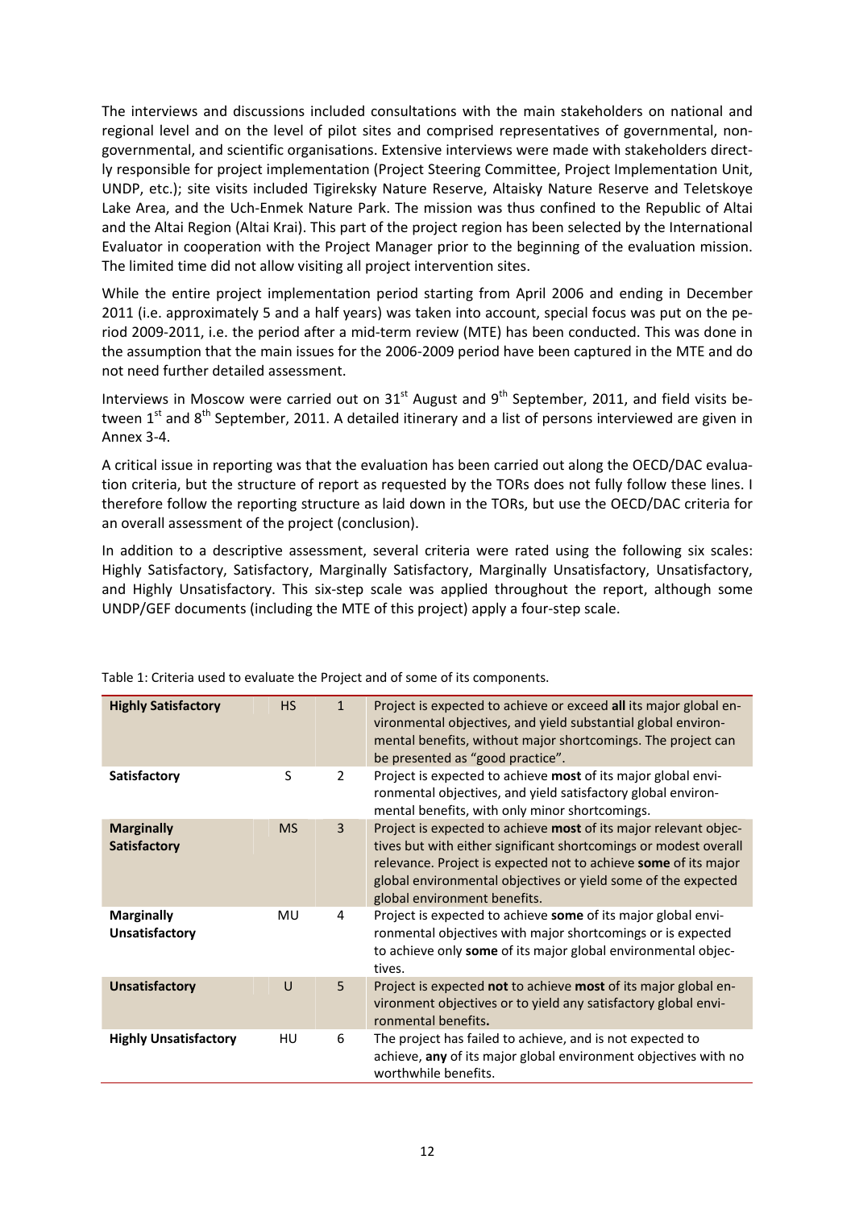The interviews and discussions included consultations with the main stakeholders on national and regional level and on the level of pilot sites and comprised representatives of governmental, non-governmental, and scientific organisations. Extensive interviews were made with stakeholders directly responsible for project implementation (Project Steering Committee, Project Implementation Unit, UNDP, etc.); site visits included Tigireksky Nature Reserve, Altaisky Nature Reserve and Teletskoye Lake Area, and the Uch-Enmek Nature Park. The mission was thus confined to the Republic of Altai and the Altai Region (Altai Krai). This part of the project region has been selected by the International Evaluator in cooperation with the Project Manager prior to the beginning of the evaluation mission. The limited time did not allow visiting all project intervention sites.

While the entire project implementation period starting from April 2006 and ending in December 2011 (i.e. approximately 5 and a half years) was taken into account, special focus was put on the period 2009-2011, i.e. the period after a mid-term review (MTE) has been conducted. This was done in the assumption that the main issues for the 2006-2009 period have been captured in the MTE and do not need further detailed assessment.

Interviews in Moscow were carried out on 31st August and 9th September, 2011, and field visits between 1st and 8th September, 2011. A detailed itinerary and a list of persons interviewed are given in Annex 3-4.

A critical issue in reporting was that the evaluation has been carried out along the OECD/DAC evaluation criteria, but the structure of report as requested by the TORs does not fully follow these lines. I therefore follow the reporting structure as laid down in the TORs, but use the OECD/DAC criteria for an overall assessment of the project (conclusion).

In addition to a descriptive assessment, several criteria were rated using the following six scales: Highly Satisfactory, Satisfactory, Marginally Satisfactory, Marginally Unsatisfactory, Unsatisfactory, and Highly Unsatisfactory. This six-step scale was applied throughout the report, although some UNDP/GEF documents (including the MTE of this project) apply a four-step scale.

Table 1: Criteria used to evaluate the Project and of some of its components.

| | | | |
|---|---|---|---|
| **Highly Satisfactory** | HS | 1 | Project is expected to achieve or exceed **all** its major global environmental objectives, and yield substantial global environmental benefits, without major shortcomings. The project can be presented as "good practice". |
| **Satisfactory** | S | 2 | Project is expected to achieve **most** of its major global environmental objectives, and yield satisfactory global environmental benefits, with only minor shortcomings. |
| **Marginally Satisfactory** | MS | 3 | Project is expected to achieve **most** of its major relevant objectives but with either significant shortcomings or modest overall relevance. Project is expected not to achieve **some** of its major global environmental objectives or yield some of the expected global environment benefits. |
| **Marginally Unsatisfactory** | MU | 4 | Project is expected to achieve **some** of its major global environmental objectives with major shortcomings or is expected to achieve only **some** of its major global environmental objectives. |
| **Unsatisfactory** | U | 5 | Project is expected **not** to achieve **most** of its major global environment objectives or to yield any satisfactory global environmental benefits**.** |
| **Highly Unsatisfactory** | HU | 6 | The project has failed to achieve, and is not expected to achieve, **any** of its major global environment objectives with no worthwhile benefits. |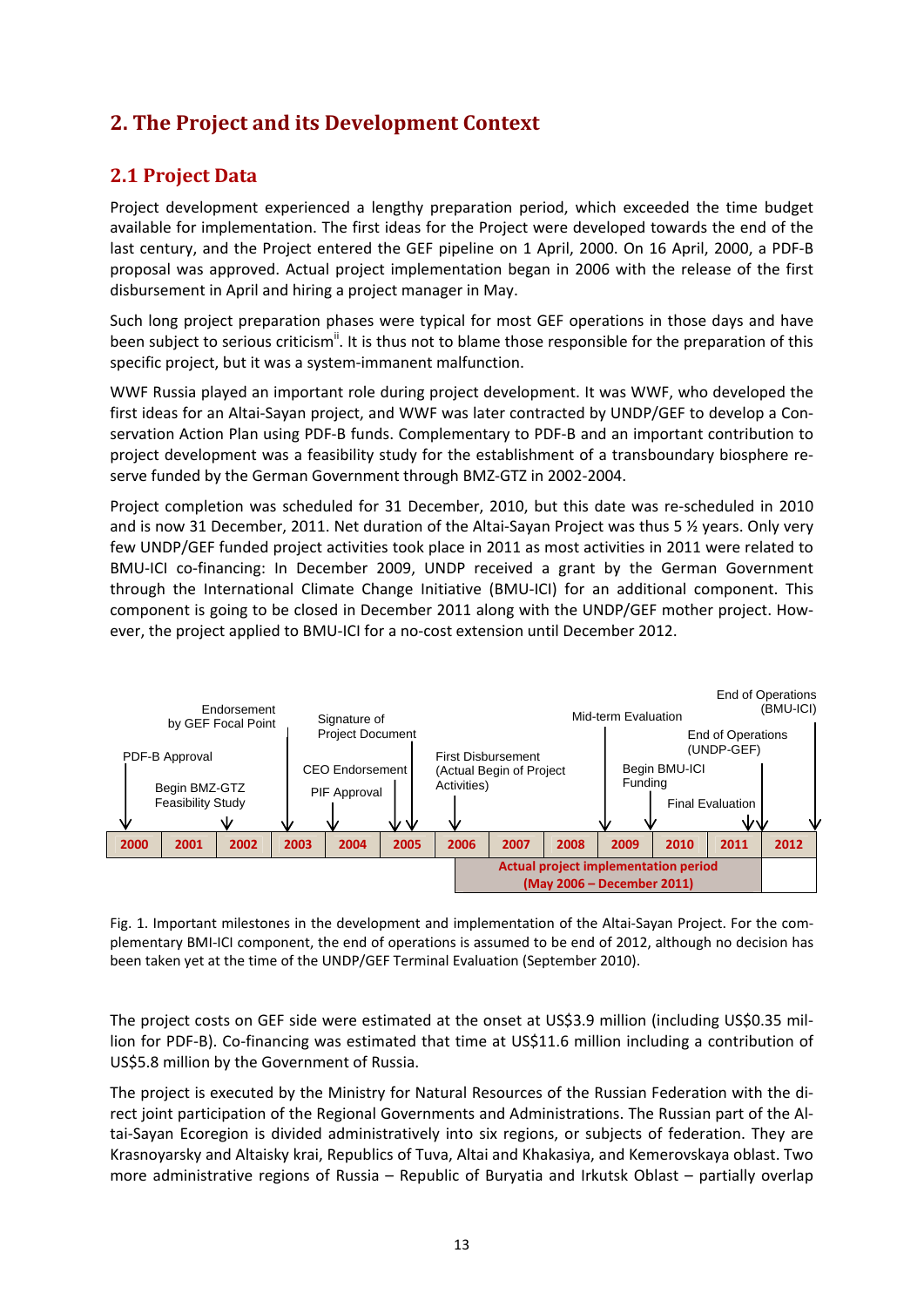## 2. The Project and its Development Context

### 2.1 Project Data

Project development experienced a lengthy preparation period, which exceeded the time budget available for implementation. The first ideas for the Project were developed towards the end of the last century, and the Project entered the GEF pipeline on 1 April, 2000. On 16 April, 2000, a PDF-B proposal was approved. Actual project implementation began in 2006 with the release of the first disbursement in April and hiring a project manager in May.

Such long project preparation phases were typical for most GEF operations in those days and have been subject to serious criticism[ii]. It is thus not to blame those responsible for the preparation of this specific project, but it was a system-immanent malfunction.

WWF Russia played an important role during project development. It was WWF, who developed the first ideas for an Altai-Sayan project, and WWF was later contracted by UNDP/GEF to develop a Conservation Action Plan using PDF-B funds. Complementary to PDF-B and an important contribution to project development was a feasibility study for the establishment of a transboundary biosphere reserve funded by the German Government through BMZ-GTZ in 2002-2004.

Project completion was scheduled for 31 December, 2010, but this date was re-scheduled in 2010 and is now 31 December, 2011. Net duration of the Altai-Sayan Project was thus 5 ½ years. Only very few UNDP/GEF funded project activities took place in 2011 as most activities in 2011 were related to BMU-ICI co-financing: In December 2009, UNDP received a grant by the German Government through the International Climate Change Initiative (BMU-ICI) for an additional component. This component is going to be closed in December 2011 along with the UNDP/GEF mother project. However, the project applied to BMU-ICI for a no-cost extension until December 2012.

| Year | Milestones |
|---|---|
| 2000 | PDF-B Approval |
| 2002 | Begin BMZ-GTZ Feasibility Study |
| 2003 | Endorsement by GEF Focal Point |
| 2004 | PIF Approval |
| 2005 | CEO Endorsement; Signature of Project Document |
| 2006 | First Disbursement (Actual Begin of Project Activities) |
| 2009 | Mid-term Evaluation; Begin BMU-ICI Funding |
| 2011 | Final Evaluation; End of Operations (UNDP-GEF) |
| 2012 | End of Operations (BMU-ICI) |

Actual project implementation period (May 2006 – December 2011)

Fig. 1. Important milestones in the development and implementation of the Altai-Sayan Project. For the complementary BMI-ICI component, the end of operations is assumed to be end of 2012, although no decision has been taken yet at the time of the UNDP/GEF Terminal Evaluation (September 2010).

The project costs on GEF side were estimated at the onset at US$3.9 million (including US$0.35 million for PDF-B). Co-financing was estimated that time at US$11.6 million including a contribution of US$5.8 million by the Government of Russia.

The project is executed by the Ministry for Natural Resources of the Russian Federation with the direct joint participation of the Regional Governments and Administrations. The Russian part of the Altai-Sayan Ecoregion is divided administratively into six regions, or subjects of federation. They are Krasnoyarsky and Altaisky krai, Republics of Tuva, Altai and Khakasiya, and Kemerovskaya oblast. Two more administrative regions of Russia – Republic of Buryatia and Irkutsk Oblast – partially overlap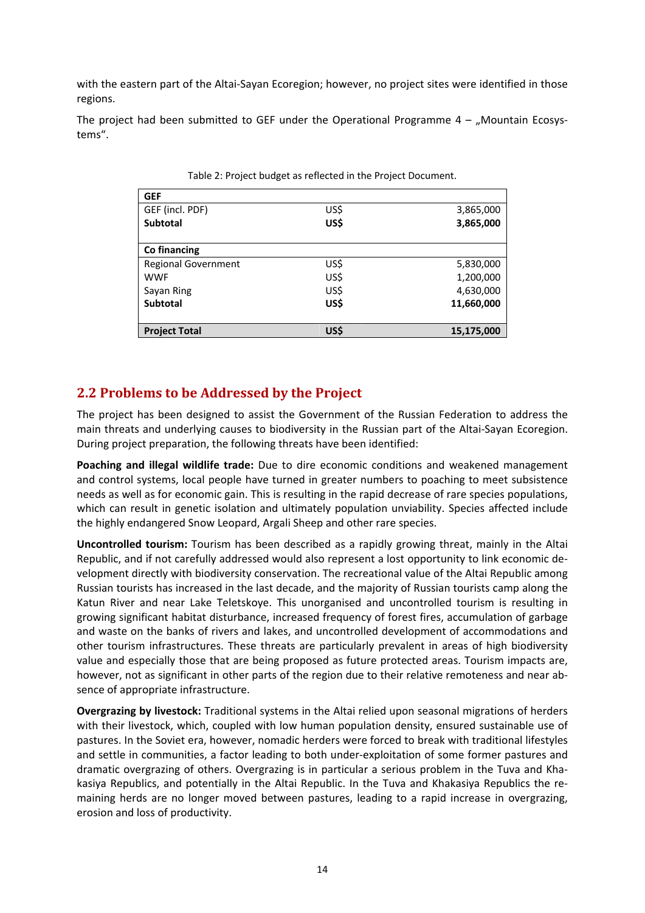with the eastern part of the Altai-Sayan Ecoregion; however, no project sites were identified in those regions.

The project had been submitted to GEF under the Operational Programme 4 – „Mountain Ecosystems".

Table 2: Project budget as reflected in the Project Document.

| **GEF** | | |
|---|---|---:|
| GEF (incl. PDF) | US$ | 3,865,000 |
| **Subtotal** | **US$** | **3,865,000** |
| | | |
| **Co financing** | | |
| Regional Government | US$ | 5,830,000 |
| WWF | US$ | 1,200,000 |
| Sayan Ring | US$ | 4,630,000 |
| **Subtotal** | **US$** | **11,660,000** |
| | | |
| **Project Total** | **US$** | **15,175,000** |

## 2.2 Problems to be Addressed by the Project

The project has been designed to assist the Government of the Russian Federation to address the main threats and underlying causes to biodiversity in the Russian part of the Altai-Sayan Ecoregion. During project preparation, the following threats have been identified:

**Poaching and illegal wildlife trade:** Due to dire economic conditions and weakened management and control systems, local people have turned in greater numbers to poaching to meet subsistence needs as well as for economic gain. This is resulting in the rapid decrease of rare species populations, which can result in genetic isolation and ultimately population unviability. Species affected include the highly endangered Snow Leopard, Argali Sheep and other rare species.

**Uncontrolled tourism:** Tourism has been described as a rapidly growing threat, mainly in the Altai Republic, and if not carefully addressed would also represent a lost opportunity to link economic development directly with biodiversity conservation. The recreational value of the Altai Republic among Russian tourists has increased in the last decade, and the majority of Russian tourists camp along the Katun River and near Lake Teletskoye. This unorganised and uncontrolled tourism is resulting in growing significant habitat disturbance, increased frequency of forest fires, accumulation of garbage and waste on the banks of rivers and lakes, and uncontrolled development of accommodations and other tourism infrastructures. These threats are particularly prevalent in areas of high biodiversity value and especially those that are being proposed as future protected areas. Tourism impacts are, however, not as significant in other parts of the region due to their relative remoteness and near absence of appropriate infrastructure.

**Overgrazing by livestock:** Traditional systems in the Altai relied upon seasonal migrations of herders with their livestock, which, coupled with low human population density, ensured sustainable use of pastures. In the Soviet era, however, nomadic herders were forced to break with traditional lifestyles and settle in communities, a factor leading to both under-exploitation of some former pastures and dramatic overgrazing of others. Overgrazing is in particular a serious problem in the Tuva and Khakasiya Republics, and potentially in the Altai Republic. In the Tuva and Khakasiya Republics the remaining herds are no longer moved between pastures, leading to a rapid increase in overgrazing, erosion and loss of productivity.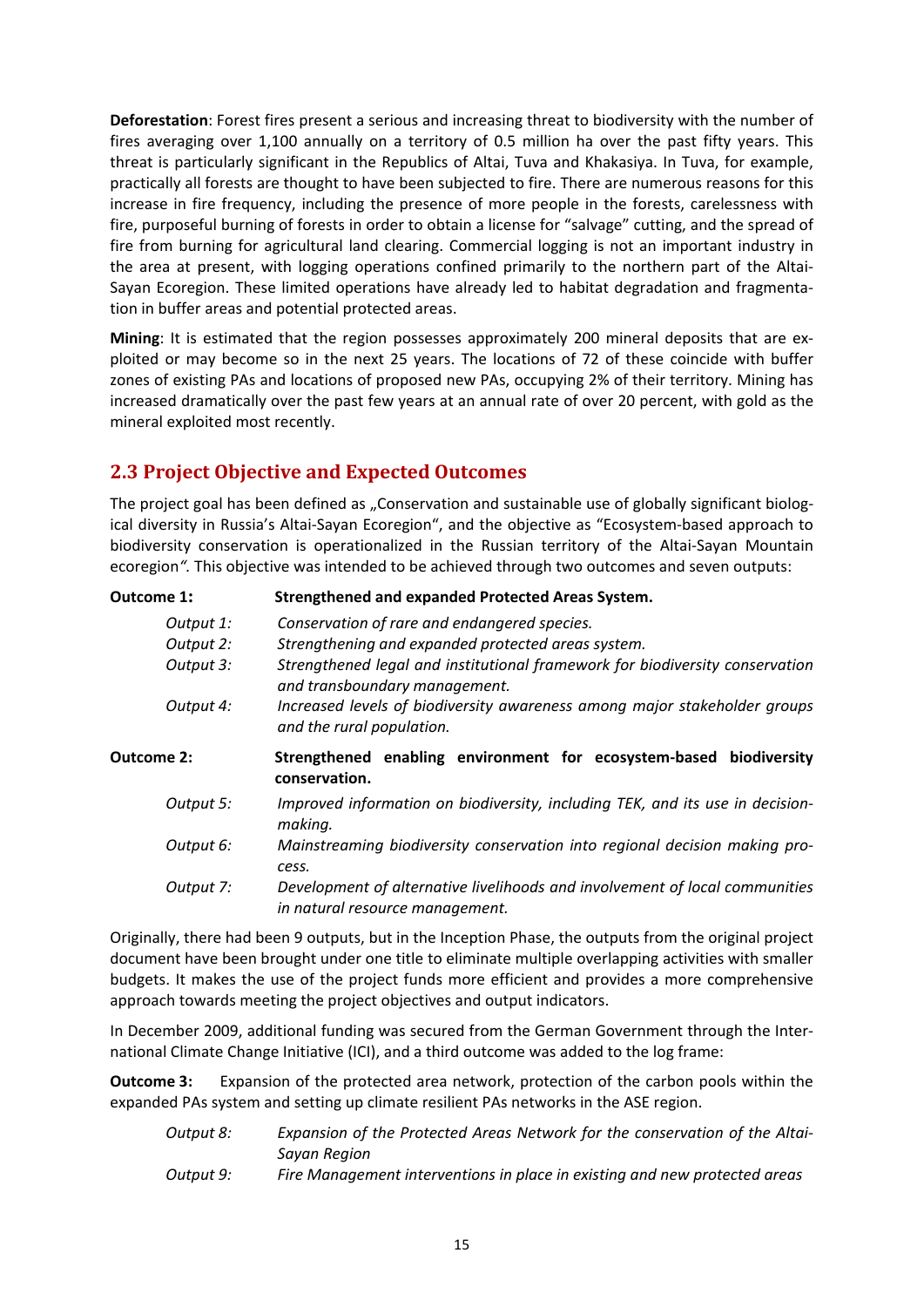**Deforestation**: Forest fires present a serious and increasing threat to biodiversity with the number of fires averaging over 1,100 annually on a territory of 0.5 million ha over the past fifty years. This threat is particularly significant in the Republics of Altai, Tuva and Khakasiya. In Tuva, for example, practically all forests are thought to have been subjected to fire. There are numerous reasons for this increase in fire frequency, including the presence of more people in the forests, carelessness with fire, purposeful burning of forests in order to obtain a license for "salvage" cutting, and the spread of fire from burning for agricultural land clearing. Commercial logging is not an important industry in the area at present, with logging operations confined primarily to the northern part of the Altai-Sayan Ecoregion. These limited operations have already led to habitat degradation and fragmentation in buffer areas and potential protected areas.

**Mining**: It is estimated that the region possesses approximately 200 mineral deposits that are exploited or may become so in the next 25 years. The locations of 72 of these coincide with buffer zones of existing PAs and locations of proposed new PAs, occupying 2% of their territory. Mining has increased dramatically over the past few years at an annual rate of over 20 percent, with gold as the mineral exploited most recently.

## 2.3 Project Objective and Expected Outcomes

The project goal has been defined as „Conservation and sustainable use of globally significant biological diversity in Russia's Altai-Sayan Ecoregion", and the objective as "Ecosystem-based approach to biodiversity conservation is operationalized in the Russian territory of the Altai-Sayan Mountain ecoregion*".* This objective was intended to be achieved through two outcomes and seven outputs:

**Outcome 1:** **Strengthened and expanded Protected Areas System.**

- *Output 1:* *Conservation of rare and endangered species.*
- *Output 2:* *Strengthening and expanded protected areas system.*
- *Output 3:* *Strengthened legal and institutional framework for biodiversity conservation and transboundary management.*
- *Output 4:* *Increased levels of biodiversity awareness among major stakeholder groups and the rural population.*

**Outcome 2:** **Strengthened enabling environment for ecosystem-based biodiversity conservation.**

- *Output 5:* *Improved information on biodiversity, including TEK, and its use in decision-making.*
- *Output 6:* *Mainstreaming biodiversity conservation into regional decision making process.*
- *Output 7:* *Development of alternative livelihoods and involvement of local communities in natural resource management.*

Originally, there had been 9 outputs, but in the Inception Phase, the outputs from the original project document have been brought under one title to eliminate multiple overlapping activities with smaller budgets. It makes the use of the project funds more efficient and provides a more comprehensive approach towards meeting the project objectives and output indicators.

In December 2009, additional funding was secured from the German Government through the International Climate Change Initiative (ICI), and a third outcome was added to the log frame:

**Outcome 3:** Expansion of the protected area network, protection of the carbon pools within the expanded PAs system and setting up climate resilient PAs networks in the ASE region.

- *Output 8:* *Expansion of the Protected Areas Network for the conservation of the Altai-Sayan Region*
- *Output 9:* *Fire Management interventions in place in existing and new protected areas*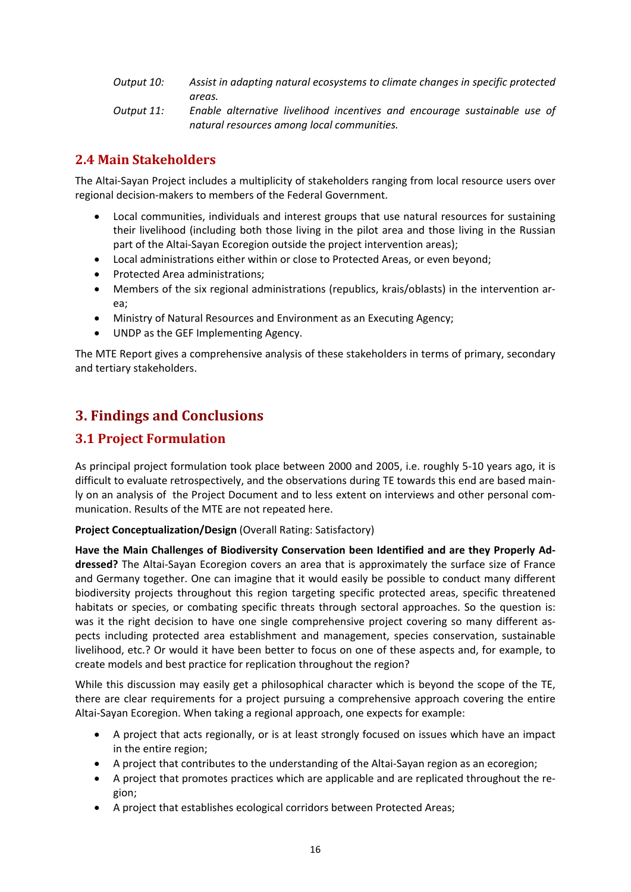*Output 10:* *Assist in adapting natural ecosystems to climate changes in specific protected areas.*

*Output 11:* *Enable alternative livelihood incentives and encourage sustainable use of natural resources among local communities.*

## 2.4 Main Stakeholders

The Altai-Sayan Project includes a multiplicity of stakeholders ranging from local resource users over regional decision-makers to members of the Federal Government.

- Local communities, individuals and interest groups that use natural resources for sustaining their livelihood (including both those living in the pilot area and those living in the Russian part of the Altai-Sayan Ecoregion outside the project intervention areas);
- Local administrations either within or close to Protected Areas, or even beyond;
- Protected Area administrations;
- Members of the six regional administrations (republics, krais/oblasts) in the intervention area;
- Ministry of Natural Resources and Environment as an Executing Agency;
- UNDP as the GEF Implementing Agency.

The MTE Report gives a comprehensive analysis of these stakeholders in terms of primary, secondary and tertiary stakeholders.

# 3. Findings and Conclusions

## 3.1 Project Formulation

As principal project formulation took place between 2000 and 2005, i.e. roughly 5-10 years ago, it is difficult to evaluate retrospectively, and the observations during TE towards this end are based mainly on an analysis of the Project Document and to less extent on interviews and other personal communication. Results of the MTE are not repeated here.

**Project Conceptualization/Design** (Overall Rating: Satisfactory)

**Have the Main Challenges of Biodiversity Conservation been Identified and are they Properly Addressed?** The Altai-Sayan Ecoregion covers an area that is approximately the surface size of France and Germany together. One can imagine that it would easily be possible to conduct many different biodiversity projects throughout this region targeting specific protected areas, specific threatened habitats or species, or combating specific threats through sectoral approaches. So the question is: was it the right decision to have one single comprehensive project covering so many different aspects including protected area establishment and management, species conservation, sustainable livelihood, etc.? Or would it have been better to focus on one of these aspects and, for example, to create models and best practice for replication throughout the region?

While this discussion may easily get a philosophical character which is beyond the scope of the TE, there are clear requirements for a project pursuing a comprehensive approach covering the entire Altai-Sayan Ecoregion. When taking a regional approach, one expects for example:

- A project that acts regionally, or is at least strongly focused on issues which have an impact in the entire region;
- A project that contributes to the understanding of the Altai-Sayan region as an ecoregion;
- A project that promotes practices which are applicable and are replicated throughout the region;
- A project that establishes ecological corridors between Protected Areas;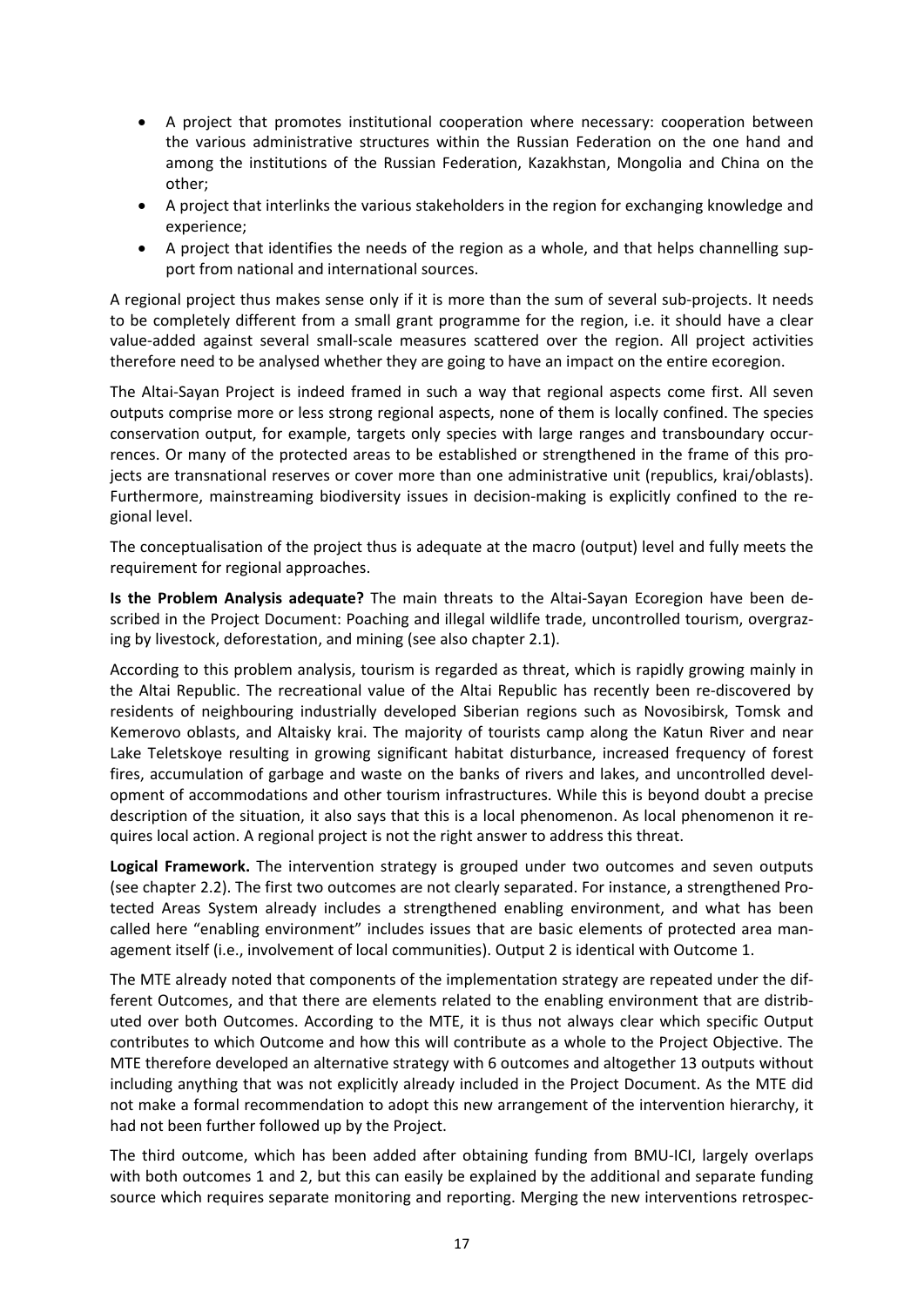- A project that promotes institutional cooperation where necessary: cooperation between the various administrative structures within the Russian Federation on the one hand and among the institutions of the Russian Federation, Kazakhstan, Mongolia and China on the other;
- A project that interlinks the various stakeholders in the region for exchanging knowledge and experience;
- A project that identifies the needs of the region as a whole, and that helps channelling support from national and international sources.

A regional project thus makes sense only if it is more than the sum of several sub-projects. It needs to be completely different from a small grant programme for the region, i.e. it should have a clear value-added against several small-scale measures scattered over the region. All project activities therefore need to be analysed whether they are going to have an impact on the entire ecoregion.

The Altai-Sayan Project is indeed framed in such a way that regional aspects come first. All seven outputs comprise more or less strong regional aspects, none of them is locally confined. The species conservation output, for example, targets only species with large ranges and transboundary occurrences. Or many of the protected areas to be established or strengthened in the frame of this projects are transnational reserves or cover more than one administrative unit (republics, krai/oblasts). Furthermore, mainstreaming biodiversity issues in decision-making is explicitly confined to the regional level.

The conceptualisation of the project thus is adequate at the macro (output) level and fully meets the requirement for regional approaches.

**Is the Problem Analysis adequate?** The main threats to the Altai-Sayan Ecoregion have been described in the Project Document: Poaching and illegal wildlife trade, uncontrolled tourism, overgrazing by livestock, deforestation, and mining (see also chapter 2.1).

According to this problem analysis, tourism is regarded as threat, which is rapidly growing mainly in the Altai Republic. The recreational value of the Altai Republic has recently been re-discovered by residents of neighbouring industrially developed Siberian regions such as Novosibirsk, Tomsk and Kemerovo oblasts, and Altaisky krai. The majority of tourists camp along the Katun River and near Lake Teletskoye resulting in growing significant habitat disturbance, increased frequency of forest fires, accumulation of garbage and waste on the banks of rivers and lakes, and uncontrolled development of accommodations and other tourism infrastructures. While this is beyond doubt a precise description of the situation, it also says that this is a local phenomenon. As local phenomenon it requires local action. A regional project is not the right answer to address this threat.

**Logical Framework.** The intervention strategy is grouped under two outcomes and seven outputs (see chapter 2.2). The first two outcomes are not clearly separated. For instance, a strengthened Protected Areas System already includes a strengthened enabling environment, and what has been called here "enabling environment" includes issues that are basic elements of protected area management itself (i.e., involvement of local communities). Output 2 is identical with Outcome 1.

The MTE already noted that components of the implementation strategy are repeated under the different Outcomes, and that there are elements related to the enabling environment that are distributed over both Outcomes. According to the MTE, it is thus not always clear which specific Output contributes to which Outcome and how this will contribute as a whole to the Project Objective. The MTE therefore developed an alternative strategy with 6 outcomes and altogether 13 outputs without including anything that was not explicitly already included in the Project Document. As the MTE did not make a formal recommendation to adopt this new arrangement of the intervention hierarchy, it had not been further followed up by the Project.

The third outcome, which has been added after obtaining funding from BMU-ICI, largely overlaps with both outcomes 1 and 2, but this can easily be explained by the additional and separate funding source which requires separate monitoring and reporting. Merging the new interventions retrospec-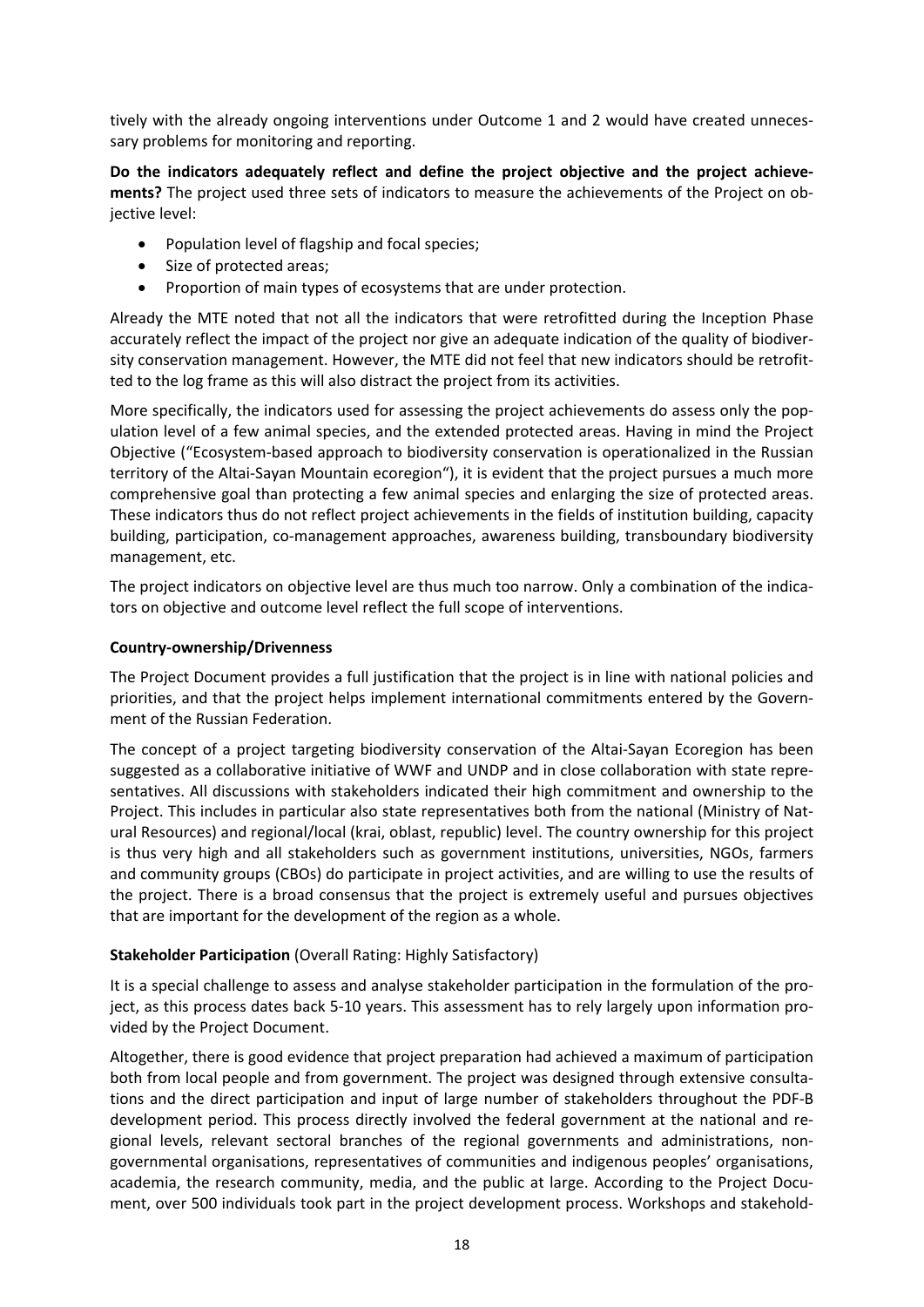tively with the already ongoing interventions under Outcome 1 and 2 would have created unnecessary problems for monitoring and reporting.

**Do the indicators adequately reflect and define the project objective and the project achievements?** The project used three sets of indicators to measure the achievements of the Project on objective level:

- Population level of flagship and focal species;
- Size of protected areas;
- Proportion of main types of ecosystems that are under protection.

Already the MTE noted that not all the indicators that were retrofitted during the Inception Phase accurately reflect the impact of the project nor give an adequate indication of the quality of biodiversity conservation management. However, the MTE did not feel that new indicators should be retrofitted to the log frame as this will also distract the project from its activities.

More specifically, the indicators used for assessing the project achievements do assess only the population level of a few animal species, and the extended protected areas. Having in mind the Project Objective ("Ecosystem-based approach to biodiversity conservation is operationalized in the Russian territory of the Altai-Sayan Mountain ecoregion"), it is evident that the project pursues a much more comprehensive goal than protecting a few animal species and enlarging the size of protected areas. These indicators thus do not reflect project achievements in the fields of institution building, capacity building, participation, co-management approaches, awareness building, transboundary biodiversity management, etc.

The project indicators on objective level are thus much too narrow. Only a combination of the indicators on objective and outcome level reflect the full scope of interventions.

**Country-ownership/Drivenness**

The Project Document provides a full justification that the project is in line with national policies and priorities, and that the project helps implement international commitments entered by the Government of the Russian Federation.

The concept of a project targeting biodiversity conservation of the Altai-Sayan Ecoregion has been suggested as a collaborative initiative of WWF and UNDP and in close collaboration with state representatives. All discussions with stakeholders indicated their high commitment and ownership to the Project. This includes in particular also state representatives both from the national (Ministry of Natural Resources) and regional/local (krai, oblast, republic) level. The country ownership for this project is thus very high and all stakeholders such as government institutions, universities, NGOs, farmers and community groups (CBOs) do participate in project activities, and are willing to use the results of the project. There is a broad consensus that the project is extremely useful and pursues objectives that are important for the development of the region as a whole.

**Stakeholder Participation** (Overall Rating: Highly Satisfactory)

It is a special challenge to assess and analyse stakeholder participation in the formulation of the project, as this process dates back 5-10 years. This assessment has to rely largely upon information provided by the Project Document.

Altogether, there is good evidence that project preparation had achieved a maximum of participation both from local people and from government. The project was designed through extensive consultations and the direct participation and input of large number of stakeholders throughout the PDF-B development period. This process directly involved the federal government at the national and regional levels, relevant sectoral branches of the regional governments and administrations, non-governmental organisations, representatives of communities and indigenous peoples' organisations, academia, the research community, media, and the public at large. According to the Project Document, over 500 individuals took part in the project development process. Workshops and stakehold-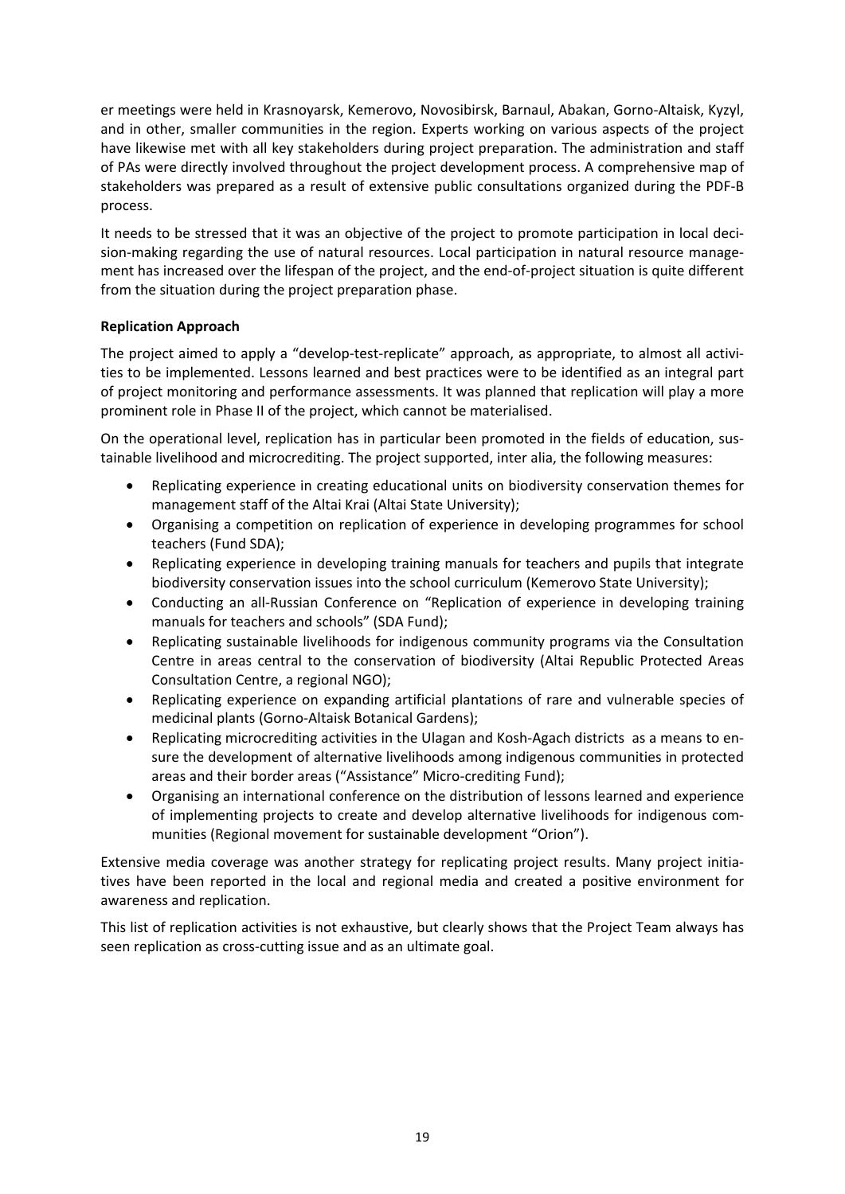er meetings were held in Krasnoyarsk, Kemerovo, Novosibirsk, Barnaul, Abakan, Gorno-Altaisk, Kyzyl, and in other, smaller communities in the region. Experts working on various aspects of the project have likewise met with all key stakeholders during project preparation. The administration and staff of PAs were directly involved throughout the project development process. A comprehensive map of stakeholders was prepared as a result of extensive public consultations organized during the PDF-B process.

It needs to be stressed that it was an objective of the project to promote participation in local decision-making regarding the use of natural resources. Local participation in natural resource management has increased over the lifespan of the project, and the end-of-project situation is quite different from the situation during the project preparation phase.

**Replication Approach**

The project aimed to apply a "develop-test-replicate" approach, as appropriate, to almost all activities to be implemented. Lessons learned and best practices were to be identified as an integral part of project monitoring and performance assessments. It was planned that replication will play a more prominent role in Phase II of the project, which cannot be materialised.

On the operational level, replication has in particular been promoted in the fields of education, sustainable livelihood and microcrediting. The project supported, inter alia, the following measures:

- Replicating experience in creating educational units on biodiversity conservation themes for management staff of the Altai Krai (Altai State University);
- Organising a competition on replication of experience in developing programmes for school teachers (Fund SDA);
- Replicating experience in developing training manuals for teachers and pupils that integrate biodiversity conservation issues into the school curriculum (Kemerovo State University);
- Conducting an all-Russian Conference on "Replication of experience in developing training manuals for teachers and schools" (SDA Fund);
- Replicating sustainable livelihoods for indigenous community programs via the Consultation Centre in areas central to the conservation of biodiversity (Altai Republic Protected Areas Consultation Centre, a regional NGO);
- Replicating experience on expanding artificial plantations of rare and vulnerable species of medicinal plants (Gorno-Altaisk Botanical Gardens);
- Replicating microcrediting activities in the Ulagan and Kosh-Agach districts as a means to ensure the development of alternative livelihoods among indigenous communities in protected areas and their border areas ("Assistance" Micro-crediting Fund);
- Organising an international conference on the distribution of lessons learned and experience of implementing projects to create and develop alternative livelihoods for indigenous communities (Regional movement for sustainable development "Orion").

Extensive media coverage was another strategy for replicating project results. Many project initiatives have been reported in the local and regional media and created a positive environment for awareness and replication.

This list of replication activities is not exhaustive, but clearly shows that the Project Team always has seen replication as cross-cutting issue and as an ultimate goal.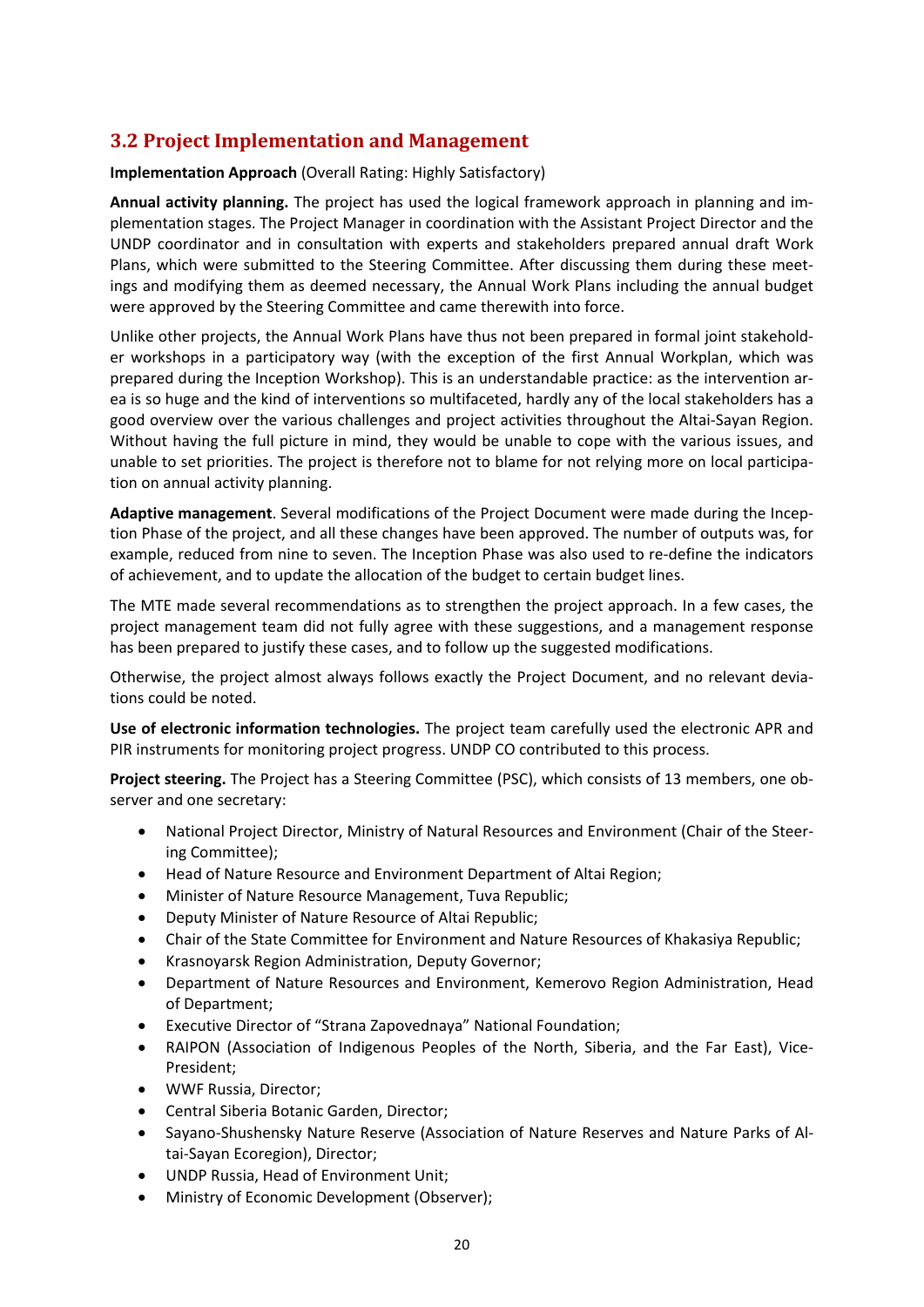## 3.2 Project Implementation and Management

**Implementation Approach** (Overall Rating: Highly Satisfactory)

**Annual activity planning.** The project has used the logical framework approach in planning and implementation stages. The Project Manager in coordination with the Assistant Project Director and the UNDP coordinator and in consultation with experts and stakeholders prepared annual draft Work Plans, which were submitted to the Steering Committee. After discussing them during these meetings and modifying them as deemed necessary, the Annual Work Plans including the annual budget were approved by the Steering Committee and came therewith into force.

Unlike other projects, the Annual Work Plans have thus not been prepared in formal joint stakeholder workshops in a participatory way (with the exception of the first Annual Workplan, which was prepared during the Inception Workshop). This is an understandable practice: as the intervention area is so huge and the kind of interventions so multifaceted, hardly any of the local stakeholders has a good overview over the various challenges and project activities throughout the Altai-Sayan Region. Without having the full picture in mind, they would be unable to cope with the various issues, and unable to set priorities. The project is therefore not to blame for not relying more on local participation on annual activity planning.

**Adaptive management**. Several modifications of the Project Document were made during the Inception Phase of the project, and all these changes have been approved. The number of outputs was, for example, reduced from nine to seven. The Inception Phase was also used to re-define the indicators of achievement, and to update the allocation of the budget to certain budget lines.

The MTE made several recommendations as to strengthen the project approach. In a few cases, the project management team did not fully agree with these suggestions, and a management response has been prepared to justify these cases, and to follow up the suggested modifications.

Otherwise, the project almost always follows exactly the Project Document, and no relevant deviations could be noted.

**Use of electronic information technologies.** The project team carefully used the electronic APR and PIR instruments for monitoring project progress. UNDP CO contributed to this process.

**Project steering.** The Project has a Steering Committee (PSC), which consists of 13 members, one observer and one secretary:

- National Project Director, Ministry of Natural Resources and Environment (Chair of the Steering Committee);
- Head of Nature Resource and Environment Department of Altai Region;
- Minister of Nature Resource Management, Tuva Republic;
- Deputy Minister of Nature Resource of Altai Republic;
- Chair of the State Committee for Environment and Nature Resources of Khakasiya Republic;
- Krasnoyarsk Region Administration, Deputy Governor;
- Department of Nature Resources and Environment, Kemerovo Region Administration, Head of Department;
- Executive Director of "Strana Zapovednaya" National Foundation;
- RAIPON (Association of Indigenous Peoples of the North, Siberia, and the Far East), Vice-President;
- WWF Russia, Director;
- Central Siberia Botanic Garden, Director;
- Sayano-Shushensky Nature Reserve (Association of Nature Reserves and Nature Parks of Altai-Sayan Ecoregion), Director;
- UNDP Russia, Head of Environment Unit;
- Ministry of Economic Development (Observer);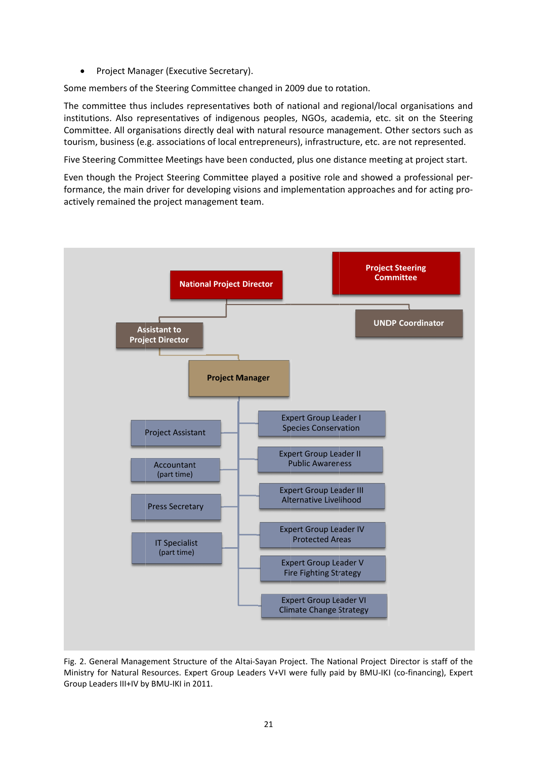- Project Manager (Executive Secretary).

Some members of the Steering Committee changed in 2009 due to rotation.

The committee thus includes representatives both of national and regional/local organisations and institutions. Also representatives of indigenous peoples, NGOs, academia, etc. sit on the Steering Committee. All organisations directly deal with natural resource management. Other sectors such as tourism, business (e.g. associations of local entrepreneurs), infrastructure, etc. are not represented.

Five Steering Committee Meetings have been conducted, plus one distance meeting at project start.

Even though the Project Steering Committee played a positive role and showed a professional performance, the main driver for developing visions and implementation approaches and for acting proactively remained the project management team.

Fig. 2. General Management Structure of the Altai-Sayan Project. The National Project Director is staff of the Ministry for Natural Resources. Expert Group Leaders V+VI were fully paid by BMU-IKI (co-financing), Expert Group Leaders III+IV by BMU-IKI in 2011.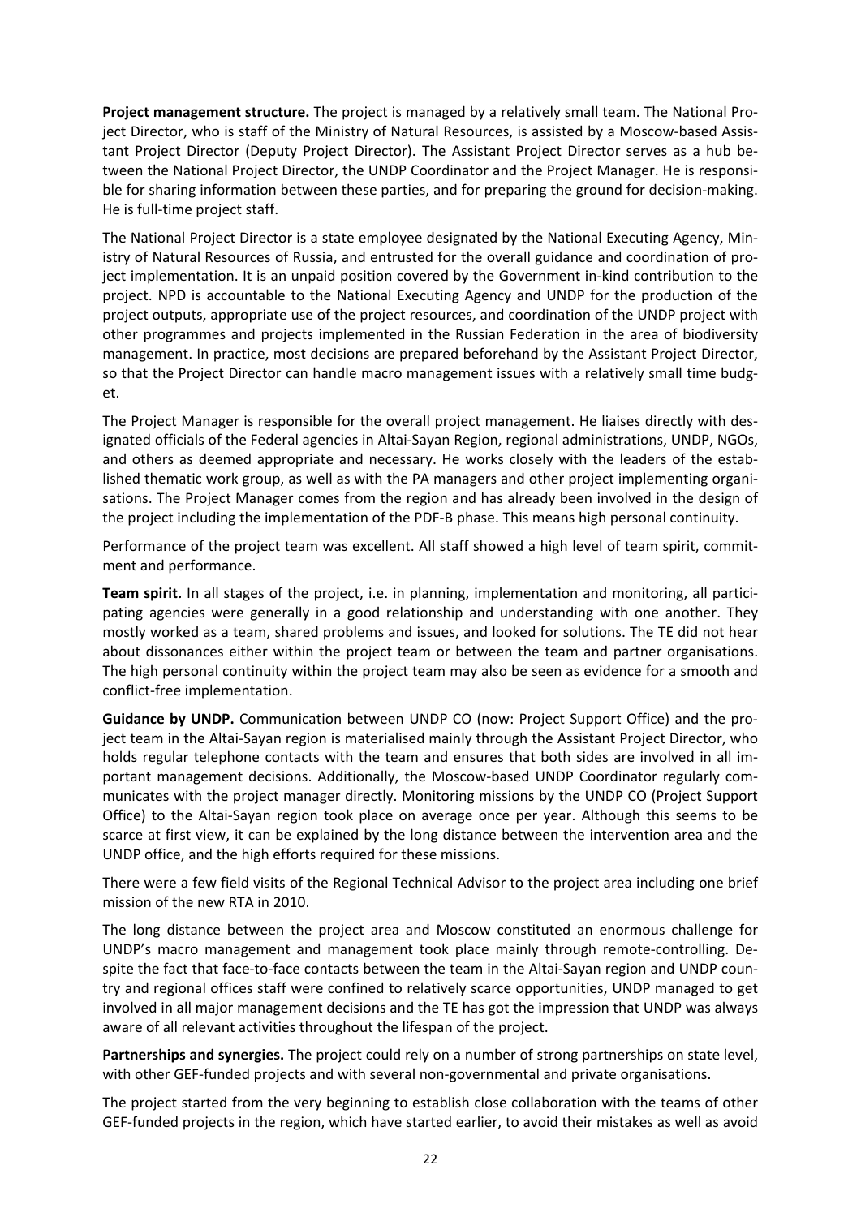**Project management structure.** The project is managed by a relatively small team. The National Project Director, who is staff of the Ministry of Natural Resources, is assisted by a Moscow-based Assistant Project Director (Deputy Project Director). The Assistant Project Director serves as a hub between the National Project Director, the UNDP Coordinator and the Project Manager. He is responsible for sharing information between these parties, and for preparing the ground for decision-making. He is full-time project staff.

The National Project Director is a state employee designated by the National Executing Agency, Ministry of Natural Resources of Russia, and entrusted for the overall guidance and coordination of project implementation. It is an unpaid position covered by the Government in-kind contribution to the project. NPD is accountable to the National Executing Agency and UNDP for the production of the project outputs, appropriate use of the project resources, and coordination of the UNDP project with other programmes and projects implemented in the Russian Federation in the area of biodiversity management. In practice, most decisions are prepared beforehand by the Assistant Project Director, so that the Project Director can handle macro management issues with a relatively small time budget.

The Project Manager is responsible for the overall project management. He liaises directly with designated officials of the Federal agencies in Altai-Sayan Region, regional administrations, UNDP, NGOs, and others as deemed appropriate and necessary. He works closely with the leaders of the established thematic work group, as well as with the PA managers and other project implementing organisations. The Project Manager comes from the region and has already been involved in the design of the project including the implementation of the PDF-B phase. This means high personal continuity.

Performance of the project team was excellent. All staff showed a high level of team spirit, commitment and performance.

**Team spirit.** In all stages of the project, i.e. in planning, implementation and monitoring, all participating agencies were generally in a good relationship and understanding with one another. They mostly worked as a team, shared problems and issues, and looked for solutions. The TE did not hear about dissonances either within the project team or between the team and partner organisations. The high personal continuity within the project team may also be seen as evidence for a smooth and conflict-free implementation.

**Guidance by UNDP.** Communication between UNDP CO (now: Project Support Office) and the project team in the Altai-Sayan region is materialised mainly through the Assistant Project Director, who holds regular telephone contacts with the team and ensures that both sides are involved in all important management decisions. Additionally, the Moscow-based UNDP Coordinator regularly communicates with the project manager directly. Monitoring missions by the UNDP CO (Project Support Office) to the Altai-Sayan region took place on average once per year. Although this seems to be scarce at first view, it can be explained by the long distance between the intervention area and the UNDP office, and the high efforts required for these missions.

There were a few field visits of the Regional Technical Advisor to the project area including one brief mission of the new RTA in 2010.

The long distance between the project area and Moscow constituted an enormous challenge for UNDP's macro management and management took place mainly through remote-controlling. Despite the fact that face-to-face contacts between the team in the Altai-Sayan region and UNDP country and regional offices staff were confined to relatively scarce opportunities, UNDP managed to get involved in all major management decisions and the TE has got the impression that UNDP was always aware of all relevant activities throughout the lifespan of the project.

**Partnerships and synergies.** The project could rely on a number of strong partnerships on state level, with other GEF-funded projects and with several non-governmental and private organisations.

The project started from the very beginning to establish close collaboration with the teams of other GEF-funded projects in the region, which have started earlier, to avoid their mistakes as well as avoid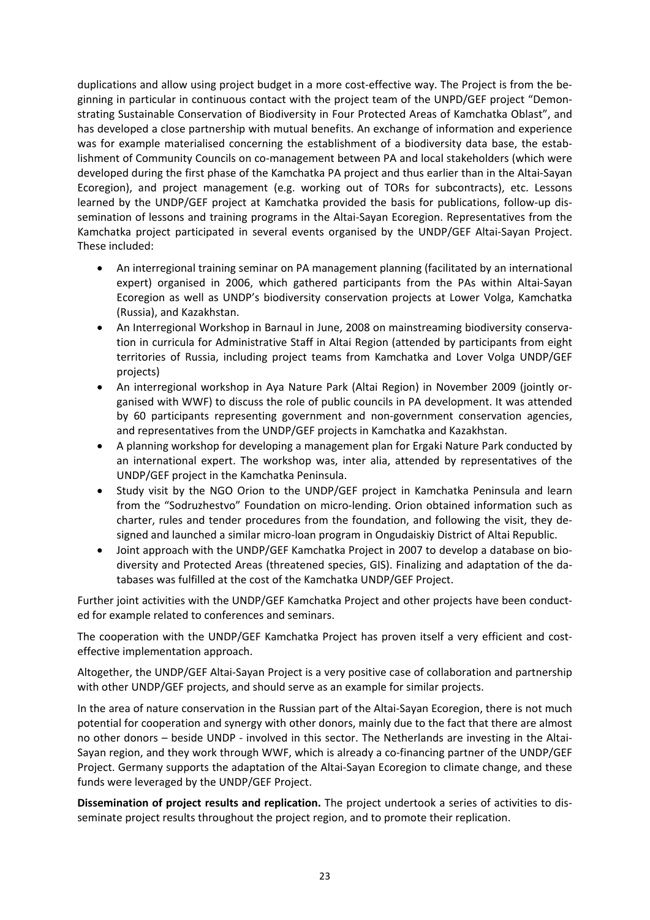duplications and allow using project budget in a more cost-effective way. The Project is from the beginning in particular in continuous contact with the project team of the UNPD/GEF project "Demonstrating Sustainable Conservation of Biodiversity in Four Protected Areas of Kamchatka Oblast", and has developed a close partnership with mutual benefits. An exchange of information and experience was for example materialised concerning the establishment of a biodiversity data base, the establishment of Community Councils on co-management between PA and local stakeholders (which were developed during the first phase of the Kamchatka PA project and thus earlier than in the Altai-Sayan Ecoregion), and project management (e.g. working out of TORs for subcontracts), etc. Lessons learned by the UNDP/GEF project at Kamchatka provided the basis for publications, follow-up dissemination of lessons and training programs in the Altai-Sayan Ecoregion. Representatives from the Kamchatka project participated in several events organised by the UNDP/GEF Altai-Sayan Project. These included:

- An interregional training seminar on PA management planning (facilitated by an international expert) organised in 2006, which gathered participants from the PAs within Altai-Sayan Ecoregion as well as UNDP's biodiversity conservation projects at Lower Volga, Kamchatka (Russia), and Kazakhstan.
- An Interregional Workshop in Barnaul in June, 2008 on mainstreaming biodiversity conservation in curricula for Administrative Staff in Altai Region (attended by participants from eight territories of Russia, including project teams from Kamchatka and Lover Volga UNDP/GEF projects)
- An interregional workshop in Aya Nature Park (Altai Region) in November 2009 (jointly organised with WWF) to discuss the role of public councils in PA development. It was attended by 60 participants representing government and non-government conservation agencies, and representatives from the UNDP/GEF projects in Kamchatka and Kazakhstan.
- A planning workshop for developing a management plan for Ergaki Nature Park conducted by an international expert. The workshop was, inter alia, attended by representatives of the UNDP/GEF project in the Kamchatka Peninsula.
- Study visit by the NGO Orion to the UNDP/GEF project in Kamchatka Peninsula and learn from the "Sodruzhestvo" Foundation on micro-lending. Orion obtained information such as charter, rules and tender procedures from the foundation, and following the visit, they designed and launched a similar micro-loan program in Ongudaiskiy District of Altai Republic.
- Joint approach with the UNDP/GEF Kamchatka Project in 2007 to develop a database on biodiversity and Protected Areas (threatened species, GIS). Finalizing and adaptation of the databases was fulfilled at the cost of the Kamchatka UNDP/GEF Project.

Further joint activities with the UNDP/GEF Kamchatka Project and other projects have been conducted for example related to conferences and seminars.

The cooperation with the UNDP/GEF Kamchatka Project has proven itself a very efficient and cost-effective implementation approach.

Altogether, the UNDP/GEF Altai-Sayan Project is a very positive case of collaboration and partnership with other UNDP/GEF projects, and should serve as an example for similar projects.

In the area of nature conservation in the Russian part of the Altai-Sayan Ecoregion, there is not much potential for cooperation and synergy with other donors, mainly due to the fact that there are almost no other donors – beside UNDP - involved in this sector. The Netherlands are investing in the Altai-Sayan region, and they work through WWF, which is already a co-financing partner of the UNDP/GEF Project. Germany supports the adaptation of the Altai-Sayan Ecoregion to climate change, and these funds were leveraged by the UNDP/GEF Project.

**Dissemination of project results and replication.** The project undertook a series of activities to disseminate project results throughout the project region, and to promote their replication.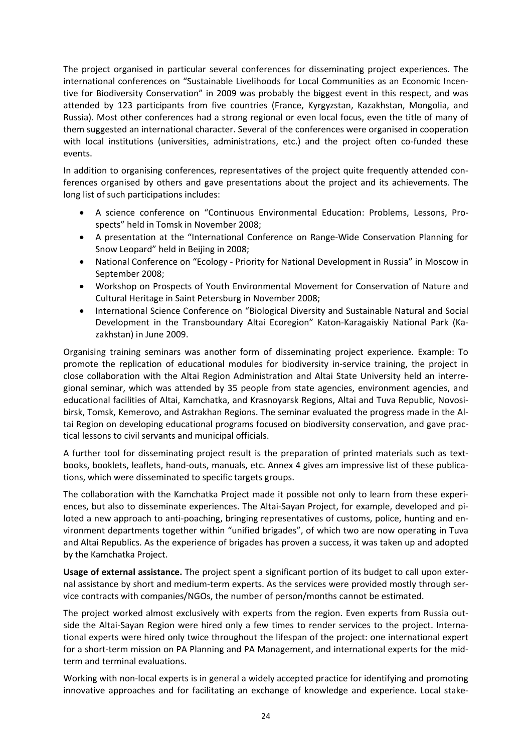The project organised in particular several conferences for disseminating project experiences. The international conferences on "Sustainable Livelihoods for Local Communities as an Economic Incentive for Biodiversity Conservation" in 2009 was probably the biggest event in this respect, and was attended by 123 participants from five countries (France, Kyrgyzstan, Kazakhstan, Mongolia, and Russia). Most other conferences had a strong regional or even local focus, even the title of many of them suggested an international character. Several of the conferences were organised in cooperation with local institutions (universities, administrations, etc.) and the project often co-funded these events.

In addition to organising conferences, representatives of the project quite frequently attended conferences organised by others and gave presentations about the project and its achievements. The long list of such participations includes:

- A science conference on "Continuous Environmental Education: Problems, Lessons, Prospects" held in Tomsk in November 2008;
- A presentation at the "International Conference on Range-Wide Conservation Planning for Snow Leopard" held in Beijing in 2008;
- National Conference on "Ecology - Priority for National Development in Russia" in Moscow in September 2008;
- Workshop on Prospects of Youth Environmental Movement for Conservation of Nature and Cultural Heritage in Saint Petersburg in November 2008;
- International Science Conference on "Biological Diversity and Sustainable Natural and Social Development in the Transboundary Altai Ecoregion" Katon-Karagaiskiy National Park (Kazakhstan) in June 2009.

Organising training seminars was another form of disseminating project experience. Example: To promote the replication of educational modules for biodiversity in-service training, the project in close collaboration with the Altai Region Administration and Altai State University held an interregional seminar, which was attended by 35 people from state agencies, environment agencies, and educational facilities of Altai, Kamchatka, and Krasnoyarsk Regions, Altai and Tuva Republic, Novosibirsk, Tomsk, Kemerovo, and Astrakhan Regions. The seminar evaluated the progress made in the Altai Region on developing educational programs focused on biodiversity conservation, and gave practical lessons to civil servants and municipal officials.

A further tool for disseminating project result is the preparation of printed materials such as textbooks, booklets, leaflets, hand-outs, manuals, etc. Annex 4 gives am impressive list of these publications, which were disseminated to specific targets groups.

The collaboration with the Kamchatka Project made it possible not only to learn from these experiences, but also to disseminate experiences. The Altai-Sayan Project, for example, developed and piloted a new approach to anti-poaching, bringing representatives of customs, police, hunting and environment departments together within "unified brigades", of which two are now operating in Tuva and Altai Republics. As the experience of brigades has proven a success, it was taken up and adopted by the Kamchatka Project.

**Usage of external assistance.** The project spent a significant portion of its budget to call upon external assistance by short and medium-term experts. As the services were provided mostly through service contracts with companies/NGOs, the number of person/months cannot be estimated.

The project worked almost exclusively with experts from the region. Even experts from Russia outside the Altai-Sayan Region were hired only a few times to render services to the project. International experts were hired only twice throughout the lifespan of the project: one international expert for a short-term mission on PA Planning and PA Management, and international experts for the mid-term and terminal evaluations.

Working with non-local experts is in general a widely accepted practice for identifying and promoting innovative approaches and for facilitating an exchange of knowledge and experience. Local stake-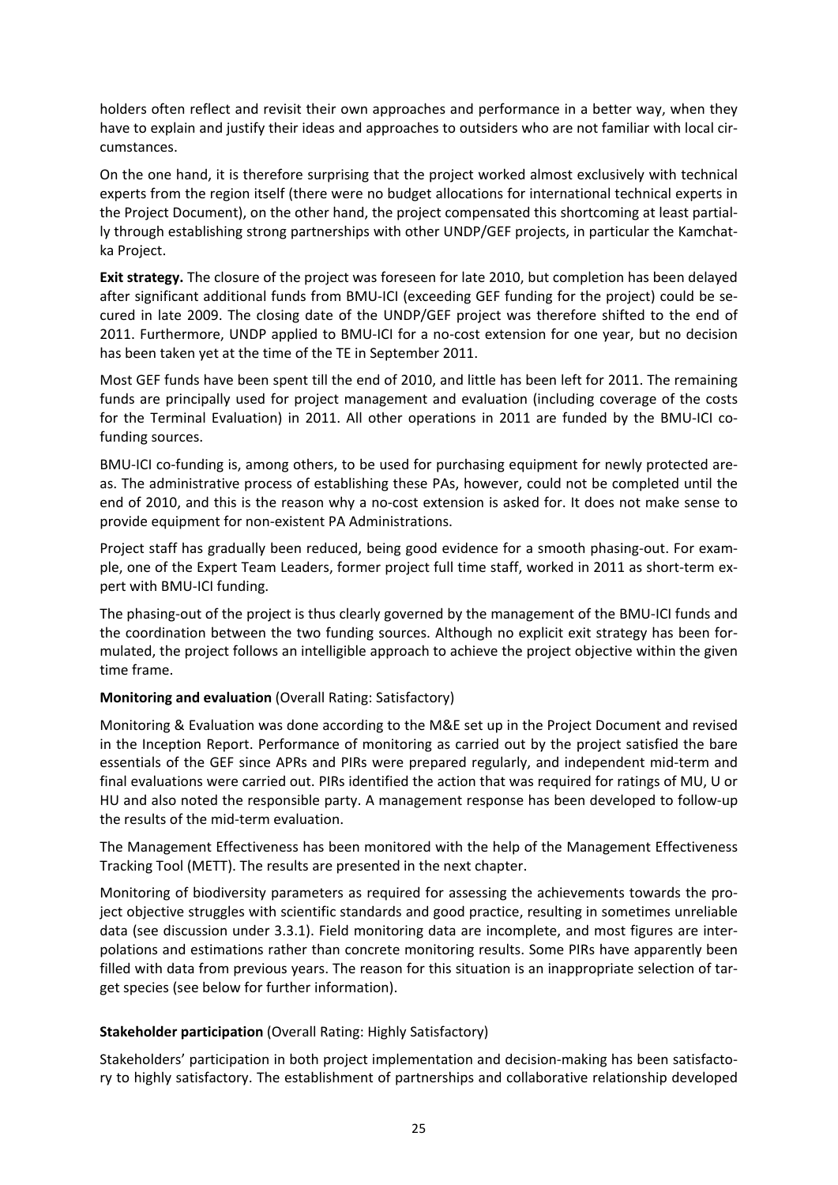holders often reflect and revisit their own approaches and performance in a better way, when they have to explain and justify their ideas and approaches to outsiders who are not familiar with local circumstances.

On the one hand, it is therefore surprising that the project worked almost exclusively with technical experts from the region itself (there were no budget allocations for international technical experts in the Project Document), on the other hand, the project compensated this shortcoming at least partially through establishing strong partnerships with other UNDP/GEF projects, in particular the Kamchatka Project.

**Exit strategy.** The closure of the project was foreseen for late 2010, but completion has been delayed after significant additional funds from BMU-ICI (exceeding GEF funding for the project) could be secured in late 2009. The closing date of the UNDP/GEF project was therefore shifted to the end of 2011. Furthermore, UNDP applied to BMU-ICI for a no-cost extension for one year, but no decision has been taken yet at the time of the TE in September 2011.

Most GEF funds have been spent till the end of 2010, and little has been left for 2011. The remaining funds are principally used for project management and evaluation (including coverage of the costs for the Terminal Evaluation) in 2011. All other operations in 2011 are funded by the BMU-ICI co-funding sources.

BMU-ICI co-funding is, among others, to be used for purchasing equipment for newly protected areas. The administrative process of establishing these PAs, however, could not be completed until the end of 2010, and this is the reason why a no-cost extension is asked for. It does not make sense to provide equipment for non-existent PA Administrations.

Project staff has gradually been reduced, being good evidence for a smooth phasing-out. For example, one of the Expert Team Leaders, former project full time staff, worked in 2011 as short-term expert with BMU-ICI funding.

The phasing-out of the project is thus clearly governed by the management of the BMU-ICI funds and the coordination between the two funding sources. Although no explicit exit strategy has been formulated, the project follows an intelligible approach to achieve the project objective within the given time frame.

**Monitoring and evaluation** (Overall Rating: Satisfactory)

Monitoring & Evaluation was done according to the M&E set up in the Project Document and revised in the Inception Report. Performance of monitoring as carried out by the project satisfied the bare essentials of the GEF since APRs and PIRs were prepared regularly, and independent mid-term and final evaluations were carried out. PIRs identified the action that was required for ratings of MU, U or HU and also noted the responsible party. A management response has been developed to follow-up the results of the mid-term evaluation.

The Management Effectiveness has been monitored with the help of the Management Effectiveness Tracking Tool (METT). The results are presented in the next chapter.

Monitoring of biodiversity parameters as required for assessing the achievements towards the project objective struggles with scientific standards and good practice, resulting in sometimes unreliable data (see discussion under 3.3.1). Field monitoring data are incomplete, and most figures are interpolations and estimations rather than concrete monitoring results. Some PIRs have apparently been filled with data from previous years. The reason for this situation is an inappropriate selection of target species (see below for further information).

**Stakeholder participation** (Overall Rating: Highly Satisfactory)

Stakeholders' participation in both project implementation and decision-making has been satisfactory to highly satisfactory. The establishment of partnerships and collaborative relationship developed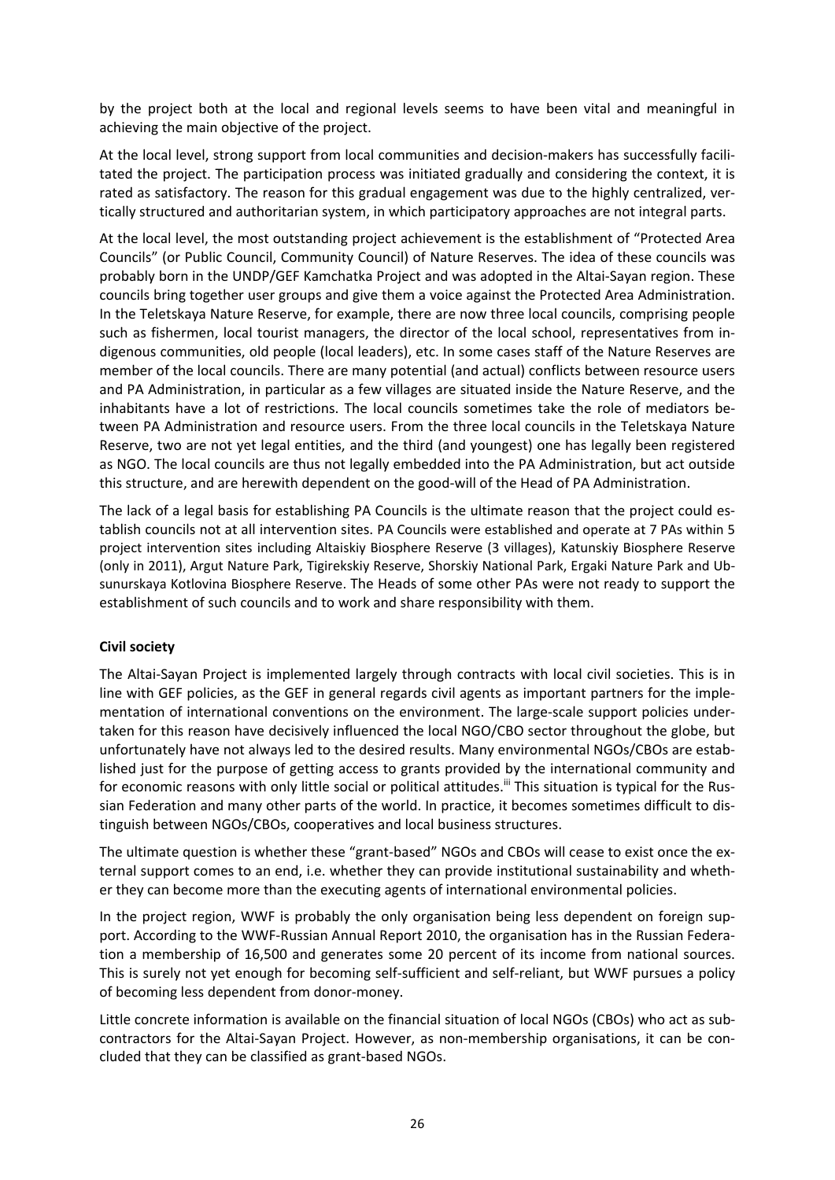by the project both at the local and regional levels seems to have been vital and meaningful in achieving the main objective of the project.

At the local level, strong support from local communities and decision-makers has successfully facilitated the project. The participation process was initiated gradually and considering the context, it is rated as satisfactory. The reason for this gradual engagement was due to the highly centralized, vertically structured and authoritarian system, in which participatory approaches are not integral parts.

At the local level, the most outstanding project achievement is the establishment of "Protected Area Councils" (or Public Council, Community Council) of Nature Reserves. The idea of these councils was probably born in the UNDP/GEF Kamchatka Project and was adopted in the Altai-Sayan region. These councils bring together user groups and give them a voice against the Protected Area Administration. In the Teletskaya Nature Reserve, for example, there are now three local councils, comprising people such as fishermen, local tourist managers, the director of the local school, representatives from indigenous communities, old people (local leaders), etc. In some cases staff of the Nature Reserves are member of the local councils. There are many potential (and actual) conflicts between resource users and PA Administration, in particular as a few villages are situated inside the Nature Reserve, and the inhabitants have a lot of restrictions. The local councils sometimes take the role of mediators between PA Administration and resource users. From the three local councils in the Teletskaya Nature Reserve, two are not yet legal entities, and the third (and youngest) one has legally been registered as NGO. The local councils are thus not legally embedded into the PA Administration, but act outside this structure, and are herewith dependent on the good-will of the Head of PA Administration.

The lack of a legal basis for establishing PA Councils is the ultimate reason that the project could establish councils not at all intervention sites. PA Councils were established and operate at 7 PAs within 5 project intervention sites including Altaiskiy Biosphere Reserve (3 villages), Katunskiy Biosphere Reserve (only in 2011), Argut Nature Park, Tigirekskiy Reserve, Shorskiy National Park, Ergaki Nature Park and Ubsunurskaya Kotlovina Biosphere Reserve. The Heads of some other PAs were not ready to support the establishment of such councils and to work and share responsibility with them.

**Civil society**

The Altai-Sayan Project is implemented largely through contracts with local civil societies. This is in line with GEF policies, as the GEF in general regards civil agents as important partners for the implementation of international conventions on the environment. The large-scale support policies undertaken for this reason have decisively influenced the local NGO/CBO sector throughout the globe, but unfortunately have not always led to the desired results. Many environmental NGOs/CBOs are established just for the purpose of getting access to grants provided by the international community and for economic reasons with only little social or political attitudes.[iii] This situation is typical for the Russian Federation and many other parts of the world. In practice, it becomes sometimes difficult to distinguish between NGOs/CBOs, cooperatives and local business structures.

The ultimate question is whether these "grant-based" NGOs and CBOs will cease to exist once the external support comes to an end, i.e. whether they can provide institutional sustainability and whether they can become more than the executing agents of international environmental policies.

In the project region, WWF is probably the only organisation being less dependent on foreign support. According to the WWF-Russian Annual Report 2010, the organisation has in the Russian Federation a membership of 16,500 and generates some 20 percent of its income from national sources. This is surely not yet enough for becoming self-sufficient and self-reliant, but WWF pursues a policy of becoming less dependent from donor-money.

Little concrete information is available on the financial situation of local NGOs (CBOs) who act as subcontractors for the Altai-Sayan Project. However, as non-membership organisations, it can be concluded that they can be classified as grant-based NGOs.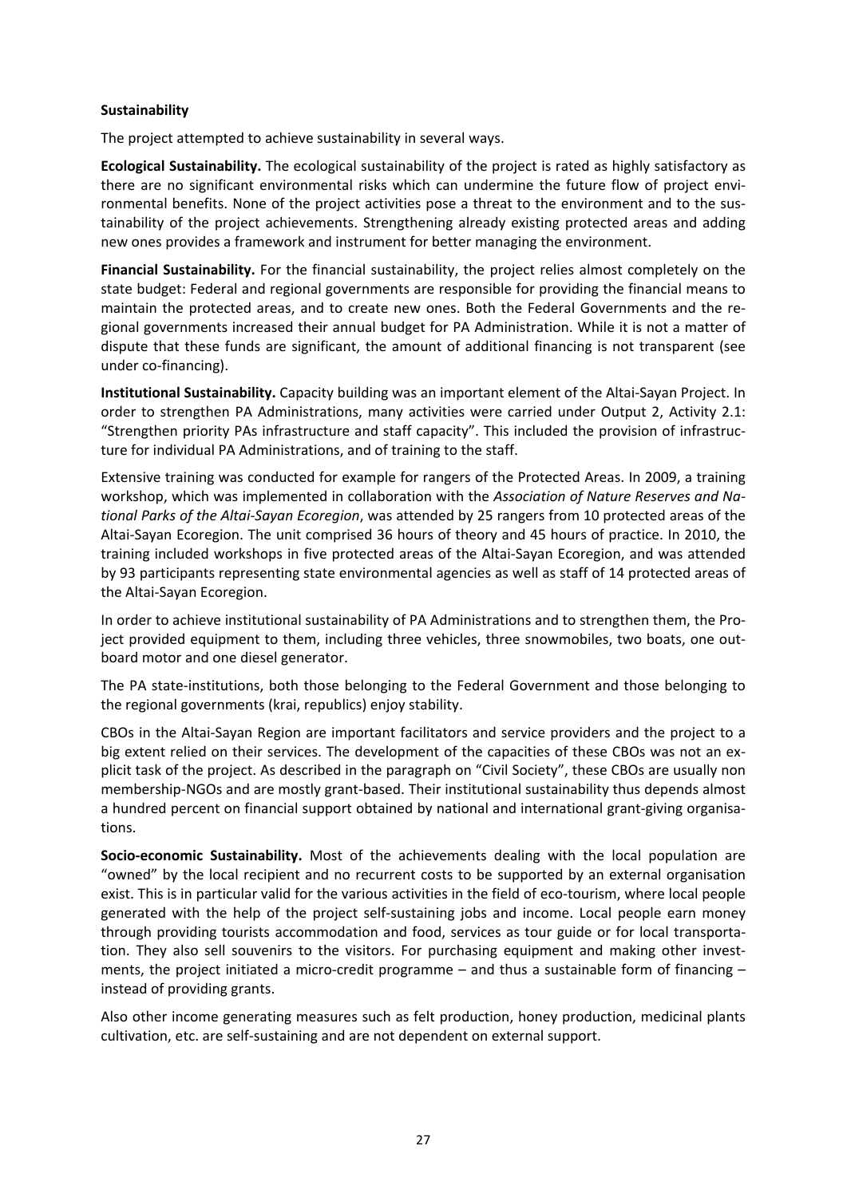**Sustainability**

The project attempted to achieve sustainability in several ways.

**Ecological Sustainability.** The ecological sustainability of the project is rated as highly satisfactory as there are no significant environmental risks which can undermine the future flow of project environmental benefits. None of the project activities pose a threat to the environment and to the sustainability of the project achievements. Strengthening already existing protected areas and adding new ones provides a framework and instrument for better managing the environment.

**Financial Sustainability.** For the financial sustainability, the project relies almost completely on the state budget: Federal and regional governments are responsible for providing the financial means to maintain the protected areas, and to create new ones. Both the Federal Governments and the regional governments increased their annual budget for PA Administration. While it is not a matter of dispute that these funds are significant, the amount of additional financing is not transparent (see under co-financing).

**Institutional Sustainability.** Capacity building was an important element of the Altai-Sayan Project. In order to strengthen PA Administrations, many activities were carried under Output 2, Activity 2.1: "Strengthen priority PAs infrastructure and staff capacity". This included the provision of infrastructure for individual PA Administrations, and of training to the staff.

Extensive training was conducted for example for rangers of the Protected Areas. In 2009, a training workshop, which was implemented in collaboration with the *Association of Nature Reserves and National Parks of the Altai-Sayan Ecoregion*, was attended by 25 rangers from 10 protected areas of the Altai-Sayan Ecoregion. The unit comprised 36 hours of theory and 45 hours of practice. In 2010, the training included workshops in five protected areas of the Altai-Sayan Ecoregion, and was attended by 93 participants representing state environmental agencies as well as staff of 14 protected areas of the Altai-Sayan Ecoregion.

In order to achieve institutional sustainability of PA Administrations and to strengthen them, the Project provided equipment to them, including three vehicles, three snowmobiles, two boats, one outboard motor and one diesel generator.

The PA state-institutions, both those belonging to the Federal Government and those belonging to the regional governments (krai, republics) enjoy stability.

CBOs in the Altai-Sayan Region are important facilitators and service providers and the project to a big extent relied on their services. The development of the capacities of these CBOs was not an explicit task of the project. As described in the paragraph on "Civil Society", these CBOs are usually non membership-NGOs and are mostly grant-based. Their institutional sustainability thus depends almost a hundred percent on financial support obtained by national and international grant-giving organisations.

**Socio-economic Sustainability.** Most of the achievements dealing with the local population are "owned" by the local recipient and no recurrent costs to be supported by an external organisation exist. This is in particular valid for the various activities in the field of eco-tourism, where local people generated with the help of the project self-sustaining jobs and income. Local people earn money through providing tourists accommodation and food, services as tour guide or for local transportation. They also sell souvenirs to the visitors. For purchasing equipment and making other investments, the project initiated a micro-credit programme – and thus a sustainable form of financing – instead of providing grants.

Also other income generating measures such as felt production, honey production, medicinal plants cultivation, etc. are self-sustaining and are not dependent on external support.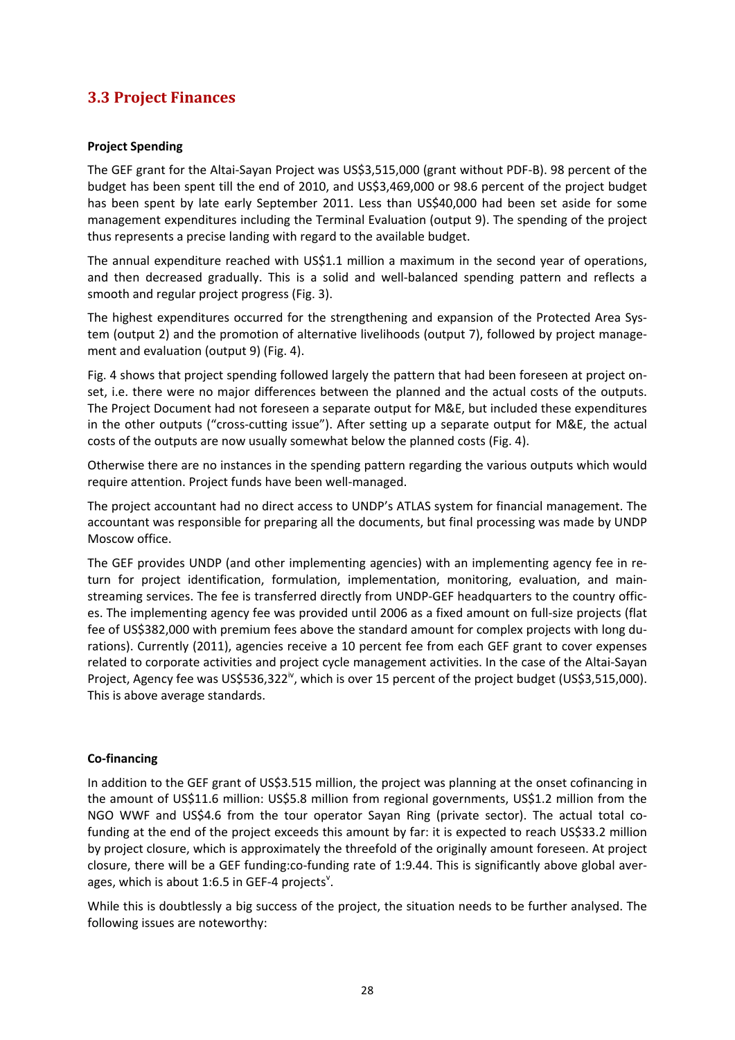## 3.3 Project Finances

**Project Spending**

The GEF grant for the Altai-Sayan Project was US$3,515,000 (grant without PDF-B). 98 percent of the budget has been spent till the end of 2010, and US$3,469,000 or 98.6 percent of the project budget has been spent by late early September 2011. Less than US$40,000 had been set aside for some management expenditures including the Terminal Evaluation (output 9). The spending of the project thus represents a precise landing with regard to the available budget.

The annual expenditure reached with US$1.1 million a maximum in the second year of operations, and then decreased gradually. This is a solid and well-balanced spending pattern and reflects a smooth and regular project progress (Fig. 3).

The highest expenditures occurred for the strengthening and expansion of the Protected Area System (output 2) and the promotion of alternative livelihoods (output 7), followed by project management and evaluation (output 9) (Fig. 4).

Fig. 4 shows that project spending followed largely the pattern that had been foreseen at project onset, i.e. there were no major differences between the planned and the actual costs of the outputs. The Project Document had not foreseen a separate output for M&E, but included these expenditures in the other outputs ("cross-cutting issue"). After setting up a separate output for M&E, the actual costs of the outputs are now usually somewhat below the planned costs (Fig. 4).

Otherwise there are no instances in the spending pattern regarding the various outputs which would require attention. Project funds have been well-managed.

The project accountant had no direct access to UNDP's ATLAS system for financial management. The accountant was responsible for preparing all the documents, but final processing was made by UNDP Moscow office.

The GEF provides UNDP (and other implementing agencies) with an implementing agency fee in return for project identification, formulation, implementation, monitoring, evaluation, and mainstreaming services. The fee is transferred directly from UNDP-GEF headquarters to the country offices. The implementing agency fee was provided until 2006 as a fixed amount on full-size projects (flat fee of US$382,000 with premium fees above the standard amount for complex projects with long durations). Currently (2011), agencies receive a 10 percent fee from each GEF grant to cover expenses related to corporate activities and project cycle management activities. In the case of the Altai-Sayan Project, Agency fee was US$536,322[iv], which is over 15 percent of the project budget (US$3,515,000). This is above average standards.

**Co-financing**

In addition to the GEF grant of US$3.515 million, the project was planning at the onset cofinancing in the amount of US$11.6 million: US$5.8 million from regional governments, US$1.2 million from the NGO WWF and US$4.6 from the tour operator Sayan Ring (private sector). The actual total co-funding at the end of the project exceeds this amount by far: it is expected to reach US$33.2 million by project closure, which is approximately the threefold of the originally amount foreseen. At project closure, there will be a GEF funding:co-funding rate of 1:9.44. This is significantly above global averages, which is about 1:6.5 in GEF-4 projects[v].

While this is doubtlessly a big success of the project, the situation needs to be further analysed. The following issues are noteworthy: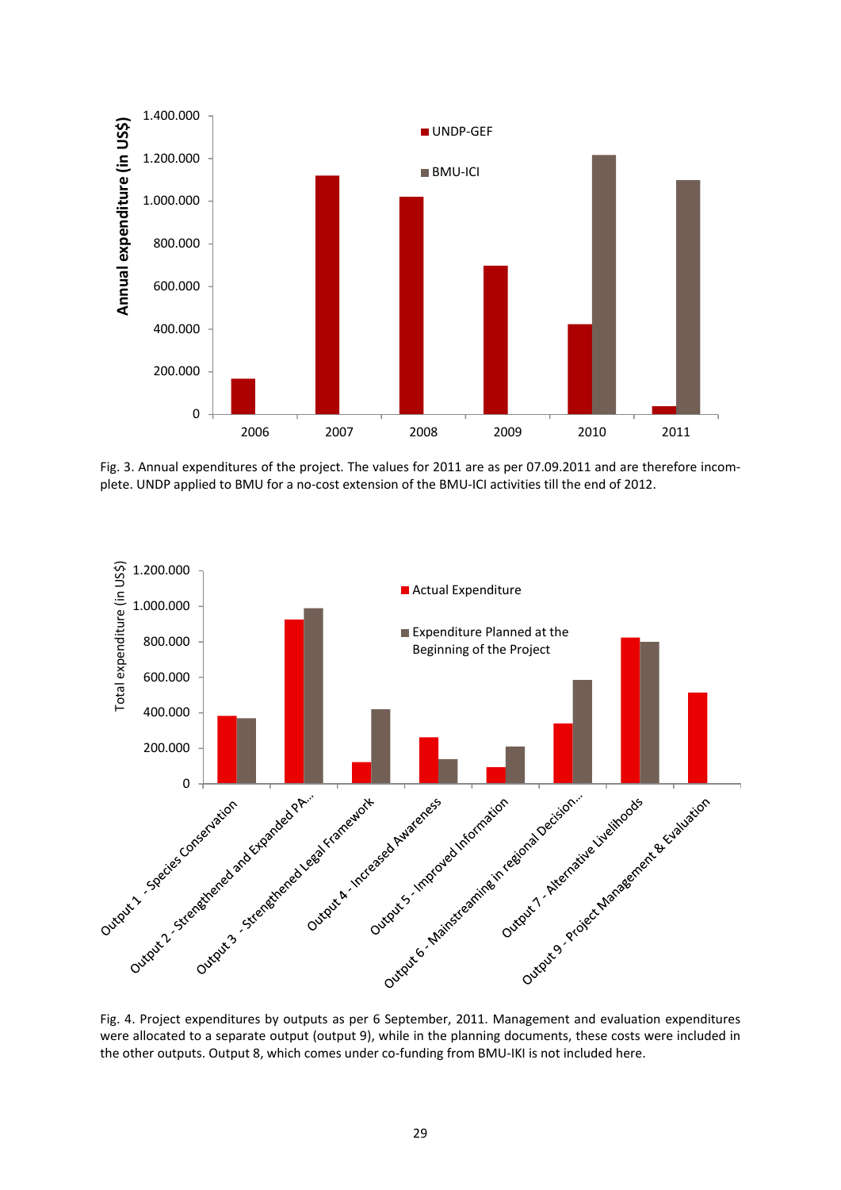Fig. 3. Annual expenditures of the project. The values for 2011 are as per 07.09.2011 and are therefore incomplete. UNDP applied to BMU for a no-cost extension of the BMU-ICI activities till the end of 2012.

Fig. 4. Project expenditures by outputs as per 6 September, 2011. Management and evaluation expenditures were allocated to a separate output (output 9), while in the planning documents, these costs were included in the other outputs. Output 8, which comes under co-funding from BMU-IKI is not included here.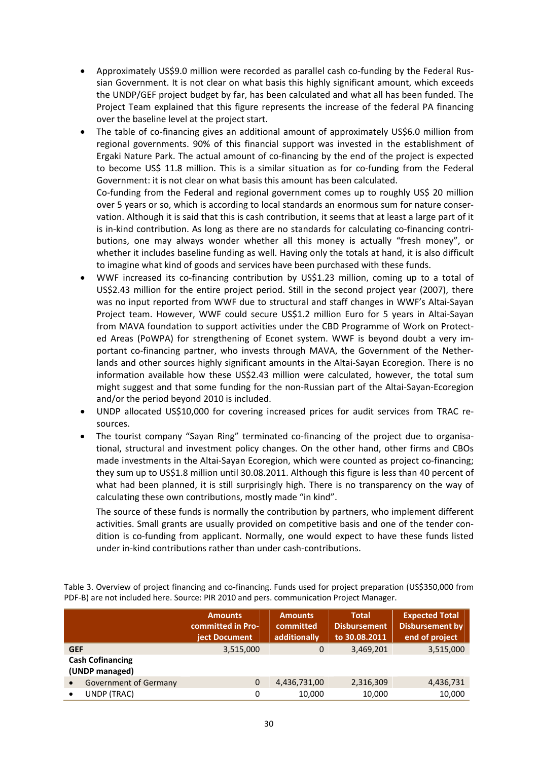- Approximately US$9.0 million were recorded as parallel cash co-funding by the Federal Russian Government. It is not clear on what basis this highly significant amount, which exceeds the UNDP/GEF project budget by far, has been calculated and what all has been funded. The Project Team explained that this figure represents the increase of the federal PA financing over the baseline level at the project start.
- The table of co-financing gives an additional amount of approximately US$6.0 million from regional governments. 90% of this financial support was invested in the establishment of Ergaki Nature Park. The actual amount of co-financing by the end of the project is expected to become US$ 11.8 million. This is a similar situation as for co-funding from the Federal Government: it is not clear on what basis this amount has been calculated.

  Co-funding from the Federal and regional government comes up to roughly US$ 20 million over 5 years or so, which is according to local standards an enormous sum for nature conservation. Although it is said that this is cash contribution, it seems that at least a large part of it is in-kind contribution. As long as there are no standards for calculating co-financing contributions, one may always wonder whether all this money is actually "fresh money", or whether it includes baseline funding as well. Having only the totals at hand, it is also difficult to imagine what kind of goods and services have been purchased with these funds.
- WWF increased its co-financing contribution by US$1.23 million, coming up to a total of US$2.43 million for the entire project period. Still in the second project year (2007), there was no input reported from WWF due to structural and staff changes in WWF's Altai-Sayan Project team. However, WWF could secure US$1.2 million Euro for 5 years in Altai-Sayan from MAVA foundation to support activities under the CBD Programme of Work on Protected Areas (PoWPA) for strengthening of Econet system. WWF is beyond doubt a very important co-financing partner, who invests through MAVA, the Government of the Netherlands and other sources highly significant amounts in the Altai-Sayan Ecoregion. There is no information available how these US$2.43 million were calculated, however, the total sum might suggest and that some funding for the non-Russian part of the Altai-Sayan-Ecoregion and/or the period beyond 2010 is included.
- UNDP allocated US$10,000 for covering increased prices for audit services from TRAC resources.
- The tourist company "Sayan Ring" terminated co-financing of the project due to organisational, structural and investment policy changes. On the other hand, other firms and CBOs made investments in the Altai-Sayan Ecoregion, which were counted as project co-financing; they sum up to US$1.8 million until 30.08.2011. Although this figure is less than 40 percent of what had been planned, it is still surprisingly high. There is no transparency on the way of calculating these own contributions, mostly made "in kind".

  The source of these funds is normally the contribution by partners, who implement different activities. Small grants are usually provided on competitive basis and one of the tender condition is co-funding from applicant. Normally, one would expect to have these funds listed under in-kind contributions rather than under cash-contributions.

Table 3. Overview of project financing and co-financing. Funds used for project preparation (US$350,000 from PDF-B) are not included here. Source: PIR 2010 and pers. communication Project Manager.

| | Amounts committed in Project Document | Amounts committed additionally | Total Disbursement to 30.08.2011 | Expected Total Disbursement by end of project |
|---|---|---|---|---|
| **GEF** | 3,515,000 | 0 | 3,469,201 | 3,515,000 |
| **Cash Cofinancing (UNDP managed)** | | | | |
| • Government of Germany | 0 | 4,436,731,00 | 2,316,309 | 4,436,731 |
| • UNDP (TRAC) | 0 | 10,000 | 10,000 | 10,000 |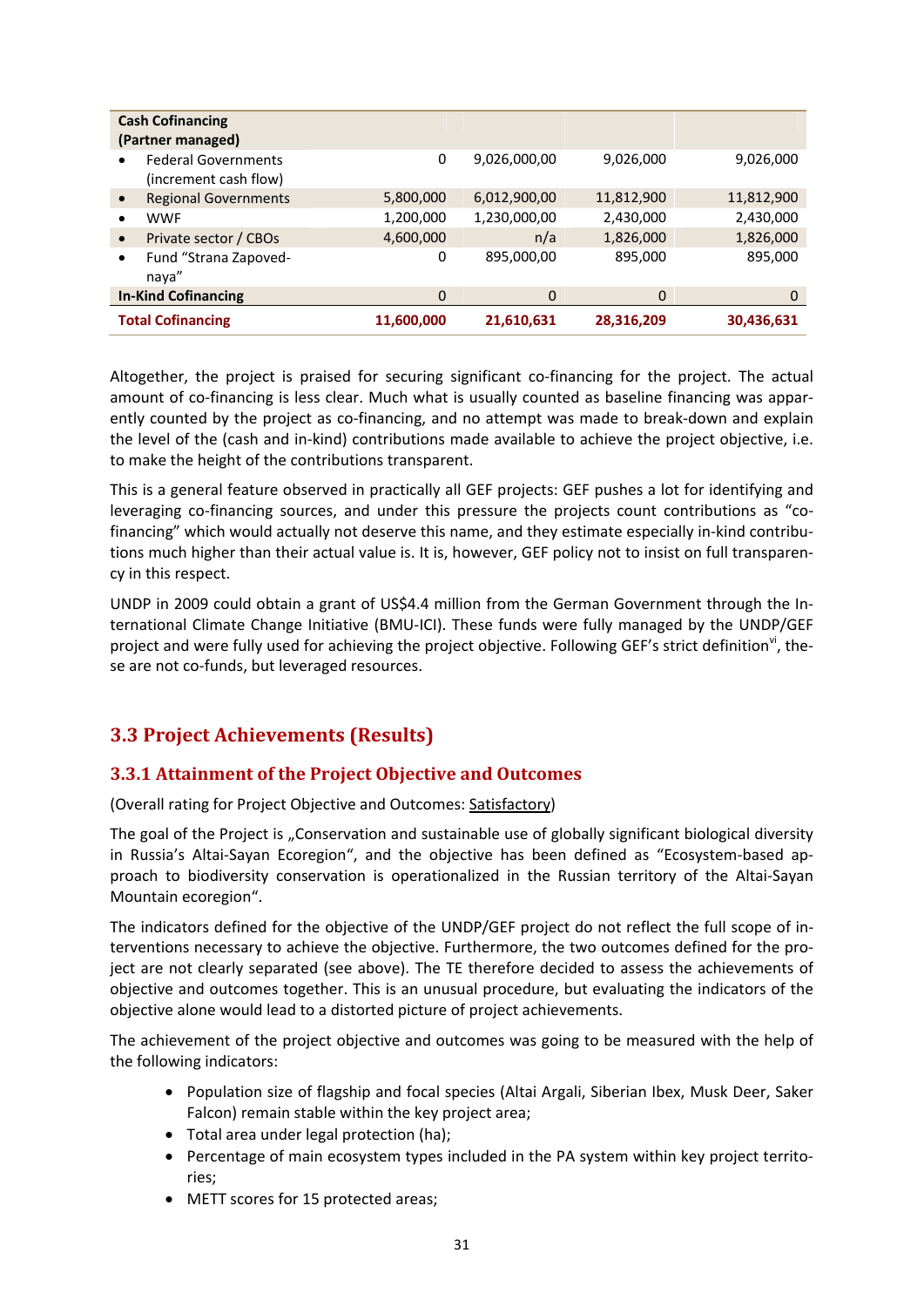| Cash Cofinancing (Partner managed) | | | | |
|---|---|---|---|---|
| • Federal Governments (increment cash flow) | 0 | 9,026,000,00 | 9,026,000 | 9,026,000 |
| • Regional Governments | 5,800,000 | 6,012,900,00 | 11,812,900 | 11,812,900 |
| • WWF | 1,200,000 | 1,230,000,00 | 2,430,000 | 2,430,000 |
| • Private sector / CBOs | 4,600,000 | n/a | 1,826,000 | 1,826,000 |
| • Fund "Strana Zapovednaya" | 0 | 895,000,00 | 895,000 | 895,000 |
| **In-Kind Cofinancing** | 0 | 0 | 0 | 0 |
| **Total Cofinancing** | **11,600,000** | **21,610,631** | **28,316,209** | **30,436,631** |

Altogether, the project is praised for securing significant co-financing for the project. The actual amount of co-financing is less clear. Much what is usually counted as baseline financing was apparently counted by the project as co-financing, and no attempt was made to break-down and explain the level of the (cash and in-kind) contributions made available to achieve the project objective, i.e. to make the height of the contributions transparent.

This is a general feature observed in practically all GEF projects: GEF pushes a lot for identifying and leveraging co-financing sources, and under this pressure the projects count contributions as "co-financing" which would actually not deserve this name, and they estimate especially in-kind contributions much higher than their actual value is. It is, however, GEF policy not to insist on full transparency in this respect.

UNDP in 2009 could obtain a grant of US$4.4 million from the German Government through the International Climate Change Initiative (BMU-ICI). These funds were fully managed by the UNDP/GEF project and were fully used for achieving the project objective. Following GEF's strict definition[vi], these are not co-funds, but leveraged resources.

## 3.3 Project Achievements (Results)

### 3.3.1 Attainment of the Project Objective and Outcomes

(Overall rating for Project Objective and Outcomes: Satisfactory)

The goal of the Project is „Conservation and sustainable use of globally significant biological diversity in Russia's Altai-Sayan Ecoregion", and the objective has been defined as "Ecosystem-based approach to biodiversity conservation is operationalized in the Russian territory of the Altai-Sayan Mountain ecoregion".

The indicators defined for the objective of the UNDP/GEF project do not reflect the full scope of interventions necessary to achieve the objective. Furthermore, the two outcomes defined for the project are not clearly separated (see above). The TE therefore decided to assess the achievements of objective and outcomes together. This is an unusual procedure, but evaluating the indicators of the objective alone would lead to a distorted picture of project achievements.

The achievement of the project objective and outcomes was going to be measured with the help of the following indicators:

- Population size of flagship and focal species (Altai Argali, Siberian Ibex, Musk Deer, Saker Falcon) remain stable within the key project area;
- Total area under legal protection (ha);
- Percentage of main ecosystem types included in the PA system within key project territories;
- METT scores for 15 protected areas;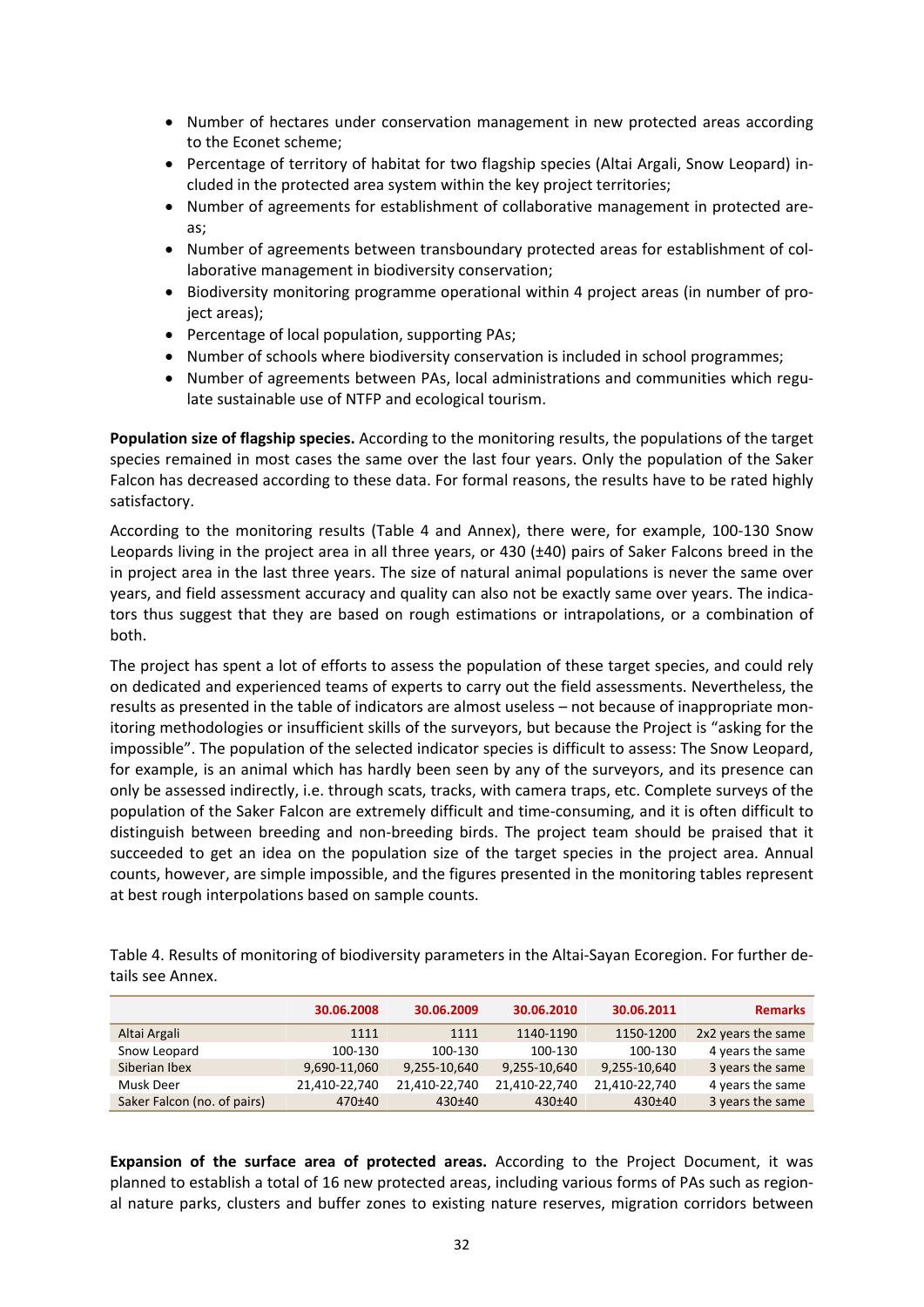- Number of hectares under conservation management in new protected areas according to the Econet scheme;
- Percentage of territory of habitat for two flagship species (Altai Argali, Snow Leopard) included in the protected area system within the key project territories;
- Number of agreements for establishment of collaborative management in protected areas;
- Number of agreements between transboundary protected areas for establishment of collaborative management in biodiversity conservation;
- Biodiversity monitoring programme operational within 4 project areas (in number of project areas);
- Percentage of local population, supporting PAs;
- Number of schools where biodiversity conservation is included in school programmes;
- Number of agreements between PAs, local administrations and communities which regulate sustainable use of NTFP and ecological tourism.

**Population size of flagship species.** According to the monitoring results, the populations of the target species remained in most cases the same over the last four years. Only the population of the Saker Falcon has decreased according to these data. For formal reasons, the results have to be rated highly satisfactory.

According to the monitoring results (Table 4 and Annex), there were, for example, 100-130 Snow Leopards living in the project area in all three years, or 430 (±40) pairs of Saker Falcons breed in the in project area in the last three years. The size of natural animal populations is never the same over years, and field assessment accuracy and quality can also not be exactly same over years. The indicators thus suggest that they are based on rough estimations or intrapolations, or a combination of both.

The project has spent a lot of efforts to assess the population of these target species, and could rely on dedicated and experienced teams of experts to carry out the field assessments. Nevertheless, the results as presented in the table of indicators are almost useless – not because of inappropriate monitoring methodologies or insufficient skills of the surveyors, but because the Project is "asking for the impossible". The population of the selected indicator species is difficult to assess: The Snow Leopard, for example, is an animal which has hardly been seen by any of the surveyors, and its presence can only be assessed indirectly, i.e. through scats, tracks, with camera traps, etc. Complete surveys of the population of the Saker Falcon are extremely difficult and time-consuming, and it is often difficult to distinguish between breeding and non-breeding birds. The project team should be praised that it succeeded to get an idea on the population size of the target species in the project area. Annual counts, however, are simple impossible, and the figures presented in the monitoring tables represent at best rough interpolations based on sample counts.

Table 4. Results of monitoring of biodiversity parameters in the Altai-Sayan Ecoregion. For further details see Annex.

| | 30.06.2008 | 30.06.2009 | 30.06.2010 | 30.06.2011 | Remarks |
|---|---|---|---|---|---|
| Altai Argali | 1111 | 1111 | 1140-1190 | 1150-1200 | 2x2 years the same |
| Snow Leopard | 100-130 | 100-130 | 100-130 | 100-130 | 4 years the same |
| Siberian Ibex | 9,690-11,060 | 9,255-10,640 | 9,255-10,640 | 9,255-10,640 | 3 years the same |
| Musk Deer | 21,410-22,740 | 21,410-22,740 | 21,410-22,740 | 21,410-22,740 | 4 years the same |
| Saker Falcon (no. of pairs) | 470±40 | 430±40 | 430±40 | 430±40 | 3 years the same |

**Expansion of the surface area of protected areas.** According to the Project Document, it was planned to establish a total of 16 new protected areas, including various forms of PAs such as regional nature parks, clusters and buffer zones to existing nature reserves, migration corridors between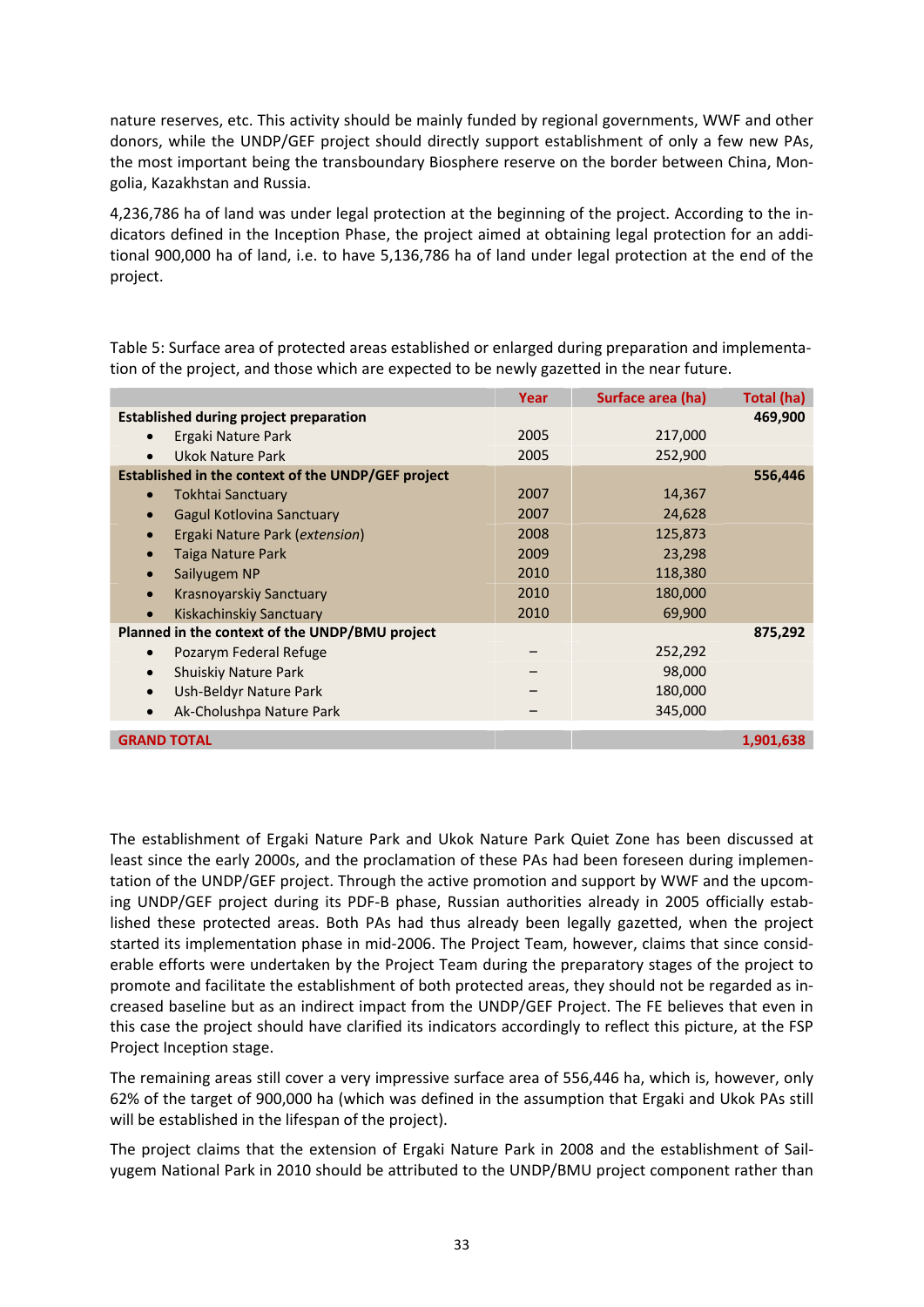nature reserves, etc. This activity should be mainly funded by regional governments, WWF and other donors, while the UNDP/GEF project should directly support establishment of only a few new PAs, the most important being the transboundary Biosphere reserve on the border between China, Mongolia, Kazakhstan and Russia.

4,236,786 ha of land was under legal protection at the beginning of the project. According to the indicators defined in the Inception Phase, the project aimed at obtaining legal protection for an additional 900,000 ha of land, i.e. to have 5,136,786 ha of land under legal protection at the end of the project.

Table 5: Surface area of protected areas established or enlarged during preparation and implementation of the project, and those which are expected to be newly gazetted in the near future.

| | Year | Surface area (ha) | Total (ha) |
|---|---|---|---|
| **Established during project preparation** | | | **469,900** |
| • Ergaki Nature Park | 2005 | 217,000 | |
| • Ukok Nature Park | 2005 | 252,900 | |
| **Established in the context of the UNDP/GEF project** | | | **556,446** |
| • Tokhtai Sanctuary | 2007 | 14,367 | |
| • Gagul Kotlovina Sanctuary | 2007 | 24,628 | |
| • Ergaki Nature Park (*extension*) | 2008 | 125,873 | |
| • Taiga Nature Park | 2009 | 23,298 | |
| • Sailyugem NP | 2010 | 118,380 | |
| • Krasnoyarskiy Sanctuary | 2010 | 180,000 | |
| • Kiskachinskiy Sanctuary | 2010 | 69,900 | |
| **Planned in the context of the UNDP/BMU project** | | | **875,292** |
| • Pozarym Federal Refuge | – | 252,292 | |
| • Shuiskiy Nature Park | – | 98,000 | |
| • Ush-Beldyr Nature Park | – | 180,000 | |
| • Ak-Cholushpa Nature Park | – | 345,000 | |
| **GRAND TOTAL** | | | **1,901,638** |

The establishment of Ergaki Nature Park and Ukok Nature Park Quiet Zone has been discussed at least since the early 2000s, and the proclamation of these PAs had been foreseen during implementation of the UNDP/GEF project. Through the active promotion and support by WWF and the upcoming UNDP/GEF project during its PDF-B phase, Russian authorities already in 2005 officially established these protected areas. Both PAs had thus already been legally gazetted, when the project started its implementation phase in mid-2006. The Project Team, however, claims that since considerable efforts were undertaken by the Project Team during the preparatory stages of the project to promote and facilitate the establishment of both protected areas, they should not be regarded as increased baseline but as an indirect impact from the UNDP/GEF Project. The FE believes that even in this case the project should have clarified its indicators accordingly to reflect this picture, at the FSP Project Inception stage.

The remaining areas still cover a very impressive surface area of 556,446 ha, which is, however, only 62% of the target of 900,000 ha (which was defined in the assumption that Ergaki and Ukok PAs still will be established in the lifespan of the project).

The project claims that the extension of Ergaki Nature Park in 2008 and the establishment of Sailyugem National Park in 2010 should be attributed to the UNDP/BMU project component rather than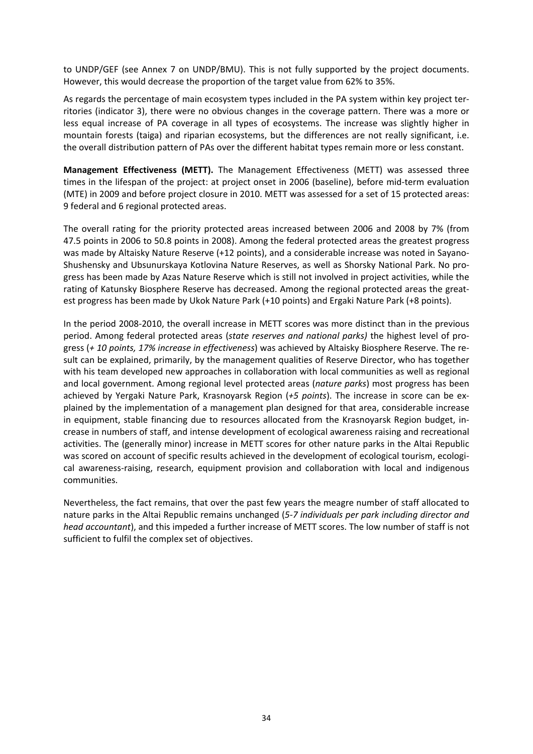to UNDP/GEF (see Annex 7 on UNDP/BMU). This is not fully supported by the project documents. However, this would decrease the proportion of the target value from 62% to 35%.

As regards the percentage of main ecosystem types included in the PA system within key project territories (indicator 3), there were no obvious changes in the coverage pattern. There was a more or less equal increase of PA coverage in all types of ecosystems. The increase was slightly higher in mountain forests (taiga) and riparian ecosystems, but the differences are not really significant, i.e. the overall distribution pattern of PAs over the different habitat types remain more or less constant.

**Management Effectiveness (METT).** The Management Effectiveness (METT) was assessed three times in the lifespan of the project: at project onset in 2006 (baseline), before mid-term evaluation (MTE) in 2009 and before project closure in 2010. METT was assessed for a set of 15 protected areas: 9 federal and 6 regional protected areas.

The overall rating for the priority protected areas increased between 2006 and 2008 by 7% (from 47.5 points in 2006 to 50.8 points in 2008). Among the federal protected areas the greatest progress was made by Altaisky Nature Reserve (+12 points), and a considerable increase was noted in Sayano-Shushensky and Ubsunurskaya Kotlovina Nature Reserves, as well as Shorsky National Park. No progress has been made by Azas Nature Reserve which is still not involved in project activities, while the rating of Katunsky Biosphere Reserve has decreased. Among the regional protected areas the greatest progress has been made by Ukok Nature Park (+10 points) and Ergaki Nature Park (+8 points).

In the period 2008-2010, the overall increase in METT scores was more distinct than in the previous period. Among federal protected areas (*state reserves and national parks)* the highest level of progress (*+ 10 points, 17% increase in effectiveness*) was achieved by Altaisky Biosphere Reserve. The result can be explained, primarily, by the management qualities of Reserve Director, who has together with his team developed new approaches in collaboration with local communities as well as regional and local government. Among regional level protected areas (*nature parks*) most progress has been achieved by Yergaki Nature Park, Krasnoyarsk Region (*+5 points*). The increase in score can be explained by the implementation of a management plan designed for that area, considerable increase in equipment, stable financing due to resources allocated from the Krasnoyarsk Region budget, increase in numbers of staff, and intense development of ecological awareness raising and recreational activities. The (generally minor) increase in METT scores for other nature parks in the Altai Republic was scored on account of specific results achieved in the development of ecological tourism, ecological awareness-raising, research, equipment provision and collaboration with local and indigenous communities.

Nevertheless, the fact remains, that over the past few years the meagre number of staff allocated to nature parks in the Altai Republic remains unchanged (*5-7 individuals per park including director and head accountant*), and this impeded a further increase of METT scores. The low number of staff is not sufficient to fulfil the complex set of objectives.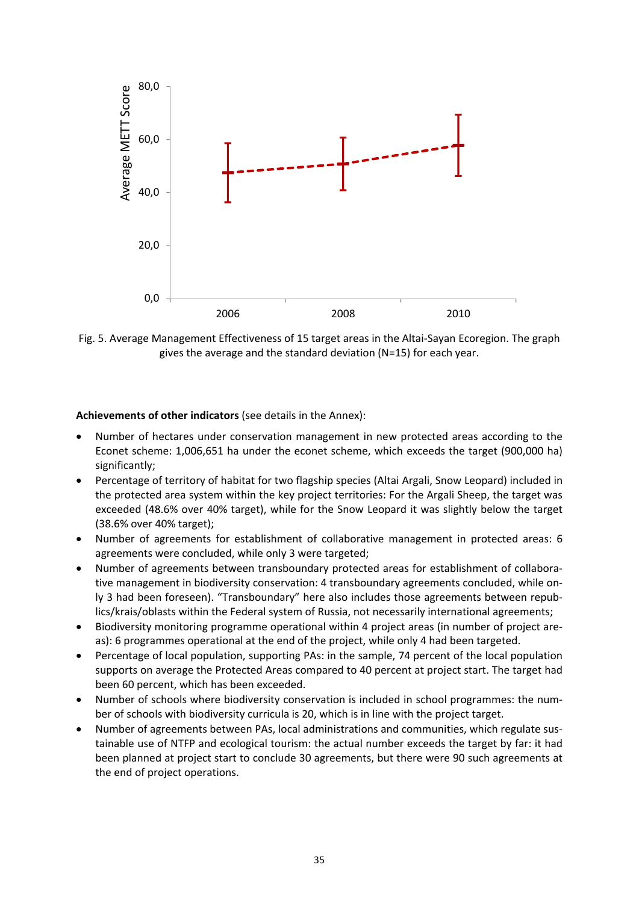Fig. 5. Average Management Effectiveness of 15 target areas in the Altai-Sayan Ecoregion. The graph gives the average and the standard deviation (N=15) for each year.

**Achievements of other indicators** (see details in the Annex):

- Number of hectares under conservation management in new protected areas according to the Econet scheme: 1,006,651 ha under the econet scheme, which exceeds the target (900,000 ha) significantly;
- Percentage of territory of habitat for two flagship species (Altai Argali, Snow Leopard) included in the protected area system within the key project territories: For the Argali Sheep, the target was exceeded (48.6% over 40% target), while for the Snow Leopard it was slightly below the target (38.6% over 40% target);
- Number of agreements for establishment of collaborative management in protected areas: 6 agreements were concluded, while only 3 were targeted;
- Number of agreements between transboundary protected areas for establishment of collaborative management in biodiversity conservation: 4 transboundary agreements concluded, while only 3 had been foreseen). "Transboundary" here also includes those agreements between republics/krais/oblasts within the Federal system of Russia, not necessarily international agreements;
- Biodiversity monitoring programme operational within 4 project areas (in number of project areas): 6 programmes operational at the end of the project, while only 4 had been targeted.
- Percentage of local population, supporting PAs: in the sample, 74 percent of the local population supports on average the Protected Areas compared to 40 percent at project start. The target had been 60 percent, which has been exceeded.
- Number of schools where biodiversity conservation is included in school programmes: the number of schools with biodiversity curricula is 20, which is in line with the project target.
- Number of agreements between PAs, local administrations and communities, which regulate sustainable use of NTFP and ecological tourism: the actual number exceeds the target by far: it had been planned at project start to conclude 30 agreements, but there were 90 such agreements at the end of project operations.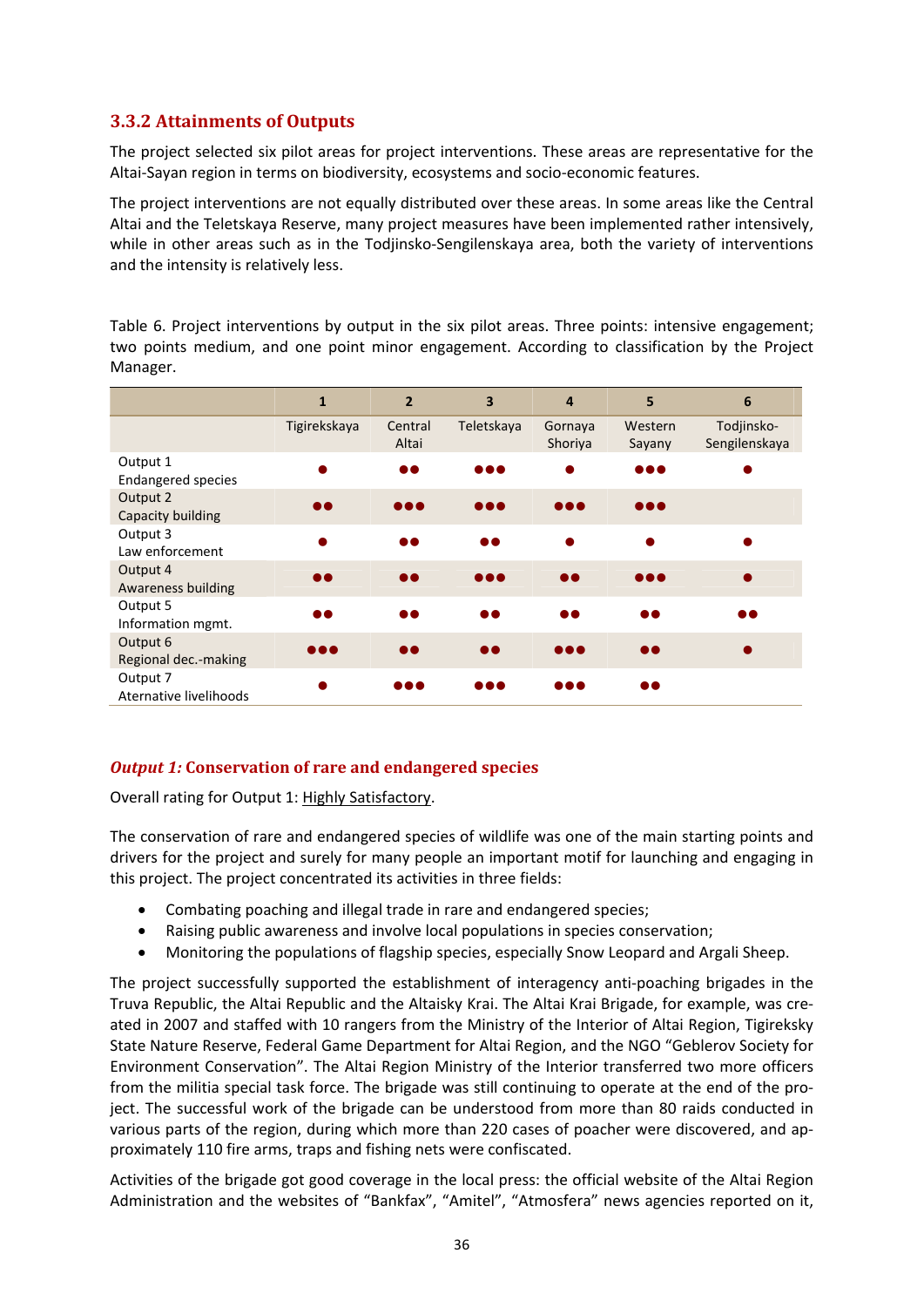### 3.3.2 Attainments of Outputs

The project selected six pilot areas for project interventions. These areas are representative for the Altai-Sayan region in terms on biodiversity, ecosystems and socio-economic features.

The project interventions are not equally distributed over these areas. In some areas like the Central Altai and the Teletskaya Reserve, many project measures have been implemented rather intensively, while in other areas such as in the Todjinsko-Sengilenskaya area, both the variety of interventions and the intensity is relatively less.

Table 6. Project interventions by output in the six pilot areas. Three points: intensive engagement; two points medium, and one point minor engagement. According to classification by the Project Manager.

| | 1 | 2 | 3 | 4 | 5 | 6 |
|---|---|---|---|---|---|---|
| | Tigirekskaya | Central Altai | Teletskaya | Gornaya Shoriya | Western Sayany | Todjinsko-Sengilenskaya |
| Output 1 Endangered species | ● | ●● | ●●● | ● | ●●● | ● |
| Output 2 Capacity building | ●● | ●●● | ●●● | ●●● | ●●● | |
| Output 3 Law enforcement | ● | ●● | ●● | ● | ● | ● |
| Output 4 Awareness building | ●● | ●● | ●●● | ●● | ●●● | ● |
| Output 5 Information mgmt. | ●● | ●● | ●● | ●● | ●● | ●● |
| Output 6 Regional dec.-making | ●●● | ●● | ●● | ●●● | ●● | ● |
| Output 7 Aternative livelihoods | ● | ●●● | ●●● | ●●● | ●● | |

### *Output 1:* Conservation of rare and endangered species

Overall rating for Output 1: Highly Satisfactory.

The conservation of rare and endangered species of wildlife was one of the main starting points and drivers for the project and surely for many people an important motif for launching and engaging in this project. The project concentrated its activities in three fields:

- Combating poaching and illegal trade in rare and endangered species;
- Raising public awareness and involve local populations in species conservation;
- Monitoring the populations of flagship species, especially Snow Leopard and Argali Sheep.

The project successfully supported the establishment of interagency anti-poaching brigades in the Truva Republic, the Altai Republic and the Altaisky Krai. The Altai Krai Brigade, for example, was created in 2007 and staffed with 10 rangers from the Ministry of the Interior of Altai Region, Tigireksky State Nature Reserve, Federal Game Department for Altai Region, and the NGO "Geblerov Society for Environment Conservation". The Altai Region Ministry of the Interior transferred two more officers from the militia special task force. The brigade was still continuing to operate at the end of the project. The successful work of the brigade can be understood from more than 80 raids conducted in various parts of the region, during which more than 220 cases of poacher were discovered, and approximately 110 fire arms, traps and fishing nets were confiscated.

Activities of the brigade got good coverage in the local press: the official website of the Altai Region Administration and the websites of "Bankfax", "Amitel", "Atmosfera" news agencies reported on it,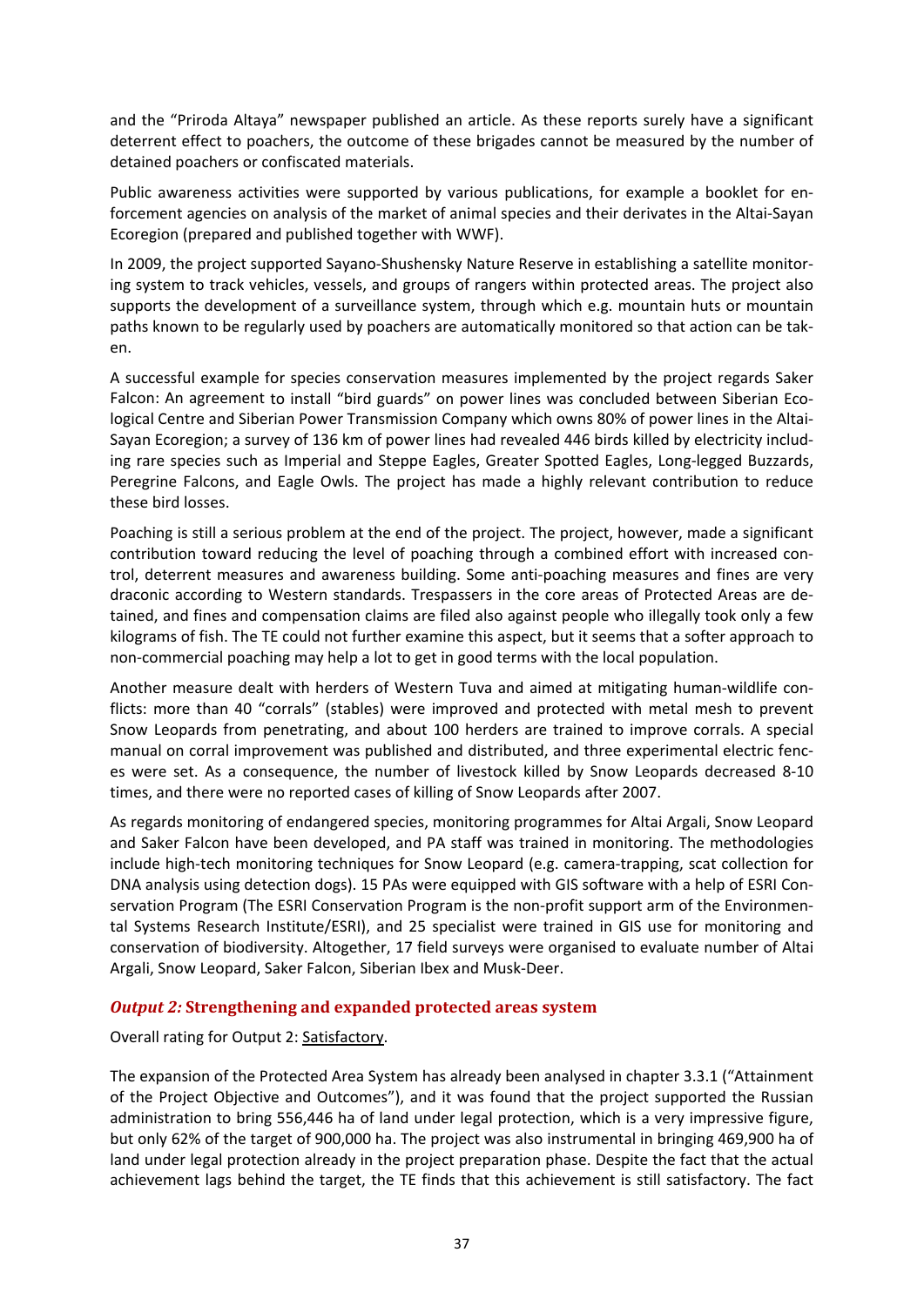and the "Priroda Altaya" newspaper published an article. As these reports surely have a significant deterrent effect to poachers, the outcome of these brigades cannot be measured by the number of detained poachers or confiscated materials.

Public awareness activities were supported by various publications, for example a booklet for enforcement agencies on analysis of the market of animal species and their derivates in the Altai-Sayan Ecoregion (prepared and published together with WWF).

In 2009, the project supported Sayano-Shushensky Nature Reserve in establishing a satellite monitoring system to track vehicles, vessels, and groups of rangers within protected areas. The project also supports the development of a surveillance system, through which e.g. mountain huts or mountain paths known to be regularly used by poachers are automatically monitored so that action can be taken.

A successful example for species conservation measures implemented by the project regards Saker Falcon: An agreement to install "bird guards" on power lines was concluded between Siberian Ecological Centre and Siberian Power Transmission Company which owns 80% of power lines in the Altai-Sayan Ecoregion; a survey of 136 km of power lines had revealed 446 birds killed by electricity including rare species such as Imperial and Steppe Eagles, Greater Spotted Eagles, Long-legged Buzzards, Peregrine Falcons, and Eagle Owls. The project has made a highly relevant contribution to reduce these bird losses.

Poaching is still a serious problem at the end of the project. The project, however, made a significant contribution toward reducing the level of poaching through a combined effort with increased control, deterrent measures and awareness building. Some anti-poaching measures and fines are very draconic according to Western standards. Trespassers in the core areas of Protected Areas are detained, and fines and compensation claims are filed also against people who illegally took only a few kilograms of fish. The TE could not further examine this aspect, but it seems that a softer approach to non-commercial poaching may help a lot to get in good terms with the local population.

Another measure dealt with herders of Western Tuva and aimed at mitigating human-wildlife conflicts: more than 40 "corrals" (stables) were improved and protected with metal mesh to prevent Snow Leopards from penetrating, and about 100 herders are trained to improve corrals. A special manual on corral improvement was published and distributed, and three experimental electric fences were set. As a consequence, the number of livestock killed by Snow Leopards decreased 8-10 times, and there were no reported cases of killing of Snow Leopards after 2007.

As regards monitoring of endangered species, monitoring programmes for Altai Argali, Snow Leopard and Saker Falcon have been developed, and PA staff was trained in monitoring. The methodologies include high-tech monitoring techniques for Snow Leopard (e.g. camera-trapping, scat collection for DNA analysis using detection dogs). 15 PAs were equipped with GIS software with a help of ESRI Conservation Program (The ESRI Conservation Program is the non-profit support arm of the Environmental Systems Research Institute/ESRI), and 25 specialist were trained in GIS use for monitoring and conservation of biodiversity. Altogether, 17 field surveys were organised to evaluate number of Altai Argali, Snow Leopard, Saker Falcon, Siberian Ibex and Musk-Deer.

### *Output 2:* Strengthening and expanded protected areas system

Overall rating for Output 2: Satisfactory.

The expansion of the Protected Area System has already been analysed in chapter 3.3.1 ("Attainment of the Project Objective and Outcomes"), and it was found that the project supported the Russian administration to bring 556,446 ha of land under legal protection, which is a very impressive figure, but only 62% of the target of 900,000 ha. The project was also instrumental in bringing 469,900 ha of land under legal protection already in the project preparation phase. Despite the fact that the actual achievement lags behind the target, the TE finds that this achievement is still satisfactory. The fact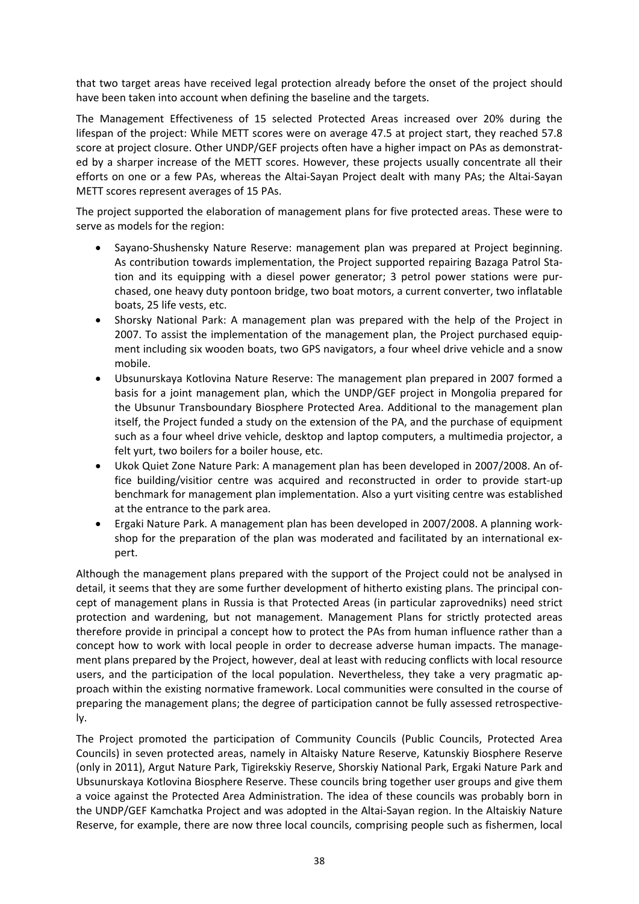that two target areas have received legal protection already before the onset of the project should have been taken into account when defining the baseline and the targets.

The Management Effectiveness of 15 selected Protected Areas increased over 20% during the lifespan of the project: While METT scores were on average 47.5 at project start, they reached 57.8 score at project closure. Other UNDP/GEF projects often have a higher impact on PAs as demonstrated by a sharper increase of the METT scores. However, these projects usually concentrate all their efforts on one or a few PAs, whereas the Altai-Sayan Project dealt with many PAs; the Altai-Sayan METT scores represent averages of 15 PAs.

The project supported the elaboration of management plans for five protected areas. These were to serve as models for the region:

- Sayano-Shushensky Nature Reserve: management plan was prepared at Project beginning. As contribution towards implementation, the Project supported repairing Bazaga Patrol Station and its equipping with a diesel power generator; 3 petrol power stations were purchased, one heavy duty pontoon bridge, two boat motors, a current converter, two inflatable boats, 25 life vests, etc.
- Shorsky National Park: A management plan was prepared with the help of the Project in 2007. To assist the implementation of the management plan, the Project purchased equipment including six wooden boats, two GPS navigators, a four wheel drive vehicle and a snow mobile.
- Ubsunurskaya Kotlovina Nature Reserve: The management plan prepared in 2007 formed a basis for a joint management plan, which the UNDP/GEF project in Mongolia prepared for the Ubsunur Transboundary Biosphere Protected Area. Additional to the management plan itself, the Project funded a study on the extension of the PA, and the purchase of equipment such as a four wheel drive vehicle, desktop and laptop computers, a multimedia projector, a felt yurt, two boilers for a boiler house, etc.
- Ukok Quiet Zone Nature Park: A management plan has been developed in 2007/2008. An office building/visitior centre was acquired and reconstructed in order to provide start-up benchmark for management plan implementation. Also a yurt visiting centre was established at the entrance to the park area.
- Ergaki Nature Park. A management plan has been developed in 2007/2008. A planning workshop for the preparation of the plan was moderated and facilitated by an international expert.

Although the management plans prepared with the support of the Project could not be analysed in detail, it seems that they are some further development of hitherto existing plans. The principal concept of management plans in Russia is that Protected Areas (in particular zapovedniks) need strict protection and wardening, but not management. Management Plans for strictly protected areas therefore provide in principal a concept how to protect the PAs from human influence rather than a concept how to work with local people in order to decrease adverse human impacts. The management plans prepared by the Project, however, deal at least with reducing conflicts with local resource users, and the participation of the local population. Nevertheless, they take a very pragmatic approach within the existing normative framework. Local communities were consulted in the course of preparing the management plans; the degree of participation cannot be fully assessed retrospectively.

The Project promoted the participation of Community Councils (Public Councils, Protected Area Councils) in seven protected areas, namely in Altaisky Nature Reserve, Katunskiy Biosphere Reserve (only in 2011), Argut Nature Park, Tigirekskiy Reserve, Shorskiy National Park, Ergaki Nature Park and Ubsunurskaya Kotlovina Biosphere Reserve. These councils bring together user groups and give them a voice against the Protected Area Administration. The idea of these councils was probably born in the UNDP/GEF Kamchatka Project and was adopted in the Altai-Sayan region. In the Altaiskiy Nature Reserve, for example, there are now three local councils, comprising people such as fishermen, local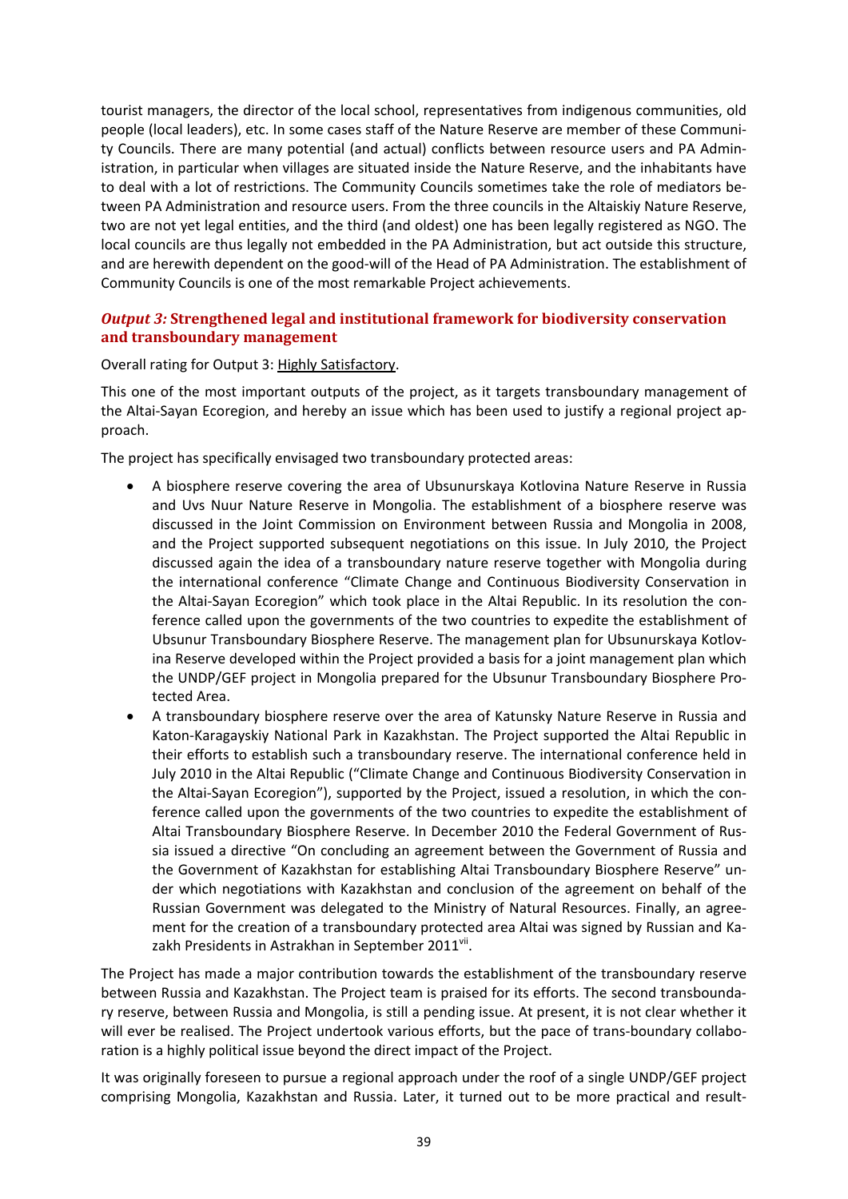tourist managers, the director of the local school, representatives from indigenous communities, old people (local leaders), etc. In some cases staff of the Nature Reserve are member of these Community Councils. There are many potential (and actual) conflicts between resource users and PA Administration, in particular when villages are situated inside the Nature Reserve, and the inhabitants have to deal with a lot of restrictions. The Community Councils sometimes take the role of mediators between PA Administration and resource users. From the three councils in the Altaiskiy Nature Reserve, two are not yet legal entities, and the third (and oldest) one has been legally registered as NGO. The local councils are thus legally not embedded in the PA Administration, but act outside this structure, and are herewith dependent on the good-will of the Head of PA Administration. The establishment of Community Councils is one of the most remarkable Project achievements.

### *Output 3:* **Strengthened legal and institutional framework for biodiversity conservation and transboundary management**

Overall rating for Output 3: Highly Satisfactory.

This one of the most important outputs of the project, as it targets transboundary management of the Altai-Sayan Ecoregion, and hereby an issue which has been used to justify a regional project approach.

The project has specifically envisaged two transboundary protected areas:

- A biosphere reserve covering the area of Ubsunurskaya Kotlovina Nature Reserve in Russia and Uvs Nuur Nature Reserve in Mongolia. The establishment of a biosphere reserve was discussed in the Joint Commission on Environment between Russia and Mongolia in 2008, and the Project supported subsequent negotiations on this issue. In July 2010, the Project discussed again the idea of a transboundary nature reserve together with Mongolia during the international conference "Climate Change and Continuous Biodiversity Conservation in the Altai-Sayan Ecoregion" which took place in the Altai Republic. In its resolution the conference called upon the governments of the two countries to expedite the establishment of Ubsunur Transboundary Biosphere Reserve. The management plan for Ubsunurskaya Kotlovina Reserve developed within the Project provided a basis for a joint management plan which the UNDP/GEF project in Mongolia prepared for the Ubsunur Transboundary Biosphere Protected Area.
- A transboundary biosphere reserve over the area of Katunsky Nature Reserve in Russia and Katon-Karagayskiy National Park in Kazakhstan. The Project supported the Altai Republic in their efforts to establish such a transboundary reserve. The international conference held in July 2010 in the Altai Republic ("Climate Change and Continuous Biodiversity Conservation in the Altai-Sayan Ecoregion"), supported by the Project, issued a resolution, in which the conference called upon the governments of the two countries to expedite the establishment of Altai Transboundary Biosphere Reserve. In December 2010 the Federal Government of Russia issued a directive "On concluding an agreement between the Government of Russia and the Government of Kazakhstan for establishing Altai Transboundary Biosphere Reserve" under which negotiations with Kazakhstan and conclusion of the agreement on behalf of the Russian Government was delegated to the Ministry of Natural Resources. Finally, an agreement for the creation of a transboundary protected area Altai was signed by Russian and Kazakh Presidents in Astrakhan in September 2011[vii].

The Project has made a major contribution towards the establishment of the transboundary reserve between Russia and Kazakhstan. The Project team is praised for its efforts. The second transboundary reserve, between Russia and Mongolia, is still a pending issue. At present, it is not clear whether it will ever be realised. The Project undertook various efforts, but the pace of trans-boundary collaboration is a highly political issue beyond the direct impact of the Project.

It was originally foreseen to pursue a regional approach under the roof of a single UNDP/GEF project comprising Mongolia, Kazakhstan and Russia. Later, it turned out to be more practical and result-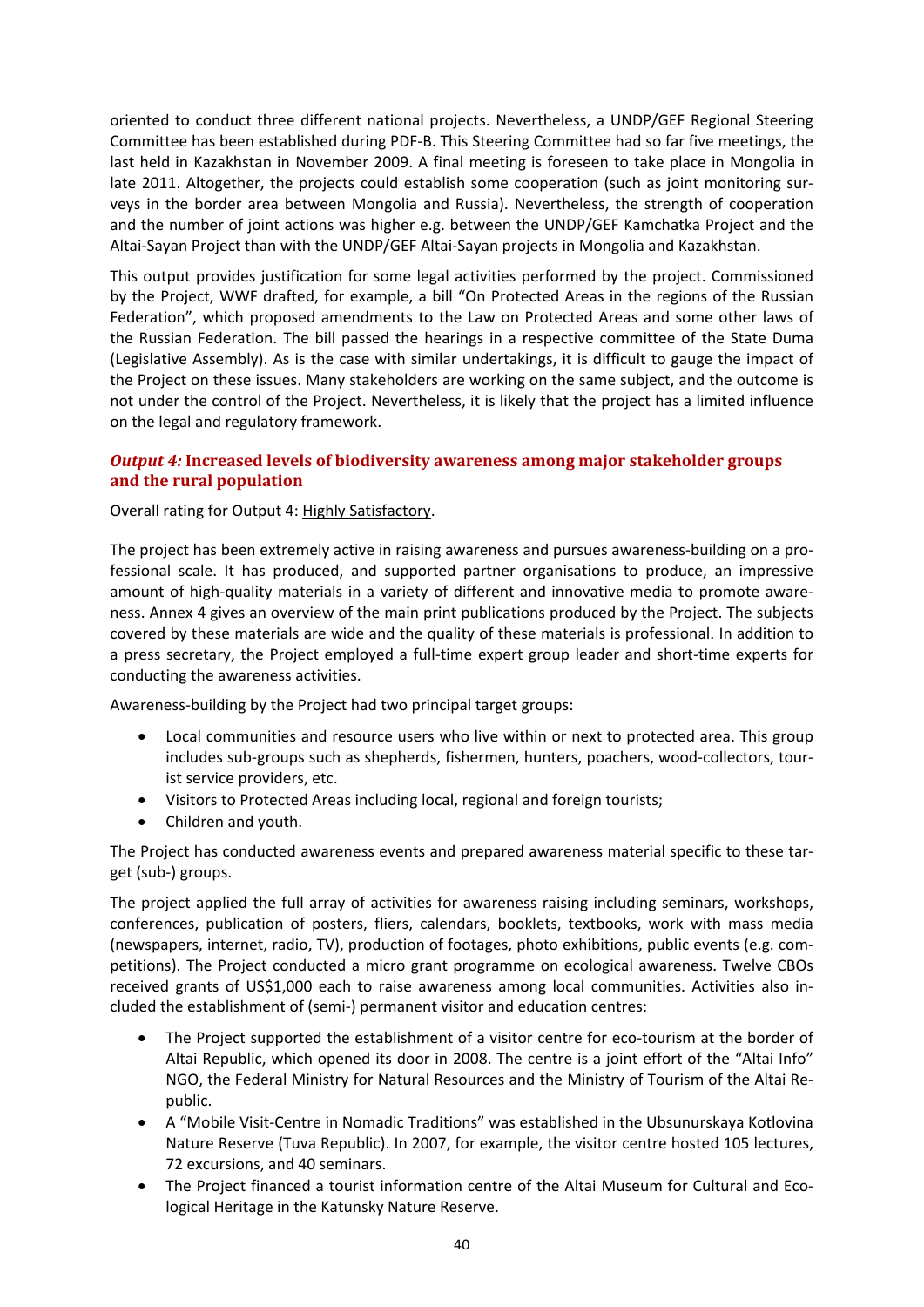oriented to conduct three different national projects. Nevertheless, a UNDP/GEF Regional Steering Committee has been established during PDF-B. This Steering Committee had so far five meetings, the last held in Kazakhstan in November 2009. A final meeting is foreseen to take place in Mongolia in late 2011. Altogether, the projects could establish some cooperation (such as joint monitoring surveys in the border area between Mongolia and Russia). Nevertheless, the strength of cooperation and the number of joint actions was higher e.g. between the UNDP/GEF Kamchatka Project and the Altai-Sayan Project than with the UNDP/GEF Altai-Sayan projects in Mongolia and Kazakhstan.

This output provides justification for some legal activities performed by the project. Commissioned by the Project, WWF drafted, for example, a bill "On Protected Areas in the regions of the Russian Federation", which proposed amendments to the Law on Protected Areas and some other laws of the Russian Federation. The bill passed the hearings in a respective committee of the State Duma (Legislative Assembly). As is the case with similar undertakings, it is difficult to gauge the impact of the Project on these issues. Many stakeholders are working on the same subject, and the outcome is not under the control of the Project. Nevertheless, it is likely that the project has a limited influence on the legal and regulatory framework.

### *Output 4:* Increased levels of biodiversity awareness among major stakeholder groups and the rural population

Overall rating for Output 4: Highly Satisfactory.

The project has been extremely active in raising awareness and pursues awareness-building on a professional scale. It has produced, and supported partner organisations to produce, an impressive amount of high-quality materials in a variety of different and innovative media to promote awareness. Annex 4 gives an overview of the main print publications produced by the Project. The subjects covered by these materials are wide and the quality of these materials is professional. In addition to a press secretary, the Project employed a full-time expert group leader and short-time experts for conducting the awareness activities.

Awareness-building by the Project had two principal target groups:

- Local communities and resource users who live within or next to protected area. This group includes sub-groups such as shepherds, fishermen, hunters, poachers, wood-collectors, tourist service providers, etc.
- Visitors to Protected Areas including local, regional and foreign tourists;
- Children and youth.

The Project has conducted awareness events and prepared awareness material specific to these target (sub-) groups.

The project applied the full array of activities for awareness raising including seminars, workshops, conferences, publication of posters, fliers, calendars, booklets, textbooks, work with mass media (newspapers, internet, radio, TV), production of footages, photo exhibitions, public events (e.g. competitions). The Project conducted a micro grant programme on ecological awareness. Twelve CBOs received grants of US$1,000 each to raise awareness among local communities. Activities also included the establishment of (semi-) permanent visitor and education centres:

- The Project supported the establishment of a visitor centre for eco-tourism at the border of Altai Republic, which opened its door in 2008. The centre is a joint effort of the "Altai Info" NGO, the Federal Ministry for Natural Resources and the Ministry of Tourism of the Altai Republic.
- A "Mobile Visit-Centre in Nomadic Traditions" was established in the Ubsunurskaya Kotlovina Nature Reserve (Tuva Republic). In 2007, for example, the visitor centre hosted 105 lectures, 72 excursions, and 40 seminars.
- The Project financed a tourist information centre of the Altai Museum for Cultural and Ecological Heritage in the Katunsky Nature Reserve.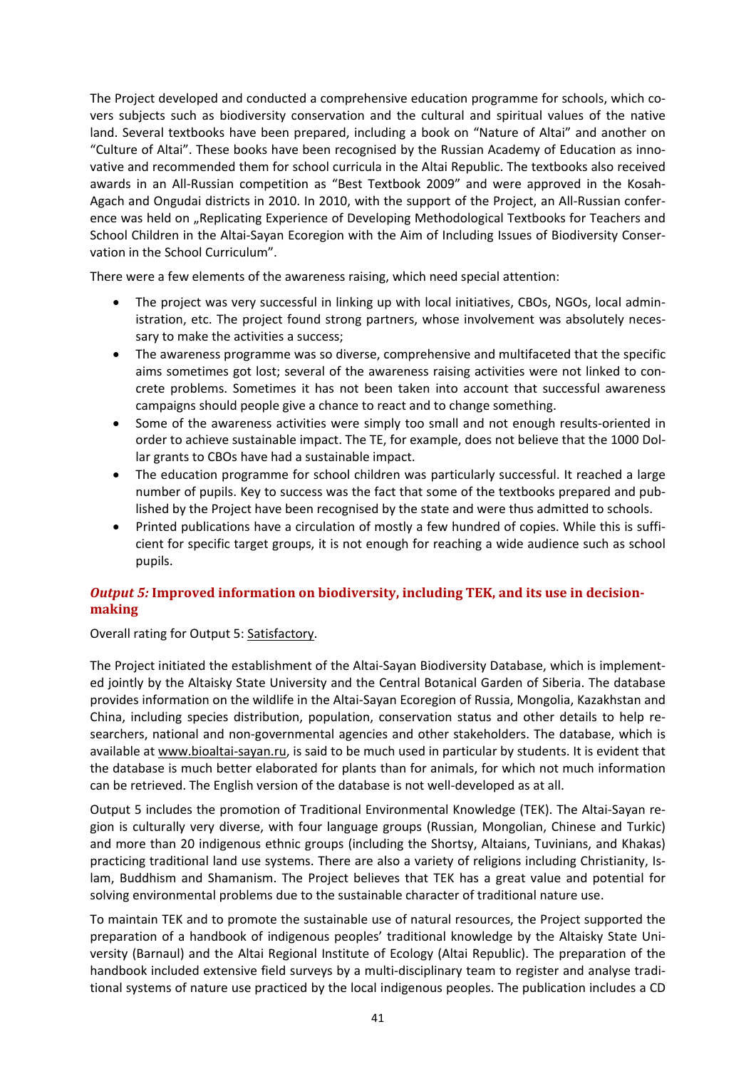The Project developed and conducted a comprehensive education programme for schools, which covers subjects such as biodiversity conservation and the cultural and spiritual values of the native land. Several textbooks have been prepared, including a book on "Nature of Altai" and another on "Culture of Altai". These books have been recognised by the Russian Academy of Education as innovative and recommended them for school curricula in the Altai Republic. The textbooks also received awards in an All-Russian competition as "Best Textbook 2009" and were approved in the Kosah-Agach and Ongudai districts in 2010. In 2010, with the support of the Project, an All-Russian conference was held on „Replicating Experience of Developing Methodological Textbooks for Teachers and School Children in the Altai-Sayan Ecoregion with the Aim of Including Issues of Biodiversity Conservation in the School Curriculum".

There were a few elements of the awareness raising, which need special attention:

- The project was very successful in linking up with local initiatives, CBOs, NGOs, local administration, etc. The project found strong partners, whose involvement was absolutely necessary to make the activities a success;
- The awareness programme was so diverse, comprehensive and multifaceted that the specific aims sometimes got lost; several of the awareness raising activities were not linked to concrete problems. Sometimes it has not been taken into account that successful awareness campaigns should people give a chance to react and to change something.
- Some of the awareness activities were simply too small and not enough results-oriented in order to achieve sustainable impact. The TE, for example, does not believe that the 1000 Dollar grants to CBOs have had a sustainable impact.
- The education programme for school children was particularly successful. It reached a large number of pupils. Key to success was the fact that some of the textbooks prepared and published by the Project have been recognised by the state and were thus admitted to schools.
- Printed publications have a circulation of mostly a few hundred of copies. While this is sufficient for specific target groups, it is not enough for reaching a wide audience such as school pupils.

### *Output 5:* Improved information on biodiversity, including TEK, and its use in decision-making

Overall rating for Output 5: Satisfactory.

The Project initiated the establishment of the Altai-Sayan Biodiversity Database, which is implemented jointly by the Altaisky State University and the Central Botanical Garden of Siberia. The database provides information on the wildlife in the Altai-Sayan Ecoregion of Russia, Mongolia, Kazakhstan and China, including species distribution, population, conservation status and other details to help researchers, national and non-governmental agencies and other stakeholders. The database, which is available at www.bioaltai-sayan.ru, is said to be much used in particular by students. It is evident that the database is much better elaborated for plants than for animals, for which not much information can be retrieved. The English version of the database is not well-developed as at all.

Output 5 includes the promotion of Traditional Environmental Knowledge (TEK). The Altai-Sayan region is culturally very diverse, with four language groups (Russian, Mongolian, Chinese and Turkic) and more than 20 indigenous ethnic groups (including the Shortsy, Altaians, Tuvinians, and Khakas) practicing traditional land use systems. There are also a variety of religions including Christianity, Islam, Buddhism and Shamanism. The Project believes that TEK has a great value and potential for solving environmental problems due to the sustainable character of traditional nature use.

To maintain TEK and to promote the sustainable use of natural resources, the Project supported the preparation of a handbook of indigenous peoples' traditional knowledge by the Altaisky State University (Barnaul) and the Altai Regional Institute of Ecology (Altai Republic). The preparation of the handbook included extensive field surveys by a multi-disciplinary team to register and analyse traditional systems of nature use practiced by the local indigenous peoples. The publication includes a CD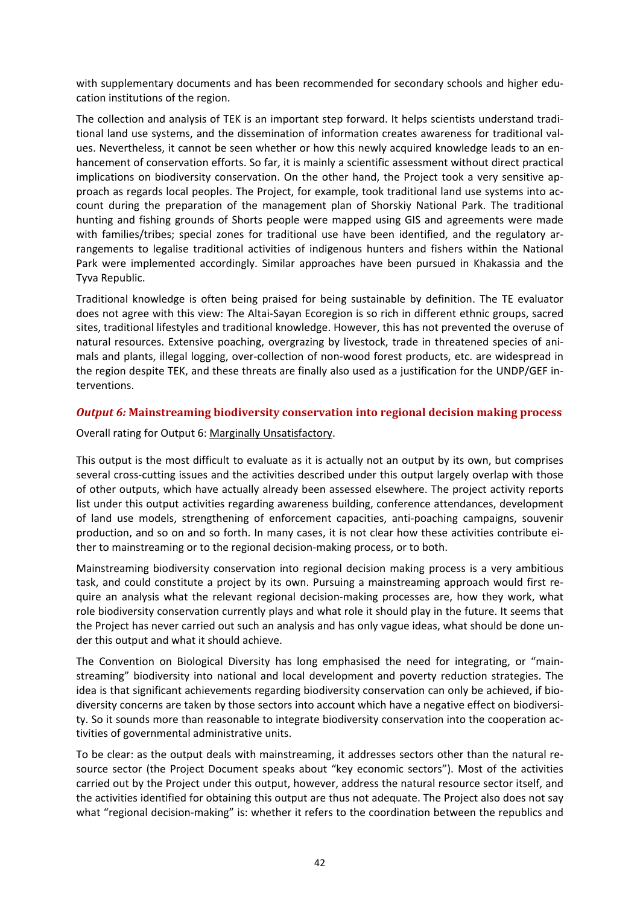with supplementary documents and has been recommended for secondary schools and higher education institutions of the region.

The collection and analysis of TEK is an important step forward. It helps scientists understand traditional land use systems, and the dissemination of information creates awareness for traditional values. Nevertheless, it cannot be seen whether or how this newly acquired knowledge leads to an enhancement of conservation efforts. So far, it is mainly a scientific assessment without direct practical implications on biodiversity conservation. On the other hand, the Project took a very sensitive approach as regards local peoples. The Project, for example, took traditional land use systems into account during the preparation of the management plan of Shorskiy National Park. The traditional hunting and fishing grounds of Shorts people were mapped using GIS and agreements were made with families/tribes; special zones for traditional use have been identified, and the regulatory arrangements to legalise traditional activities of indigenous hunters and fishers within the National Park were implemented accordingly. Similar approaches have been pursued in Khakassia and the Tyva Republic.

Traditional knowledge is often being praised for being sustainable by definition. The TE evaluator does not agree with this view: The Altai-Sayan Ecoregion is so rich in different ethnic groups, sacred sites, traditional lifestyles and traditional knowledge. However, this has not prevented the overuse of natural resources. Extensive poaching, overgrazing by livestock, trade in threatened species of animals and plants, illegal logging, over-collection of non-wood forest products, etc. are widespread in the region despite TEK, and these threats are finally also used as a justification for the UNDP/GEF interventions.

### *Output 6:* **Mainstreaming biodiversity conservation into regional decision making process**

Overall rating for Output 6: Marginally Unsatisfactory.

This output is the most difficult to evaluate as it is actually not an output by its own, but comprises several cross-cutting issues and the activities described under this output largely overlap with those of other outputs, which have actually already been assessed elsewhere. The project activity reports list under this output activities regarding awareness building, conference attendances, development of land use models, strengthening of enforcement capacities, anti-poaching campaigns, souvenir production, and so on and so forth. In many cases, it is not clear how these activities contribute either to mainstreaming or to the regional decision-making process, or to both.

Mainstreaming biodiversity conservation into regional decision making process is a very ambitious task, and could constitute a project by its own. Pursuing a mainstreaming approach would first require an analysis what the relevant regional decision-making processes are, how they work, what role biodiversity conservation currently plays and what role it should play in the future. It seems that the Project has never carried out such an analysis and has only vague ideas, what should be done under this output and what it should achieve.

The Convention on Biological Diversity has long emphasised the need for integrating, or "mainstreaming" biodiversity into national and local development and poverty reduction strategies. The idea is that significant achievements regarding biodiversity conservation can only be achieved, if biodiversity concerns are taken by those sectors into account which have a negative effect on biodiversity. So it sounds more than reasonable to integrate biodiversity conservation into the cooperation activities of governmental administrative units.

To be clear: as the output deals with mainstreaming, it addresses sectors other than the natural resource sector (the Project Document speaks about "key economic sectors"). Most of the activities carried out by the Project under this output, however, address the natural resource sector itself, and the activities identified for obtaining this output are thus not adequate. The Project also does not say what "regional decision-making" is: whether it refers to the coordination between the republics and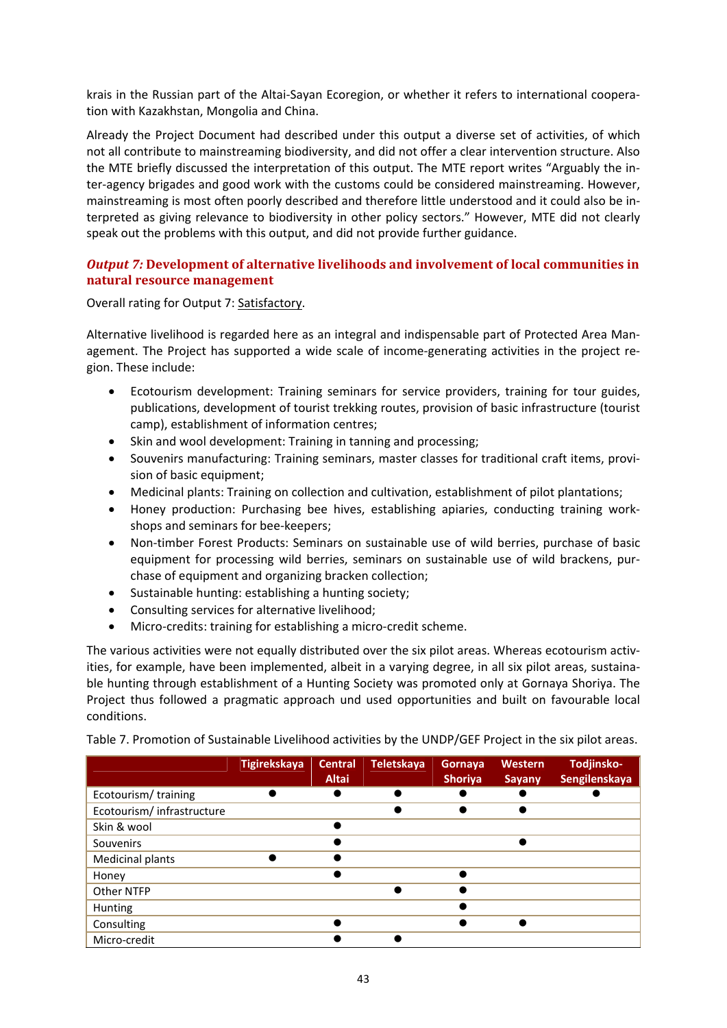krais in the Russian part of the Altai-Sayan Ecoregion, or whether it refers to international cooperation with Kazakhstan, Mongolia and China.

Already the Project Document had described under this output a diverse set of activities, of which not all contribute to mainstreaming biodiversity, and did not offer a clear intervention structure. Also the MTE briefly discussed the interpretation of this output. The MTE report writes "Arguably the inter-agency brigades and good work with the customs could be considered mainstreaming. However, mainstreaming is most often poorly described and therefore little understood and it could also be interpreted as giving relevance to biodiversity in other policy sectors." However, MTE did not clearly speak out the problems with this output, and did not provide further guidance.

### *Output 7:* Development of alternative livelihoods and involvement of local communities in natural resource management

Overall rating for Output 7: Satisfactory.

Alternative livelihood is regarded here as an integral and indispensable part of Protected Area Management. The Project has supported a wide scale of income-generating activities in the project region. These include:

- Ecotourism development: Training seminars for service providers, training for tour guides, publications, development of tourist trekking routes, provision of basic infrastructure (tourist camp), establishment of information centres;
- Skin and wool development: Training in tanning and processing;
- Souvenirs manufacturing: Training seminars, master classes for traditional craft items, provision of basic equipment;
- Medicinal plants: Training on collection and cultivation, establishment of pilot plantations;
- Honey production: Purchasing bee hives, establishing apiaries, conducting training workshops and seminars for bee-keepers;
- Non-timber Forest Products: Seminars on sustainable use of wild berries, purchase of basic equipment for processing wild berries, seminars on sustainable use of wild brackens, purchase of equipment and organizing bracken collection;
- Sustainable hunting: establishing a hunting society;
- Consulting services for alternative livelihood;
- Micro-credits: training for establishing a micro-credit scheme.

The various activities were not equally distributed over the six pilot areas. Whereas ecotourism activities, for example, have been implemented, albeit in a varying degree, in all six pilot areas, sustainable hunting through establishment of a Hunting Society was promoted only at Gornaya Shoriya. The Project thus followed a pragmatic approach und used opportunities and built on favourable local conditions.

Table 7. Promotion of Sustainable Livelihood activities by the UNDP/GEF Project in the six pilot areas.

| | Tigirekskaya | Central Altai | Teletskaya | Gornaya Shoriya | Western Sayany | Todjinsko-Sengilenskaya |
|---|---|---|---|---|---|---|
| Ecotourism/ training | ● | ● | ● | ● | ● | ● |
| Ecotourism/ infrastructure | | | ● | ● | ● | |
| Skin & wool | | ● | | | | |
| Souvenirs | | ● | | | ● | |
| Medicinal plants | ● | ● | | | | |
| Honey | | ● | | ● | | |
| Other NTFP | | | ● | ● | | |
| Hunting | | | | ● | | |
| Consulting | | ● | | ● | ● | |
| Micro-credit | | ● | ● | | | |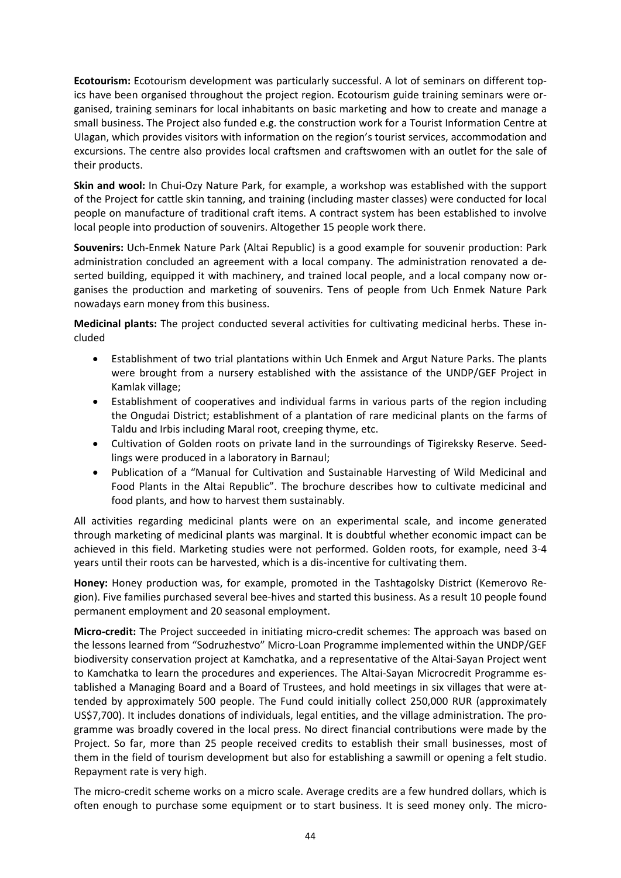**Ecotourism:** Ecotourism development was particularly successful. A lot of seminars on different topics have been organised throughout the project region. Ecotourism guide training seminars were organised, training seminars for local inhabitants on basic marketing and how to create and manage a small business. The Project also funded e.g. the construction work for a Tourist Information Centre at Ulagan, which provides visitors with information on the region's tourist services, accommodation and excursions. The centre also provides local craftsmen and craftswomen with an outlet for the sale of their products.

**Skin and wool:** In Chui-Ozy Nature Park, for example, a workshop was established with the support of the Project for cattle skin tanning, and training (including master classes) were conducted for local people on manufacture of traditional craft items. A contract system has been established to involve local people into production of souvenirs. Altogether 15 people work there.

**Souvenirs:** Uch-Enmek Nature Park (Altai Republic) is a good example for souvenir production: Park administration concluded an agreement with a local company. The administration renovated a deserted building, equipped it with machinery, and trained local people, and a local company now organises the production and marketing of souvenirs. Tens of people from Uch Enmek Nature Park nowadays earn money from this business.

**Medicinal plants:** The project conducted several activities for cultivating medicinal herbs. These included

- Establishment of two trial plantations within Uch Enmek and Argut Nature Parks. The plants were brought from a nursery established with the assistance of the UNDP/GEF Project in Kamlak village;
- Establishment of cooperatives and individual farms in various parts of the region including the Ongudai District; establishment of a plantation of rare medicinal plants on the farms of Taldu and Irbis including Maral root, creeping thyme, etc.
- Cultivation of Golden roots on private land in the surroundings of Tigireksky Reserve. Seedlings were produced in a laboratory in Barnaul;
- Publication of a "Manual for Cultivation and Sustainable Harvesting of Wild Medicinal and Food Plants in the Altai Republic". The brochure describes how to cultivate medicinal and food plants, and how to harvest them sustainably.

All activities regarding medicinal plants were on an experimental scale, and income generated through marketing of medicinal plants was marginal. It is doubtful whether economic impact can be achieved in this field. Marketing studies were not performed. Golden roots, for example, need 3-4 years until their roots can be harvested, which is a dis-incentive for cultivating them.

**Honey:** Honey production was, for example, promoted in the Tashtagolsky District (Kemerovo Region). Five families purchased several bee-hives and started this business. As a result 10 people found permanent employment and 20 seasonal employment.

**Micro-credit:** The Project succeeded in initiating micro-credit schemes: The approach was based on the lessons learned from "Sodruzhestvo" Micro-Loan Programme implemented within the UNDP/GEF biodiversity conservation project at Kamchatka, and a representative of the Altai-Sayan Project went to Kamchatka to learn the procedures and experiences. The Altai-Sayan Microcredit Programme established a Managing Board and a Board of Trustees, and hold meetings in six villages that were attended by approximately 500 people. The Fund could initially collect 250,000 RUR (approximately US$7,700). It includes donations of individuals, legal entities, and the village administration. The programme was broadly covered in the local press. No direct financial contributions were made by the Project. So far, more than 25 people received credits to establish their small businesses, most of them in the field of tourism development but also for establishing a sawmill or opening a felt studio. Repayment rate is very high.

The micro-credit scheme works on a micro scale. Average credits are a few hundred dollars, which is often enough to purchase some equipment or to start business. It is seed money only. The micro-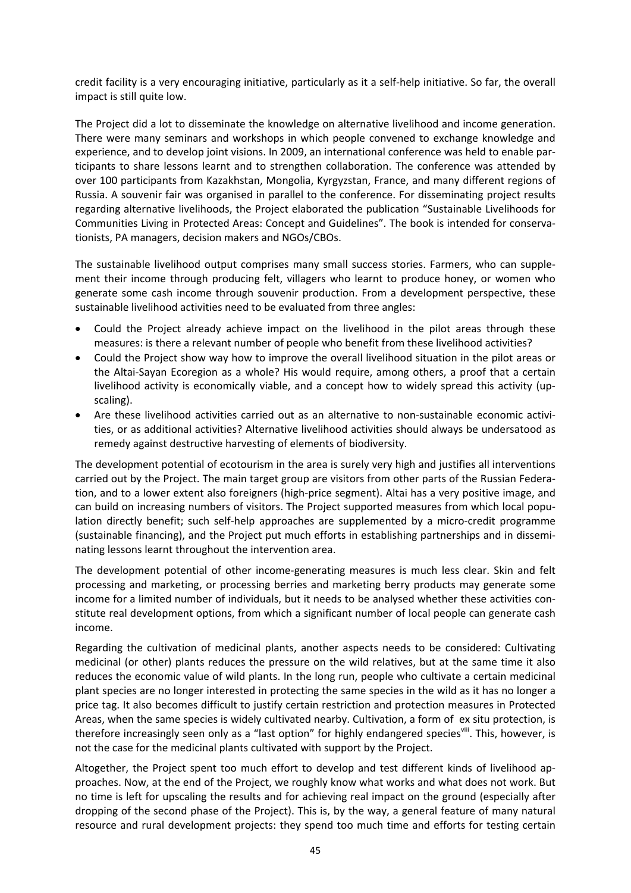credit facility is a very encouraging initiative, particularly as it a self-help initiative. So far, the overall impact is still quite low.

The Project did a lot to disseminate the knowledge on alternative livelihood and income generation. There were many seminars and workshops in which people convened to exchange knowledge and experience, and to develop joint visions. In 2009, an international conference was held to enable participants to share lessons learnt and to strengthen collaboration. The conference was attended by over 100 participants from Kazakhstan, Mongolia, Kyrgyzstan, France, and many different regions of Russia. A souvenir fair was organised in parallel to the conference. For disseminating project results regarding alternative livelihoods, the Project elaborated the publication "Sustainable Livelihoods for Communities Living in Protected Areas: Concept and Guidelines". The book is intended for conservationists, PA managers, decision makers and NGOs/CBOs.

The sustainable livelihood output comprises many small success stories. Farmers, who can supplement their income through producing felt, villagers who learnt to produce honey, or women who generate some cash income through souvenir production. From a development perspective, these sustainable livelihood activities need to be evaluated from three angles:

- Could the Project already achieve impact on the livelihood in the pilot areas through these measures: is there a relevant number of people who benefit from these livelihood activities?
- Could the Project show way how to improve the overall livelihood situation in the pilot areas or the Altai-Sayan Ecoregion as a whole? His would require, among others, a proof that a certain livelihood activity is economically viable, and a concept how to widely spread this activity (upscaling).
- Are these livelihood activities carried out as an alternative to non-sustainable economic activities, or as additional activities? Alternative livelihood activities should always be undersatood as remedy against destructive harvesting of elements of biodiversity.

The development potential of ecotourism in the area is surely very high and justifies all interventions carried out by the Project. The main target group are visitors from other parts of the Russian Federation, and to a lower extent also foreigners (high-price segment). Altai has a very positive image, and can build on increasing numbers of visitors. The Project supported measures from which local population directly benefit; such self-help approaches are supplemented by a micro-credit programme (sustainable financing), and the Project put much efforts in establishing partnerships and in disseminating lessons learnt throughout the intervention area.

The development potential of other income-generating measures is much less clear. Skin and felt processing and marketing, or processing berries and marketing berry products may generate some income for a limited number of individuals, but it needs to be analysed whether these activities constitute real development options, from which a significant number of local people can generate cash income.

Regarding the cultivation of medicinal plants, another aspects needs to be considered: Cultivating medicinal (or other) plants reduces the pressure on the wild relatives, but at the same time it also reduces the economic value of wild plants. In the long run, people who cultivate a certain medicinal plant species are no longer interested in protecting the same species in the wild as it has no longer a price tag. It also becomes difficult to justify certain restriction and protection measures in Protected Areas, when the same species is widely cultivated nearby. Cultivation, a form of ex situ protection, is therefore increasingly seen only as a "last option" for highly endangered species[viii]. This, however, is not the case for the medicinal plants cultivated with support by the Project.

Altogether, the Project spent too much effort to develop and test different kinds of livelihood approaches. Now, at the end of the Project, we roughly know what works and what does not work. But no time is left for upscaling the results and for achieving real impact on the ground (especially after dropping of the second phase of the Project). This is, by the way, a general feature of many natural resource and rural development projects: they spend too much time and efforts for testing certain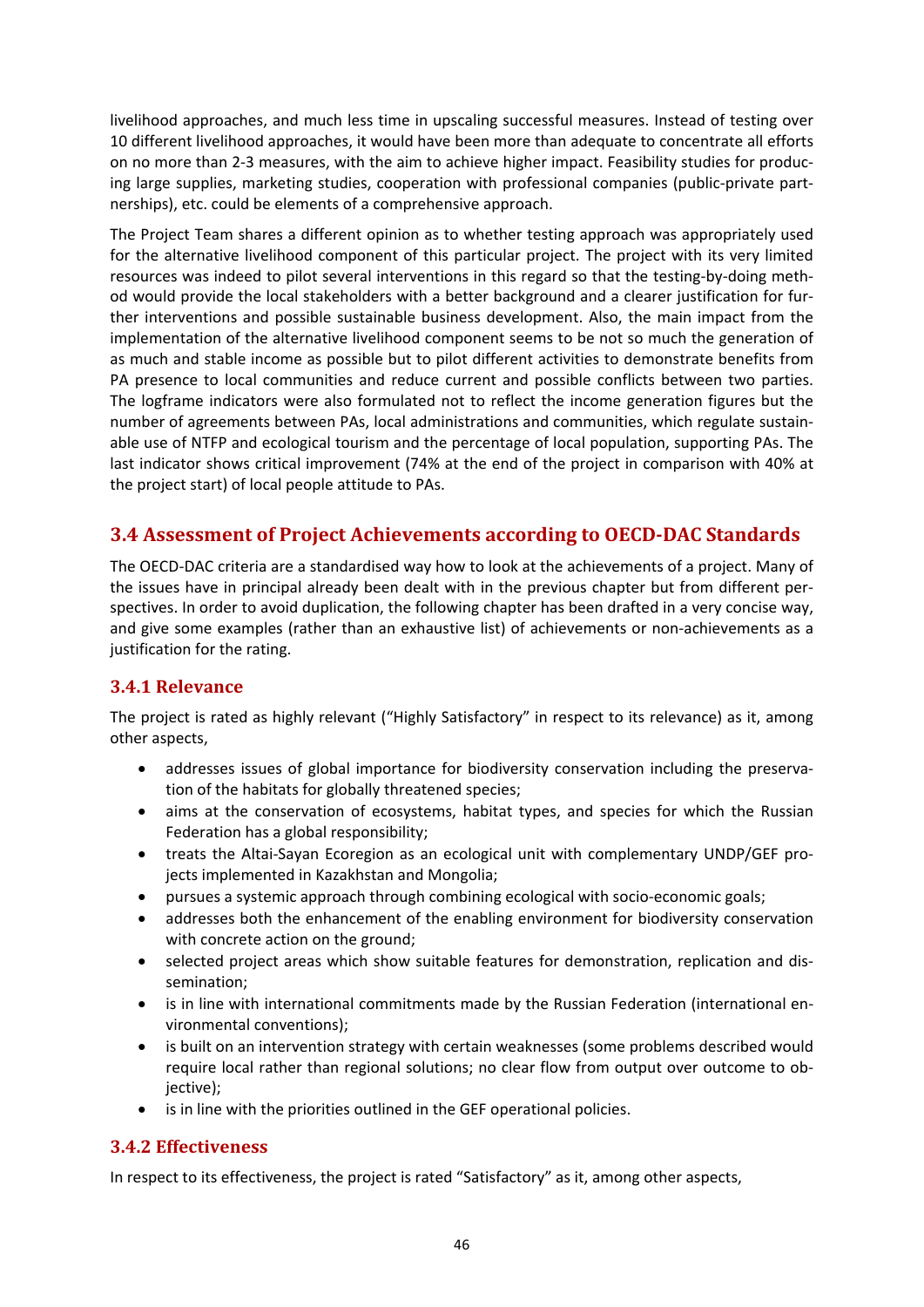livelihood approaches, and much less time in upscaling successful measures. Instead of testing over 10 different livelihood approaches, it would have been more than adequate to concentrate all efforts on no more than 2-3 measures, with the aim to achieve higher impact. Feasibility studies for producing large supplies, marketing studies, cooperation with professional companies (public-private partnerships), etc. could be elements of a comprehensive approach.

The Project Team shares a different opinion as to whether testing approach was appropriately used for the alternative livelihood component of this particular project. The project with its very limited resources was indeed to pilot several interventions in this regard so that the testing-by-doing method would provide the local stakeholders with a better background and a clearer justification for further interventions and possible sustainable business development. Also, the main impact from the implementation of the alternative livelihood component seems to be not so much the generation of as much and stable income as possible but to pilot different activities to demonstrate benefits from PA presence to local communities and reduce current and possible conflicts between two parties. The logframe indicators were also formulated not to reflect the income generation figures but the number of agreements between PAs, local administrations and communities, which regulate sustainable use of NTFP and ecological tourism and the percentage of local population, supporting PAs. The last indicator shows critical improvement (74% at the end of the project in comparison with 40% at the project start) of local people attitude to PAs.

## 3.4 Assessment of Project Achievements according to OECD-DAC Standards

The OECD-DAC criteria are a standardised way how to look at the achievements of a project. Many of the issues have in principal already been dealt with in the previous chapter but from different perspectives. In order to avoid duplication, the following chapter has been drafted in a very concise way, and give some examples (rather than an exhaustive list) of achievements or non-achievements as a justification for the rating.

### 3.4.1 Relevance

The project is rated as highly relevant ("Highly Satisfactory" in respect to its relevance) as it, among other aspects,

- addresses issues of global importance for biodiversity conservation including the preservation of the habitats for globally threatened species;
- aims at the conservation of ecosystems, habitat types, and species for which the Russian Federation has a global responsibility;
- treats the Altai-Sayan Ecoregion as an ecological unit with complementary UNDP/GEF projects implemented in Kazakhstan and Mongolia;
- pursues a systemic approach through combining ecological with socio-economic goals;
- addresses both the enhancement of the enabling environment for biodiversity conservation with concrete action on the ground;
- selected project areas which show suitable features for demonstration, replication and dissemination;
- is in line with international commitments made by the Russian Federation (international environmental conventions);
- is built on an intervention strategy with certain weaknesses (some problems described would require local rather than regional solutions; no clear flow from output over outcome to objective);
- is in line with the priorities outlined in the GEF operational policies.

### 3.4.2 Effectiveness

In respect to its effectiveness, the project is rated "Satisfactory" as it, among other aspects,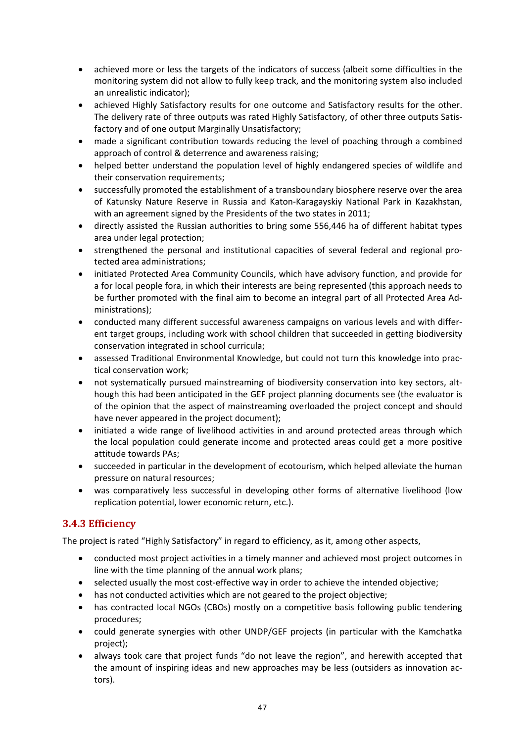- achieved more or less the targets of the indicators of success (albeit some difficulties in the monitoring system did not allow to fully keep track, and the monitoring system also included an unrealistic indicator);
- achieved Highly Satisfactory results for one outcome and Satisfactory results for the other. The delivery rate of three outputs was rated Highly Satisfactory, of other three outputs Satisfactory and of one output Marginally Unsatisfactory;
- made a significant contribution towards reducing the level of poaching through a combined approach of control & deterrence and awareness raising;
- helped better understand the population level of highly endangered species of wildlife and their conservation requirements;
- successfully promoted the establishment of a transboundary biosphere reserve over the area of Katunsky Nature Reserve in Russia and Katon-Karagayskiy National Park in Kazakhstan, with an agreement signed by the Presidents of the two states in 2011;
- directly assisted the Russian authorities to bring some 556,446 ha of different habitat types area under legal protection;
- strengthened the personal and institutional capacities of several federal and regional protected area administrations;
- initiated Protected Area Community Councils, which have advisory function, and provide for a for local people fora, in which their interests are being represented (this approach needs to be further promoted with the final aim to become an integral part of all Protected Area Administrations);
- conducted many different successful awareness campaigns on various levels and with different target groups, including work with school children that succeeded in getting biodiversity conservation integrated in school curricula;
- assessed Traditional Environmental Knowledge, but could not turn this knowledge into practical conservation work;
- not systematically pursued mainstreaming of biodiversity conservation into key sectors, although this had been anticipated in the GEF project planning documents see (the evaluator is of the opinion that the aspect of mainstreaming overloaded the project concept and should have never appeared in the project document);
- initiated a wide range of livelihood activities in and around protected areas through which the local population could generate income and protected areas could get a more positive attitude towards PAs;
- succeeded in particular in the development of ecotourism, which helped alleviate the human pressure on natural resources;
- was comparatively less successful in developing other forms of alternative livelihood (low replication potential, lower economic return, etc.).

### 3.4.3 Efficiency

The project is rated "Highly Satisfactory" in regard to efficiency, as it, among other aspects,

- conducted most project activities in a timely manner and achieved most project outcomes in line with the time planning of the annual work plans;
- selected usually the most cost-effective way in order to achieve the intended objective;
- has not conducted activities which are not geared to the project objective;
- has contracted local NGOs (CBOs) mostly on a competitive basis following public tendering procedures;
- could generate synergies with other UNDP/GEF projects (in particular with the Kamchatka project);
- always took care that project funds "do not leave the region", and herewith accepted that the amount of inspiring ideas and new approaches may be less (outsiders as innovation actors).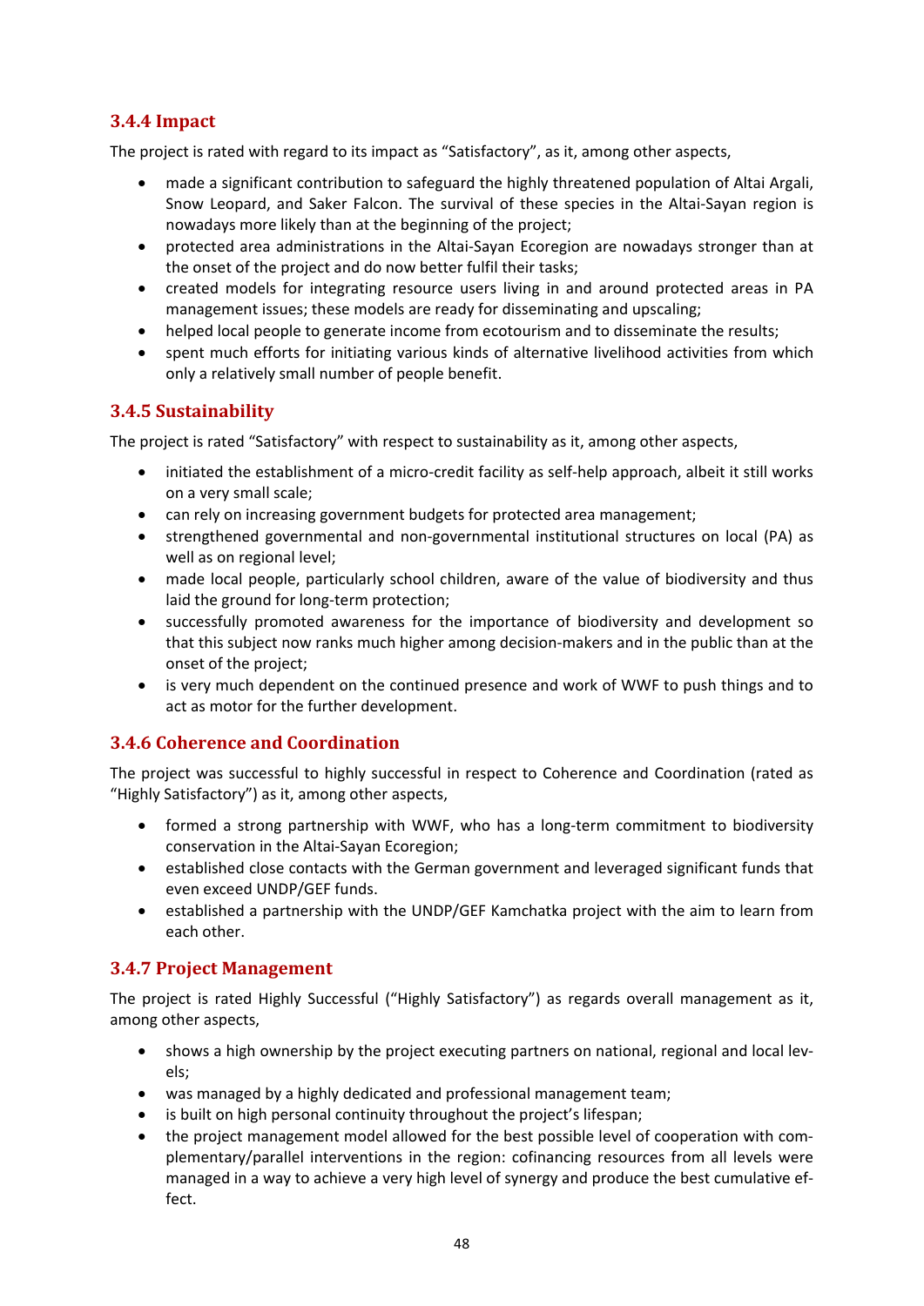### 3.4.4 Impact

The project is rated with regard to its impact as "Satisfactory", as it, among other aspects,

- made a significant contribution to safeguard the highly threatened population of Altai Argali, Snow Leopard, and Saker Falcon. The survival of these species in the Altai-Sayan region is nowadays more likely than at the beginning of the project;
- protected area administrations in the Altai-Sayan Ecoregion are nowadays stronger than at the onset of the project and do now better fulfil their tasks;
- created models for integrating resource users living in and around protected areas in PA management issues; these models are ready for disseminating and upscaling;
- helped local people to generate income from ecotourism and to disseminate the results;
- spent much efforts for initiating various kinds of alternative livelihood activities from which only a relatively small number of people benefit.

### 3.4.5 Sustainability

The project is rated "Satisfactory" with respect to sustainability as it, among other aspects,

- initiated the establishment of a micro-credit facility as self-help approach, albeit it still works on a very small scale;
- can rely on increasing government budgets for protected area management;
- strengthened governmental and non-governmental institutional structures on local (PA) as well as on regional level;
- made local people, particularly school children, aware of the value of biodiversity and thus laid the ground for long-term protection;
- successfully promoted awareness for the importance of biodiversity and development so that this subject now ranks much higher among decision-makers and in the public than at the onset of the project;
- is very much dependent on the continued presence and work of WWF to push things and to act as motor for the further development.

### 3.4.6 Coherence and Coordination

The project was successful to highly successful in respect to Coherence and Coordination (rated as "Highly Satisfactory") as it, among other aspects,

- formed a strong partnership with WWF, who has a long-term commitment to biodiversity conservation in the Altai-Sayan Ecoregion;
- established close contacts with the German government and leveraged significant funds that even exceed UNDP/GEF funds.
- established a partnership with the UNDP/GEF Kamchatka project with the aim to learn from each other.

### 3.4.7 Project Management

The project is rated Highly Successful ("Highly Satisfactory") as regards overall management as it, among other aspects,

- shows a high ownership by the project executing partners on national, regional and local levels;
- was managed by a highly dedicated and professional management team;
- is built on high personal continuity throughout the project's lifespan;
- the project management model allowed for the best possible level of cooperation with complementary/parallel interventions in the region: cofinancing resources from all levels were managed in a way to achieve a very high level of synergy and produce the best cumulative effect.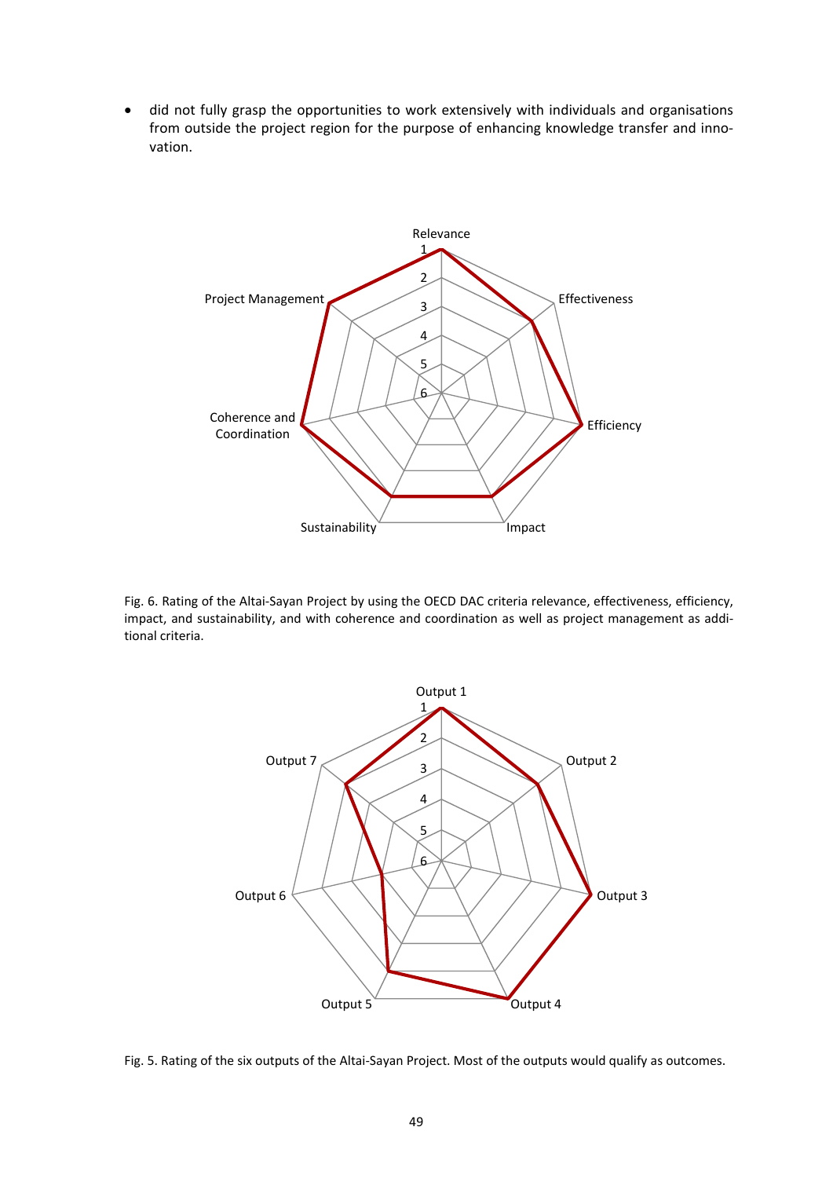- did not fully grasp the opportunities to work extensively with individuals and organisations from outside the project region for the purpose of enhancing knowledge transfer and innovation.

Fig. 6. Rating of the Altai-Sayan Project by using the OECD DAC criteria relevance, effectiveness, efficiency, impact, and sustainability, and with coherence and coordination as well as project management as additional criteria.

Fig. 5. Rating of the six outputs of the Altai-Sayan Project. Most of the outputs would qualify as outcomes.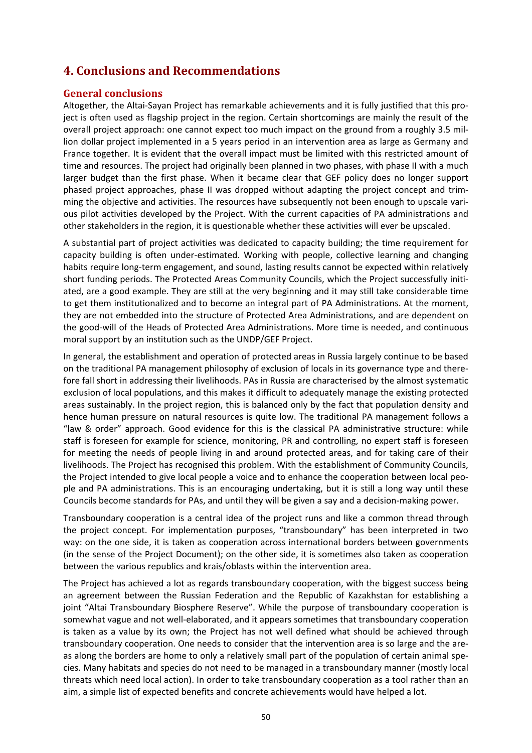# 4. Conclusions and Recommendations

## General conclusions

Altogether, the Altai-Sayan Project has remarkable achievements and it is fully justified that this project is often used as flagship project in the region. Certain shortcomings are mainly the result of the overall project approach: one cannot expect too much impact on the ground from a roughly 3.5 million dollar project implemented in a 5 years period in an intervention area as large as Germany and France together. It is evident that the overall impact must be limited with this restricted amount of time and resources. The project had originally been planned in two phases, with phase II with a much larger budget than the first phase. When it became clear that GEF policy does no longer support phased project approaches, phase II was dropped without adapting the project concept and trimming the objective and activities. The resources have subsequently not been enough to upscale various pilot activities developed by the Project. With the current capacities of PA administrations and other stakeholders in the region, it is questionable whether these activities will ever be upscaled.

A substantial part of project activities was dedicated to capacity building; the time requirement for capacity building is often under-estimated. Working with people, collective learning and changing habits require long-term engagement, and sound, lasting results cannot be expected within relatively short funding periods. The Protected Areas Community Councils, which the Project successfully initiated, are a good example. They are still at the very beginning and it may still take considerable time to get them institutionalized and to become an integral part of PA Administrations. At the moment, they are not embedded into the structure of Protected Area Administrations, and are dependent on the good-will of the Heads of Protected Area Administrations. More time is needed, and continuous moral support by an institution such as the UNDP/GEF Project.

In general, the establishment and operation of protected areas in Russia largely continue to be based on the traditional PA management philosophy of exclusion of locals in its governance type and therefore fall short in addressing their livelihoods. PAs in Russia are characterised by the almost systematic exclusion of local populations, and this makes it difficult to adequately manage the existing protected areas sustainably. In the project region, this is balanced only by the fact that population density and hence human pressure on natural resources is quite low. The traditional PA management follows a "law & order" approach. Good evidence for this is the classical PA administrative structure: while staff is foreseen for example for science, monitoring, PR and controlling, no expert staff is foreseen for meeting the needs of people living in and around protected areas, and for taking care of their livelihoods. The Project has recognised this problem. With the establishment of Community Councils, the Project intended to give local people a voice and to enhance the cooperation between local people and PA administrations. This is an encouraging undertaking, but it is still a long way until these Councils become standards for PAs, and until they will be given a say and a decision-making power.

Transboundary cooperation is a central idea of the project runs and like a common thread through the project concept. For implementation purposes, "transboundary" has been interpreted in two way: on the one side, it is taken as cooperation across international borders between governments (in the sense of the Project Document); on the other side, it is sometimes also taken as cooperation between the various republics and krais/oblasts within the intervention area.

The Project has achieved a lot as regards transboundary cooperation, with the biggest success being an agreement between the Russian Federation and the Republic of Kazakhstan for establishing a joint "Altai Transboundary Biosphere Reserve". While the purpose of transboundary cooperation is somewhat vague and not well-elaborated, and it appears sometimes that transboundary cooperation is taken as a value by its own; the Project has not well defined what should be achieved through transboundary cooperation. One needs to consider that the intervention area is so large and the areas along the borders are home to only a relatively small part of the population of certain animal species. Many habitats and species do not need to be managed in a transboundary manner (mostly local threats which need local action). In order to take transboundary cooperation as a tool rather than an aim, a simple list of expected benefits and concrete achievements would have helped a lot.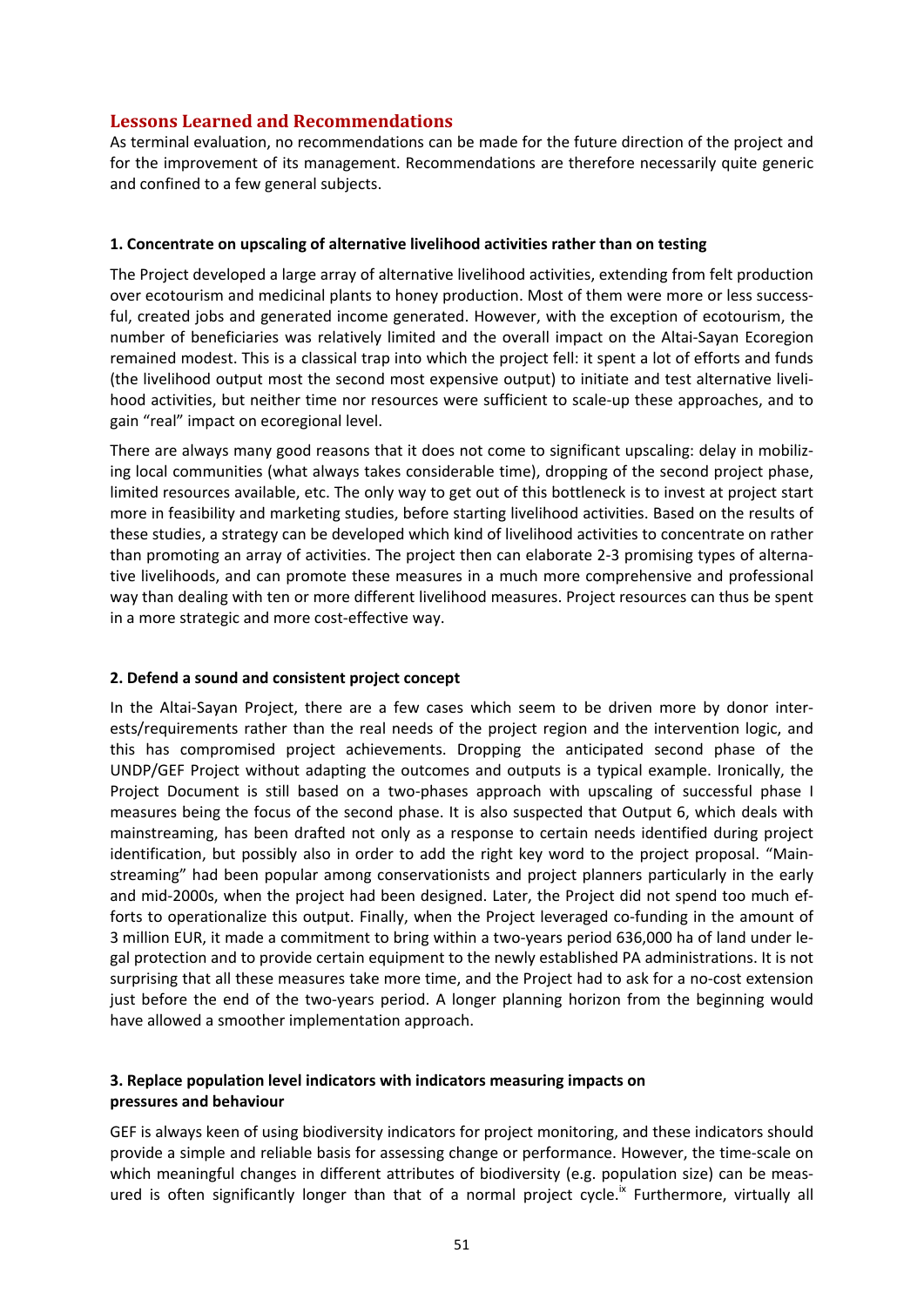## Lessons Learned and Recommendations

As terminal evaluation, no recommendations can be made for the future direction of the project and for the improvement of its management. Recommendations are therefore necessarily quite generic and confined to a few general subjects.

### 1. Concentrate on upscaling of alternative livelihood activities rather than on testing

The Project developed a large array of alternative livelihood activities, extending from felt production over ecotourism and medicinal plants to honey production. Most of them were more or less successful, created jobs and generated income generated. However, with the exception of ecotourism, the number of beneficiaries was relatively limited and the overall impact on the Altai-Sayan Ecoregion remained modest. This is a classical trap into which the project fell: it spent a lot of efforts and funds (the livelihood output most the second most expensive output) to initiate and test alternative livelihood activities, but neither time nor resources were sufficient to scale-up these approaches, and to gain "real" impact on ecoregional level.

There are always many good reasons that it does not come to significant upscaling: delay in mobilizing local communities (what always takes considerable time), dropping of the second project phase, limited resources available, etc. The only way to get out of this bottleneck is to invest at project start more in feasibility and marketing studies, before starting livelihood activities. Based on the results of these studies, a strategy can be developed which kind of livelihood activities to concentrate on rather than promoting an array of activities. The project then can elaborate 2-3 promising types of alternative livelihoods, and can promote these measures in a much more comprehensive and professional way than dealing with ten or more different livelihood measures. Project resources can thus be spent in a more strategic and more cost-effective way.

### 2. Defend a sound and consistent project concept

In the Altai-Sayan Project, there are a few cases which seem to be driven more by donor interests/requirements rather than the real needs of the project region and the intervention logic, and this has compromised project achievements. Dropping the anticipated second phase of the UNDP/GEF Project without adapting the outcomes and outputs is a typical example. Ironically, the Project Document is still based on a two-phases approach with upscaling of successful phase I measures being the focus of the second phase. It is also suspected that Output 6, which deals with mainstreaming, has been drafted not only as a response to certain needs identified during project identification, but possibly also in order to add the right key word to the project proposal. "Mainstreaming" had been popular among conservationists and project planners particularly in the early and mid-2000s, when the project had been designed. Later, the Project did not spend too much efforts to operationalize this output. Finally, when the Project leveraged co-funding in the amount of 3 million EUR, it made a commitment to bring within a two-years period 636,000 ha of land under legal protection and to provide certain equipment to the newly established PA administrations. It is not surprising that all these measures take more time, and the Project had to ask for a no-cost extension just before the end of the two-years period. A longer planning horizon from the beginning would have allowed a smoother implementation approach.

### 3. Replace population level indicators with indicators measuring impacts on pressures and behaviour

GEF is always keen of using biodiversity indicators for project monitoring, and these indicators should provide a simple and reliable basis for assessing change or performance. However, the time-scale on which meaningful changes in different attributes of biodiversity (e.g. population size) can be measured is often significantly longer than that of a normal project cycle.[ix] Furthermore, virtually all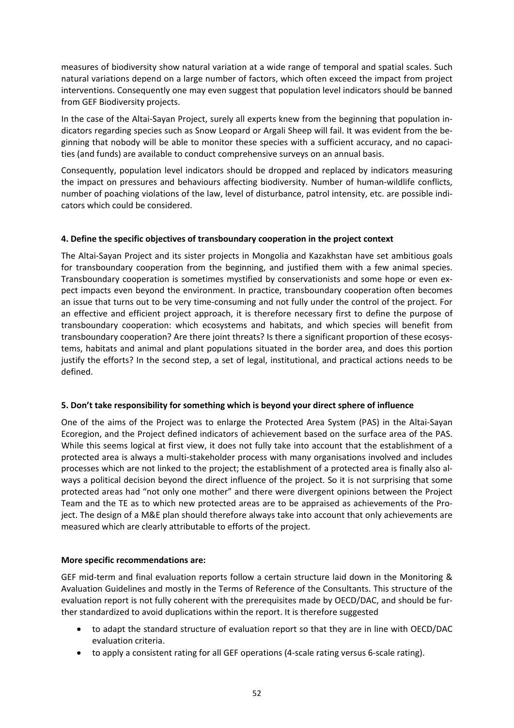measures of biodiversity show natural variation at a wide range of temporal and spatial scales. Such natural variations depend on a large number of factors, which often exceed the impact from project interventions. Consequently one may even suggest that population level indicators should be banned from GEF Biodiversity projects.

In the case of the Altai-Sayan Project, surely all experts knew from the beginning that population indicators regarding species such as Snow Leopard or Argali Sheep will fail. It was evident from the beginning that nobody will be able to monitor these species with a sufficient accuracy, and no capacities (and funds) are available to conduct comprehensive surveys on an annual basis.

Consequently, population level indicators should be dropped and replaced by indicators measuring the impact on pressures and behaviours affecting biodiversity. Number of human-wildlife conflicts, number of poaching violations of the law, level of disturbance, patrol intensity, etc. are possible indicators which could be considered.

**4. Define the specific objectives of transboundary cooperation in the project context**

The Altai-Sayan Project and its sister projects in Mongolia and Kazakhstan have set ambitious goals for transboundary cooperation from the beginning, and justified them with a few animal species. Transboundary cooperation is sometimes mystified by conservationists and some hope or even expect impacts even beyond the environment. In practice, transboundary cooperation often becomes an issue that turns out to be very time-consuming and not fully under the control of the project. For an effective and efficient project approach, it is therefore necessary first to define the purpose of transboundary cooperation: which ecosystems and habitats, and which species will benefit from transboundary cooperation? Are there joint threats? Is there a significant proportion of these ecosystems, habitats and animal and plant populations situated in the border area, and does this portion justify the efforts? In the second step, a set of legal, institutional, and practical actions needs to be defined.

**5. Don't take responsibility for something which is beyond your direct sphere of influence**

One of the aims of the Project was to enlarge the Protected Area System (PAS) in the Altai-Sayan Ecoregion, and the Project defined indicators of achievement based on the surface area of the PAS. While this seems logical at first view, it does not fully take into account that the establishment of a protected area is always a multi-stakeholder process with many organisations involved and includes processes which are not linked to the project; the establishment of a protected area is finally also always a political decision beyond the direct influence of the project. So it is not surprising that some protected areas had "not only one mother" and there were divergent opinions between the Project Team and the TE as to which new protected areas are to be appraised as achievements of the Project. The design of a M&E plan should therefore always take into account that only achievements are measured which are clearly attributable to efforts of the project.

**More specific recommendations are:**

GEF mid-term and final evaluation reports follow a certain structure laid down in the Monitoring & Evaluation Guidelines and mostly in the Terms of Reference of the Consultants. This structure of the evaluation report is not fully coherent with the prerequisites made by OECD/DAC, and should be further standardized to avoid duplications within the report. It is therefore suggested

- to adapt the standard structure of evaluation report so that they are in line with OECD/DAC evaluation criteria.
- to apply a consistent rating for all GEF operations (4-scale rating versus 6-scale rating).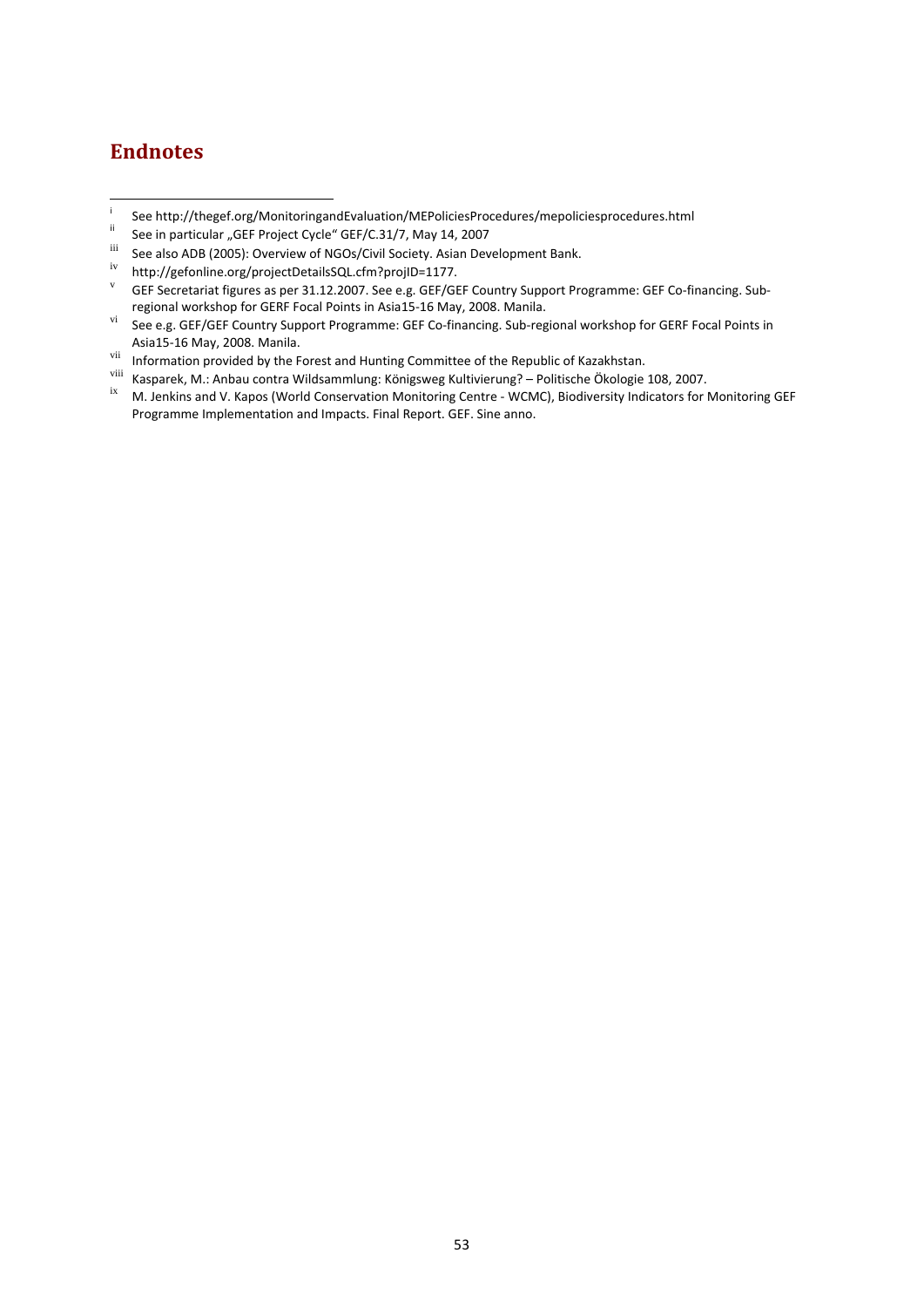## Endnotes

[i] See http://thegef.org/MonitoringandEvaluation/MEPoliciesProcedures/mepoliciesprocedures.html

[ii] See in particular „GEF Project Cycle" GEF/C.31/7, May 14, 2007

[iii] See also ADB (2005): Overview of NGOs/Civil Society. Asian Development Bank.

[iv] http://gefonline.org/projectDetailsSQL.cfm?projID=1177.

[v] GEF Secretariat figures as per 31.12.2007. See e.g. GEF/GEF Country Support Programme: GEF Co-financing. Sub-regional workshop for GERF Focal Points in Asia15-16 May, 2008. Manila.

[vi] See e.g. GEF/GEF Country Support Programme: GEF Co-financing. Sub-regional workshop for GERF Focal Points in Asia15-16 May, 2008. Manila.

[vii] Information provided by the Forest and Hunting Committee of the Republic of Kazakhstan.

[viii] Kasparek, M.: Anbau contra Wildsammlung: Königsweg Kultivierung? – Politische Ökologie 108, 2007.

[ix] M. Jenkins and V. Kapos (World Conservation Monitoring Centre - WCMC), Biodiversity Indicators for Monitoring GEF Programme Implementation and Impacts. Final Report. GEF. Sine anno.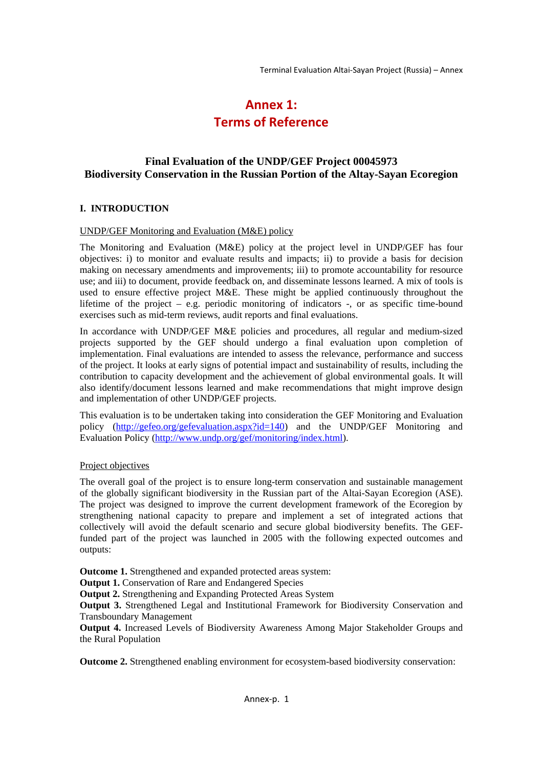# Annex 1:
# Terms of Reference

## Final Evaluation of the UNDP/GEF Project 00045973
## Biodiversity Conservation in the Russian Portion of the Altay-Sayan Ecoregion

### I. INTRODUCTION

UNDP/GEF Monitoring and Evaluation (M&E) policy

The Monitoring and Evaluation (M&E) policy at the project level in UNDP/GEF has four objectives: i) to monitor and evaluate results and impacts; ii) to provide a basis for decision making on necessary amendments and improvements; iii) to promote accountability for resource use; and iii) to document, provide feedback on, and disseminate lessons learned. A mix of tools is used to ensure effective project M&E. These might be applied continuously throughout the lifetime of the project – e.g. periodic monitoring of indicators -, or as specific time-bound exercises such as mid-term reviews, audit reports and final evaluations.

In accordance with UNDP/GEF M&E policies and procedures, all regular and medium-sized projects supported by the GEF should undergo a final evaluation upon completion of implementation. Final evaluations are intended to assess the relevance, performance and success of the project. It looks at early signs of potential impact and sustainability of results, including the contribution to capacity development and the achievement of global environmental goals. It will also identify/document lessons learned and make recommendations that might improve design and implementation of other UNDP/GEF projects.

This evaluation is to be undertaken taking into consideration the GEF Monitoring and Evaluation policy (http://gefeo.org/gefevaluation.aspx?id=140) and the UNDP/GEF Monitoring and Evaluation Policy (http://www.undp.org/gef/monitoring/index.html).

Project objectives

The overall goal of the project is to ensure long-term conservation and sustainable management of the globally significant biodiversity in the Russian part of the Altai-Sayan Ecoregion (ASE). The project was designed to improve the current development framework of the Ecoregion by strengthening national capacity to prepare and implement a set of integrated actions that collectively will avoid the default scenario and secure global biodiversity benefits. The GEF-funded part of the project was launched in 2005 with the following expected outcomes and outputs:

**Outcome 1.** Strengthened and expanded protected areas system:
**Output 1.** Conservation of Rare and Endangered Species
**Output 2.** Strengthening and Expanding Protected Areas System
**Output 3.** Strengthened Legal and Institutional Framework for Biodiversity Conservation and Transboundary Management
**Output 4.** Increased Levels of Biodiversity Awareness Among Major Stakeholder Groups and the Rural Population

**Outcome 2.** Strengthened enabling environment for ecosystem-based biodiversity conservation: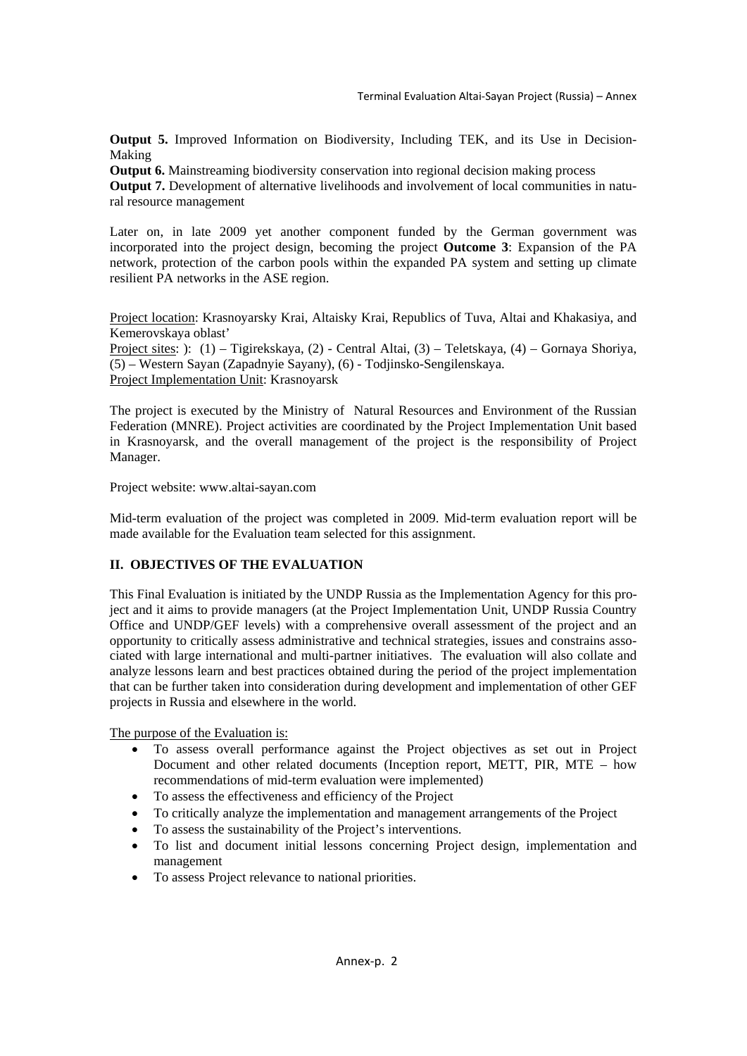**Output 5.** Improved Information on Biodiversity, Including TEK, and its Use in Decision-Making

**Output 6.** Mainstreaming biodiversity conservation into regional decision making process

**Output 7.** Development of alternative livelihoods and involvement of local communities in natural resource management

Later on, in late 2009 yet another component funded by the German government was incorporated into the project design, becoming the project **Outcome 3**: Expansion of the PA network, protection of the carbon pools within the expanded PA system and setting up climate resilient PA networks in the ASE region.

Project location: Krasnoyarsky Krai, Altaisky Krai, Republics of Tuva, Altai and Khakasiya, and Kemerovskaya oblast'

Project sites: ): (1) – Tigirekskaya, (2) - Central Altai, (3) – Teletskaya, (4) – Gornaya Shoriya, (5) – Western Sayan (Zapadnyie Sayany), (6) - Todjinsko-Sengilenskaya.

Project Implementation Unit: Krasnoyarsk

The project is executed by the Ministry of Natural Resources and Environment of the Russian Federation (MNRE). Project activities are coordinated by the Project Implementation Unit based in Krasnoyarsk, and the overall management of the project is the responsibility of Project Manager.

Project website: www.altai-sayan.com

Mid-term evaluation of the project was completed in 2009. Mid-term evaluation report will be made available for the Evaluation team selected for this assignment.

## II. OBJECTIVES OF THE EVALUATION

This Final Evaluation is initiated by the UNDP Russia as the Implementation Agency for this project and it aims to provide managers (at the Project Implementation Unit, UNDP Russia Country Office and UNDP/GEF levels) with a comprehensive overall assessment of the project and an opportunity to critically assess administrative and technical strategies, issues and constrains associated with large international and multi-partner initiatives. The evaluation will also collate and analyze lessons learn and best practices obtained during the period of the project implementation that can be further taken into consideration during development and implementation of other GEF projects in Russia and elsewhere in the world.

The purpose of the Evaluation is:

- To assess overall performance against the Project objectives as set out in Project Document and other related documents (Inception report, METT, PIR, MTE – how recommendations of mid-term evaluation were implemented)
- To assess the effectiveness and efficiency of the Project
- To critically analyze the implementation and management arrangements of the Project
- To assess the sustainability of the Project's interventions.
- To list and document initial lessons concerning Project design, implementation and management
- To assess Project relevance to national priorities.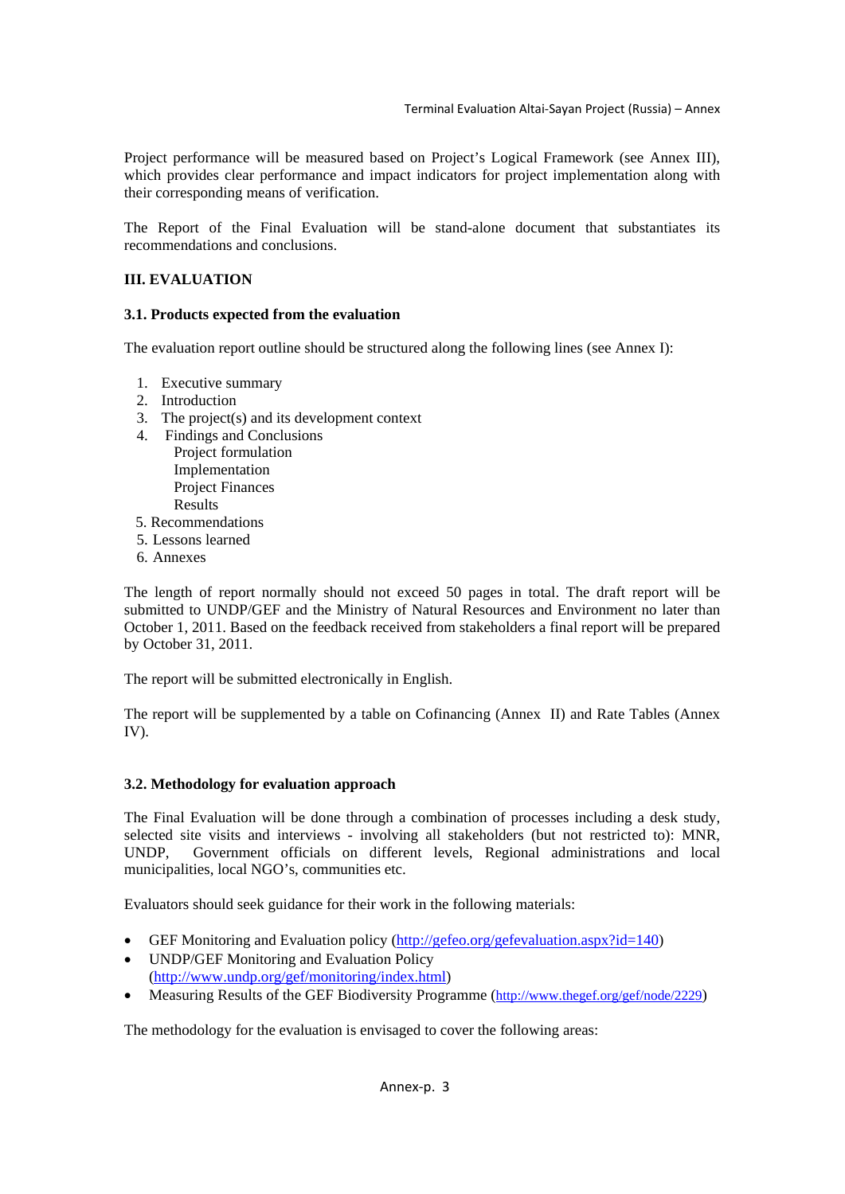Project performance will be measured based on Project's Logical Framework (see Annex III), which provides clear performance and impact indicators for project implementation along with their corresponding means of verification.

The Report of the Final Evaluation will be stand-alone document that substantiates its recommendations and conclusions.

## III. EVALUATION

### 3.1. Products expected from the evaluation

The evaluation report outline should be structured along the following lines (see Annex I):

1. Executive summary
2. Introduction
3. The project(s) and its development context
4. Findings and Conclusions
   - Project formulation
   - Implementation
   - Project Finances
   - Results
5. Recommendations
5. Lessons learned
6. Annexes

The length of report normally should not exceed 50 pages in total. The draft report will be submitted to UNDP/GEF and the Ministry of Natural Resources and Environment no later than October 1, 2011. Based on the feedback received from stakeholders a final report will be prepared by October 31, 2011.

The report will be submitted electronically in English.

The report will be supplemented by a table on Cofinancing (Annex II) and Rate Tables (Annex IV).

### 3.2. Methodology for evaluation approach

The Final Evaluation will be done through a combination of processes including a desk study, selected site visits and interviews - involving all stakeholders (but not restricted to): MNR, UNDP, Government officials on different levels, Regional administrations and local municipalities, local NGO's, communities etc.

Evaluators should seek guidance for their work in the following materials:

- GEF Monitoring and Evaluation policy (http://gefeo.org/gefevaluation.aspx?id=140)
- UNDP/GEF Monitoring and Evaluation Policy (http://www.undp.org/gef/monitoring/index.html)
- Measuring Results of the GEF Biodiversity Programme (http://www.thegef.org/gef/node/2229)

The methodology for the evaluation is envisaged to cover the following areas: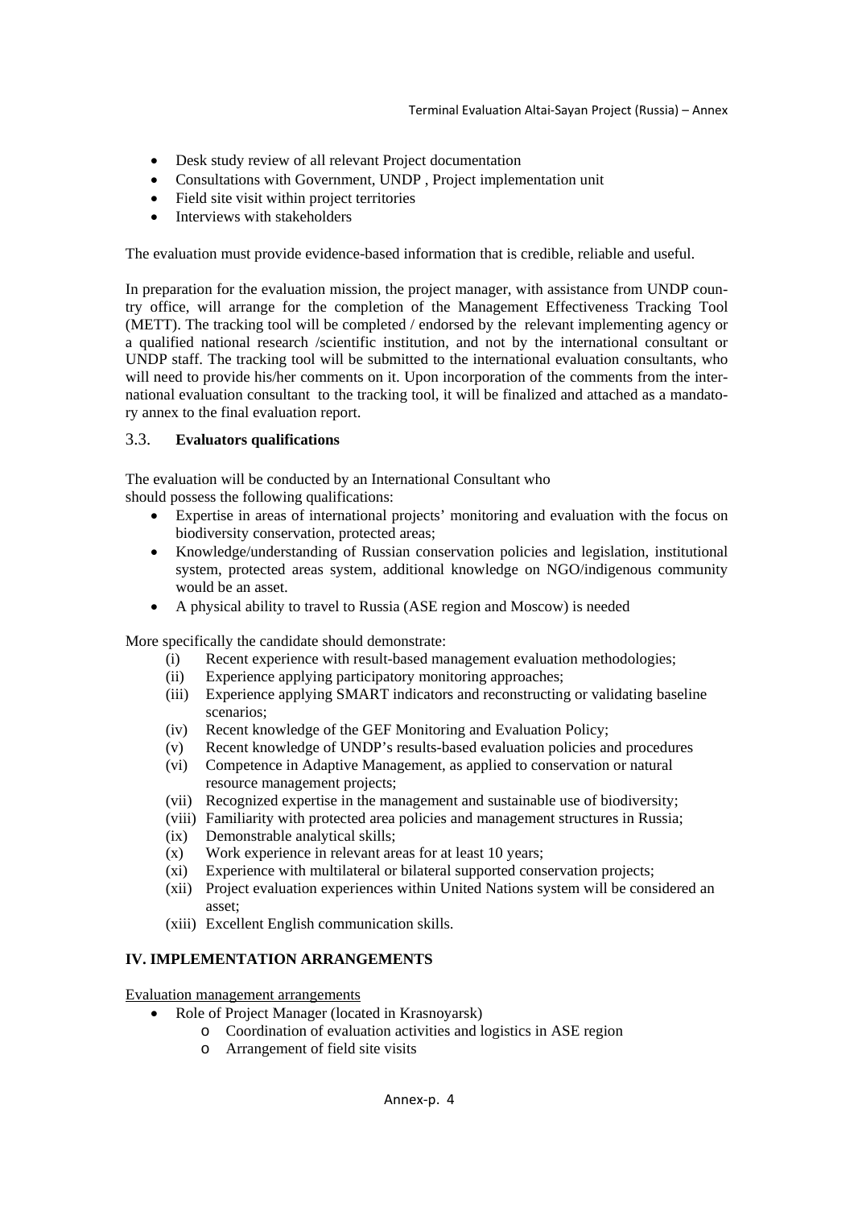- Desk study review of all relevant Project documentation
- Consultations with Government, UNDP , Project implementation unit
- Field site visit within project territories
- Interviews with stakeholders

The evaluation must provide evidence-based information that is credible, reliable and useful.

In preparation for the evaluation mission, the project manager, with assistance from UNDP country office, will arrange for the completion of the Management Effectiveness Tracking Tool (METT). The tracking tool will be completed / endorsed by the relevant implementing agency or a qualified national research /scientific institution, and not by the international consultant or UNDP staff. The tracking tool will be submitted to the international evaluation consultants, who will need to provide his/her comments on it. Upon incorporation of the comments from the international evaluation consultant to the tracking tool, it will be finalized and attached as a mandatory annex to the final evaluation report.

### 3.3. Evaluators qualifications

The evaluation will be conducted by an International Consultant who
should possess the following qualifications:

- Expertise in areas of international projects' monitoring and evaluation with the focus on biodiversity conservation, protected areas;
- Knowledge/understanding of Russian conservation policies and legislation, institutional system, protected areas system, additional knowledge on NGO/indigenous community would be an asset.
- A physical ability to travel to Russia (ASE region and Moscow) is needed

More specifically the candidate should demonstrate:

(i) Recent experience with result-based management evaluation methodologies;
(ii) Experience applying participatory monitoring approaches;
(iii) Experience applying SMART indicators and reconstructing or validating baseline scenarios;
(iv) Recent knowledge of the GEF Monitoring and Evaluation Policy;
(v) Recent knowledge of UNDP's results-based evaluation policies and procedures
(vi) Competence in Adaptive Management, as applied to conservation or natural resource management projects;
(vii) Recognized expertise in the management and sustainable use of biodiversity;
(viii) Familiarity with protected area policies and management structures in Russia;
(ix) Demonstrable analytical skills;
(x) Work experience in relevant areas for at least 10 years;
(xi) Experience with multilateral or bilateral supported conservation projects;
(xii) Project evaluation experiences within United Nations system will be considered an asset;
(xiii) Excellent English communication skills.

## IV. IMPLEMENTATION ARRANGEMENTS

Evaluation management arrangements

- Role of Project Manager (located in Krasnoyarsk)
  - Coordination of evaluation activities and logistics in ASE region
  - Arrangement of field site visits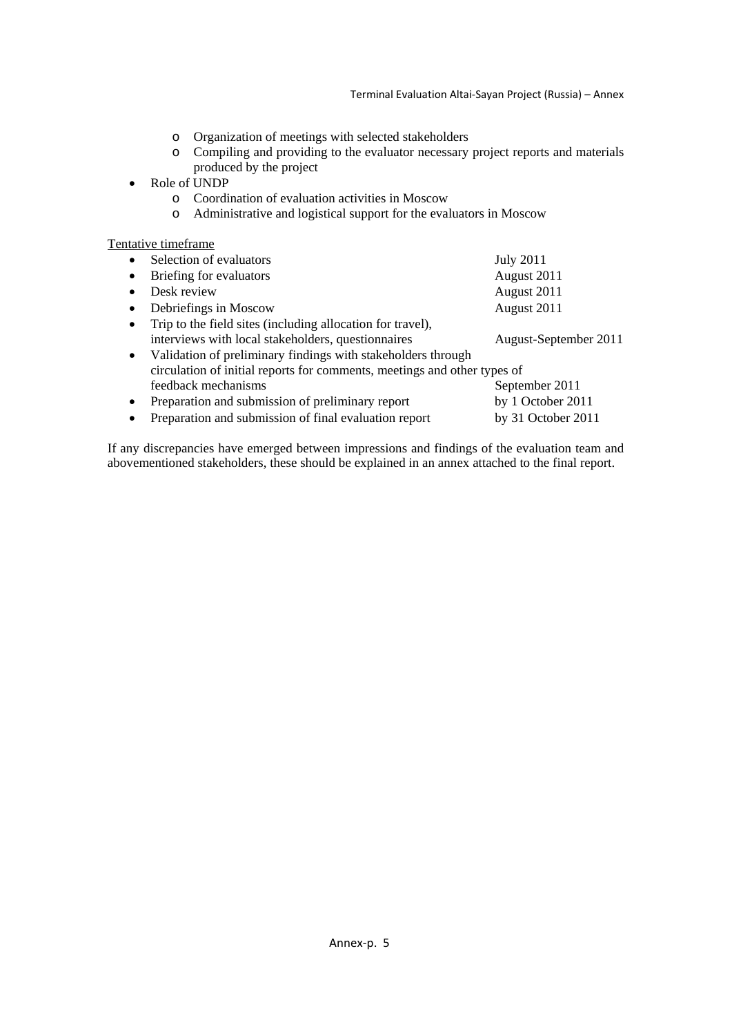- Organization of meetings with selected stakeholders
  - Compiling and providing to the evaluator necessary project reports and materials produced by the project
- Role of UNDP
  - Coordination of evaluation activities in Moscow
  - Administrative and logistical support for the evaluators in Moscow

<u>Tentative timeframe</u>

- Selection of evaluators — July 2011
- Briefing for evaluators — August 2011
- Desk review — August 2011
- Debriefings in Moscow — August 2011
- Trip to the field sites (including allocation for travel), interviews with local stakeholders, questionnaires — August-September 2011
- Validation of preliminary findings with stakeholders through circulation of initial reports for comments, meetings and other types of feedback mechanisms — September 2011
- Preparation and submission of preliminary report — by 1 October 2011
- Preparation and submission of final evaluation report — by 31 October 2011

If any discrepancies have emerged between impressions and findings of the evaluation team and abovementioned stakeholders, these should be explained in an annex attached to the final report.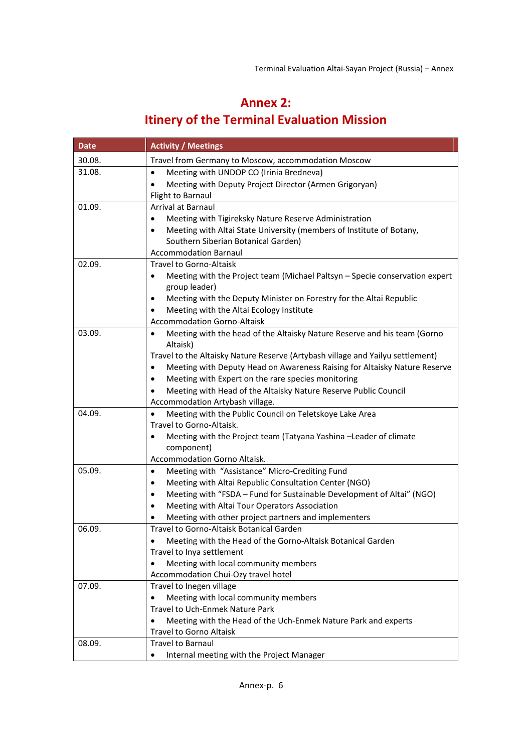# Annex 2:
# Itinery of the Terminal Evaluation Mission

| Date | Activity / Meetings |
|---|---|
| 30.08. | Travel from Germany to Moscow, accommodation Moscow |
| 31.08. | • Meeting with UNDOP CO (Irinia Bredneva)<br>• Meeting with Deputy Project Director (Armen Grigoryan)<br>Flight to Barnaul |
| 01.09. | Arrival at Barnaul<br>• Meeting with Tigireksky Nature Reserve Administration<br>• Meeting with Altai State University (members of Institute of Botany, Southern Siberian Botanical Garden)<br>Accommodation Barnaul |
| 02.09. | Travel to Gorno-Altaisk<br>• Meeting with the Project team (Michael Paltsyn – Specie conservation expert group leader)<br>• Meeting with the Deputy Minister on Forestry for the Altai Republic<br>• Meeting with the Altai Ecology Institute<br>Accommodation Gorno-Altaisk |
| 03.09. | • Meeting with the head of the Altaisky Nature Reserve and his team (Gorno Altaisk)<br>Travel to the Altaisky Nature Reserve (Artybash village and Yailyu settlement)<br>• Meeting with Deputy Head on Awareness Raising for Altaisky Nature Reserve<br>• Meeting with Expert on the rare species monitoring<br>• Meeting with Head of the Altaisky Nature Reserve Public Council<br>Accommodation Artybash village. |
| 04.09. | • Meeting with the Public Council on Teletskoye Lake Area<br>Travel to Gorno-Altaisk.<br>• Meeting with the Project team (Tatyana Yashina –Leader of climate component)<br>Accommodation Gorno Altaisk. |
| 05.09. | • Meeting with "Assistance" Micro-Crediting Fund<br>• Meeting with Altai Republic Consultation Center (NGO)<br>• Meeting with "FSDA – Fund for Sustainable Development of Altai" (NGO)<br>• Meeting with Altai Tour Operators Association<br>• Meeting with other project partners and implementers |
| 06.09. | Travel to Gorno-Altaisk Botanical Garden<br>• Meeting with the Head of the Gorno-Altaisk Botanical Garden<br>Travel to Inya settlement<br>• Meeting with local community members<br>Accommodation Chui-Ozy travel hotel |
| 07.09. | Travel to Inegen village<br>• Meeting with local community members<br>Travel to Uch-Enmek Nature Park<br>• Meeting with the Head of the Uch-Enmek Nature Park and experts<br>Travel to Gorno Altaisk |
| 08.09. | Travel to Barnaul<br>• Internal meeting with the Project Manager |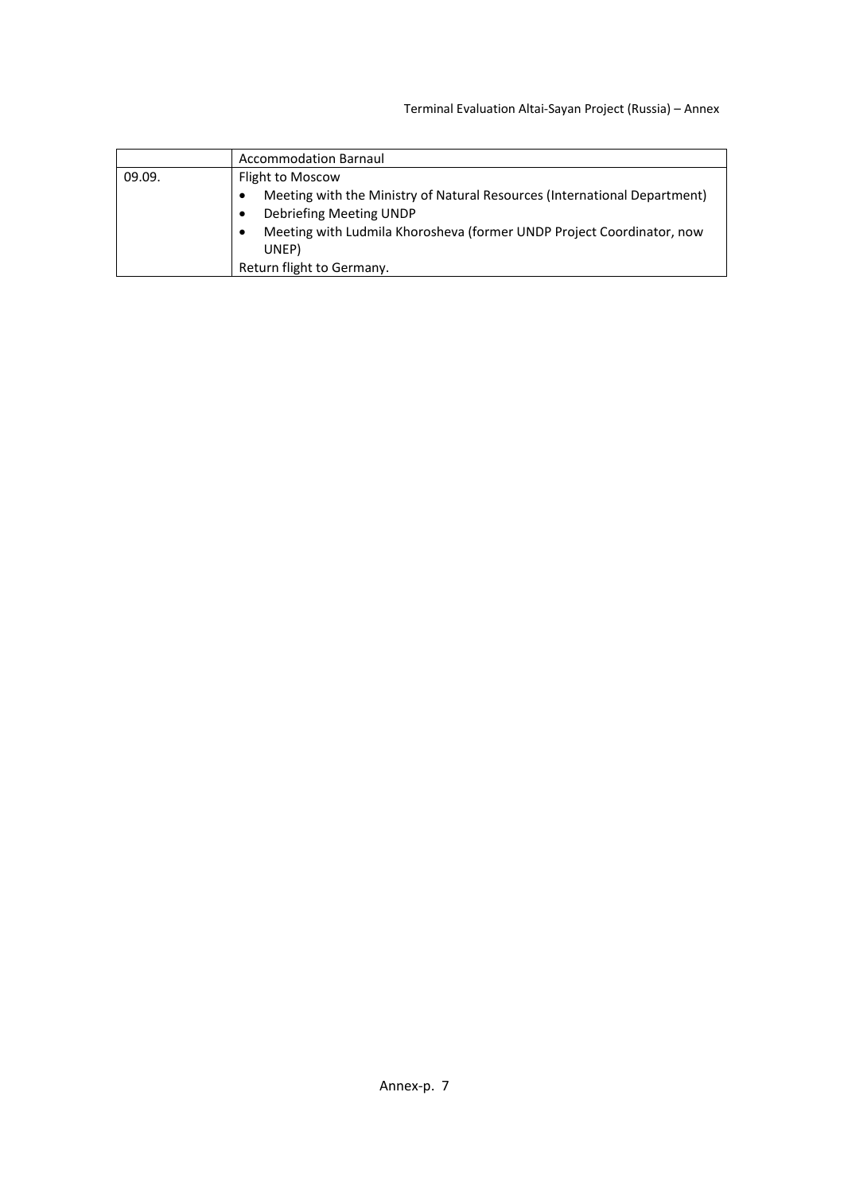| | |
|---|---|
| | Accommodation Barnaul |
| 09.09. | Flight to Moscow<br>• Meeting with the Ministry of Natural Resources (International Department)<br>• Debriefing Meeting UNDP<br>• Meeting with Ludmila Khorosheva (former UNDP Project Coordinator, now UNEP)<br>Return flight to Germany. |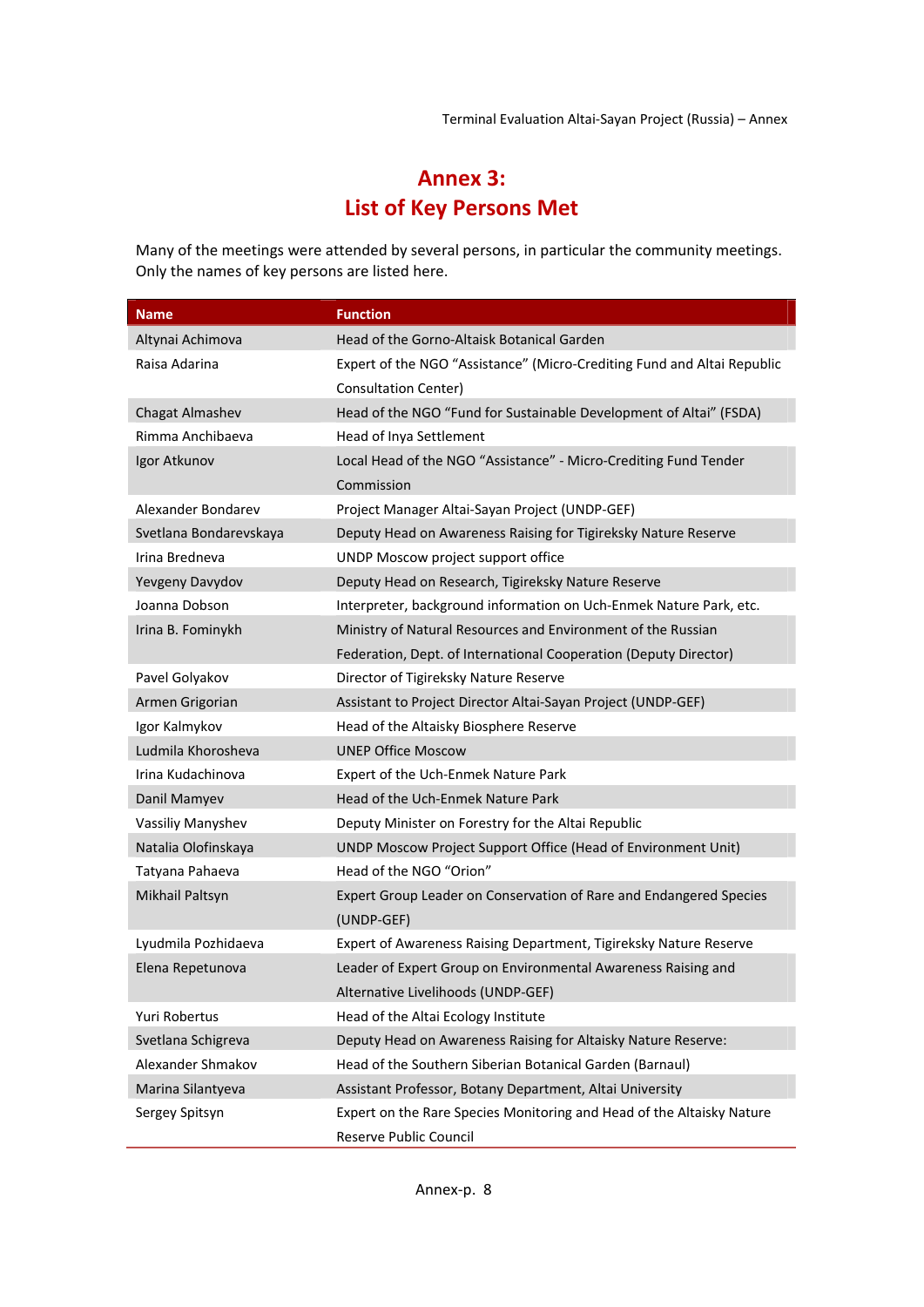# Annex 3:
# List of Key Persons Met

Many of the meetings were attended by several persons, in particular the community meetings. Only the names of key persons are listed here.

| Name | Function |
|---|---|
| Altynai Achimova | Head of the Gorno-Altaisk Botanical Garden |
| Raisa Adarina | Expert of the NGO “Assistance” (Micro-Crediting Fund and Altai Republic Consultation Center) |
| Chagat Almashev | Head of the NGO “Fund for Sustainable Development of Altai” (FSDA) |
| Rimma Anchibaeva | Head of Inya Settlement |
| Igor Atkunov | Local Head of the NGO “Assistance” - Micro-Crediting Fund Tender Commission |
| Alexander Bondarev | Project Manager Altai-Sayan Project (UNDP-GEF) |
| Svetlana Bondarevskaya | Deputy Head on Awareness Raising for Tigireksky Nature Reserve |
| Irina Bredneva | UNDP Moscow project support office |
| Yevgeny Davydov | Deputy Head on Research, Tigireksky Nature Reserve |
| Joanna Dobson | Interpreter, background information on Uch-Enmek Nature Park, etc. |
| Irina B. Fominykh | Ministry of Natural Resources and Environment of the Russian Federation, Dept. of International Cooperation (Deputy Director) |
| Pavel Golyakov | Director of Tigireksky Nature Reserve |
| Armen Grigorian | Assistant to Project Director Altai-Sayan Project (UNDP-GEF) |
| Igor Kalmykov | Head of the Altaisky Biosphere Reserve |
| Ludmila Khorosheva | UNEP Office Moscow |
| Irina Kudachinova | Expert of the Uch-Enmek Nature Park |
| Danil Mamyev | Head of the Uch-Enmek Nature Park |
| Vassiliy Manyshev | Deputy Minister on Forestry for the Altai Republic |
| Natalia Olofinskaya | UNDP Moscow Project Support Office (Head of Environment Unit) |
| Tatyana Pahaeva | Head of the NGO “Orion” |
| Mikhail Paltsyn | Expert Group Leader on Conservation of Rare and Endangered Species (UNDP-GEF) |
| Lyudmila Pozhidaeva | Expert of Awareness Raising Department, Tigireksky Nature Reserve |
| Elena Repetunova | Leader of Expert Group on Environmental Awareness Raising and Alternative Livelihoods (UNDP-GEF) |
| Yuri Robertus | Head of the Altai Ecology Institute |
| Svetlana Schigreva | Deputy Head on Awareness Raising for Altaisky Nature Reserve: |
| Alexander Shmakov | Head of the Southern Siberian Botanical Garden (Barnaul) |
| Marina Silantyeva | Assistant Professor, Botany Department, Altai University |
| Sergey Spitsyn | Expert on the Rare Species Monitoring and Head of the Altaisky Nature Reserve Public Council |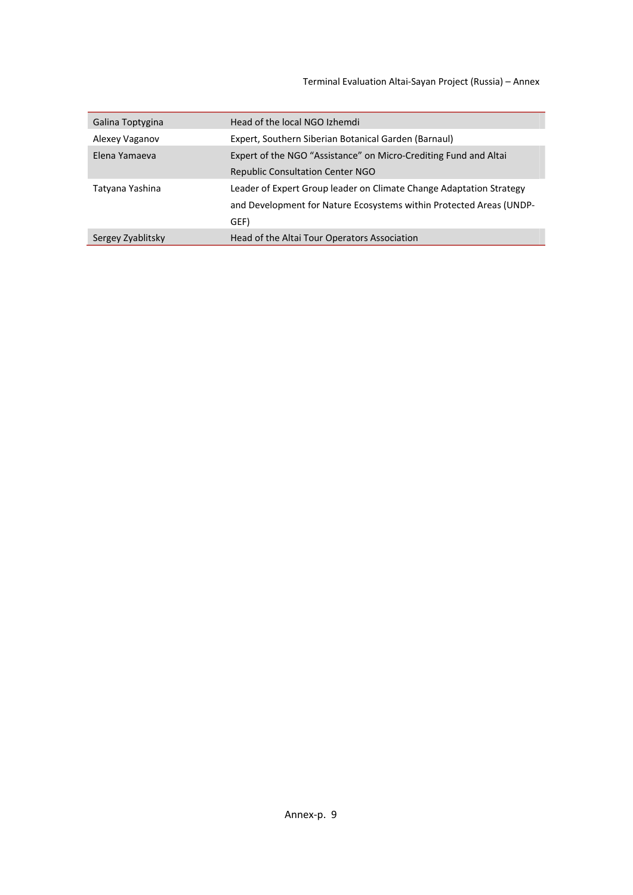| | |
|---|---|
| Galina Toptygina | Head of the local NGO Izhemdi |
| Alexey Vaganov | Expert, Southern Siberian Botanical Garden (Barnaul) |
| Elena Yamaeva | Expert of the NGO “Assistance” on Micro-Crediting Fund and Altai Republic Consultation Center NGO |
| Tatyana Yashina | Leader of Expert Group leader on Climate Change Adaptation Strategy and Development for Nature Ecosystems within Protected Areas (UNDP-GEF) |
| Sergey Zyablitsky | Head of the Altai Tour Operators Association |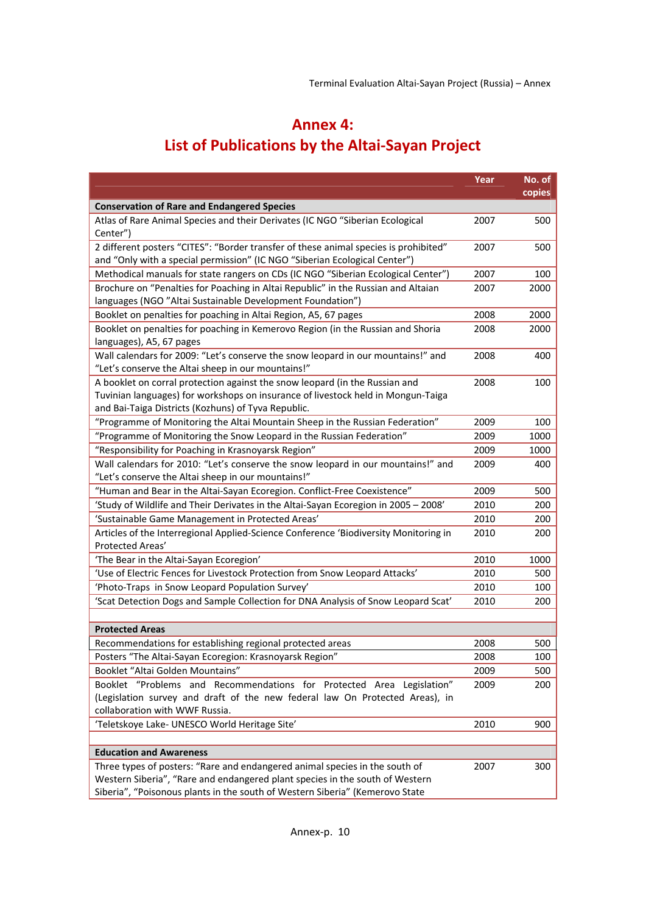# Annex 4:
# List of Publications by the Altai-Sayan Project

| | Year | No. of copies |
|---|---|---|
| **Conservation of Rare and Endangered Species** | | |
| Atlas of Rare Animal Species and their Derivates (IC NGO "Siberian Ecological Center") | 2007 | 500 |
| 2 different posters "CITES": "Border transfer of these animal species is prohibited" and "Only with a special permission" (IC NGO "Siberian Ecological Center") | 2007 | 500 |
| Methodical manuals for state rangers on CDs (IC NGO "Siberian Ecological Center") | 2007 | 100 |
| Brochure on "Penalties for Poaching in Altai Republic" in the Russian and Altaian languages (NGO "Altai Sustainable Development Foundation") | 2007 | 2000 |
| Booklet on penalties for poaching in Altai Region, A5, 67 pages | 2008 | 2000 |
| Booklet on penalties for poaching in Kemerovo Region (in the Russian and Shoria languages), A5, 67 pages | 2008 | 2000 |
| Wall calendars for 2009: "Let's conserve the snow leopard in our mountains!" and "Let's conserve the Altai sheep in our mountains!" | 2008 | 400 |
| A booklet on corral protection against the snow leopard (in the Russian and Tuvinian languages) for workshops on insurance of livestock held in Mongun-Taiga and Bai-Taiga Districts (Kozhuns) of Tyva Republic. | 2008 | 100 |
| "Programme of Monitoring the Altai Mountain Sheep in the Russian Federation" | 2009 | 100 |
| "Programme of Monitoring the Snow Leopard in the Russian Federation" | 2009 | 1000 |
| "Responsibility for Poaching in Krasnoyarsk Region" | 2009 | 1000 |
| Wall calendars for 2010: "Let's conserve the snow leopard in our mountains!" and "Let's conserve the Altai sheep in our mountains!" | 2009 | 400 |
| "Human and Bear in the Altai-Sayan Ecoregion. Conflict-Free Coexistence" | 2009 | 500 |
| 'Study of Wildlife and Their Derivates in the Altai-Sayan Ecoregion in 2005 – 2008' | 2010 | 200 |
| 'Sustainable Game Management in Protected Areas' | 2010 | 200 |
| Articles of the Interregional Applied-Science Conference 'Biodiversity Monitoring in Protected Areas' | 2010 | 200 |
| 'The Bear in the Altai-Sayan Ecoregion' | 2010 | 1000 |
| 'Use of Electric Fences for Livestock Protection from Snow Leopard Attacks' | 2010 | 500 |
| 'Photo-Traps in Snow Leopard Population Survey' | 2010 | 100 |
| 'Scat Detection Dogs and Sample Collection for DNA Analysis of Snow Leopard Scat' | 2010 | 200 |
| | | |
| **Protected Areas** | | |
| Recommendations for establishing regional protected areas | 2008 | 500 |
| Posters "The Altai-Sayan Ecoregion: Krasnoyarsk Region" | 2008 | 100 |
| Booklet "Altai Golden Mountains" | 2009 | 500 |
| Booklet "Problems and Recommendations for Protected Area Legislation" (Legislation survey and draft of the new federal law On Protected Areas), in collaboration with WWF Russia. | 2009 | 200 |
| 'Teletskoye Lake- UNESCO World Heritage Site' | 2010 | 900 |
| | | |
| **Education and Awareness** | | |
| Three types of posters: "Rare and endangered animal species in the south of Western Siberia", "Rare and endangered plant species in the south of Western Siberia", "Poisonous plants in the south of Western Siberia" (Kemerovo State | 2007 | 300 |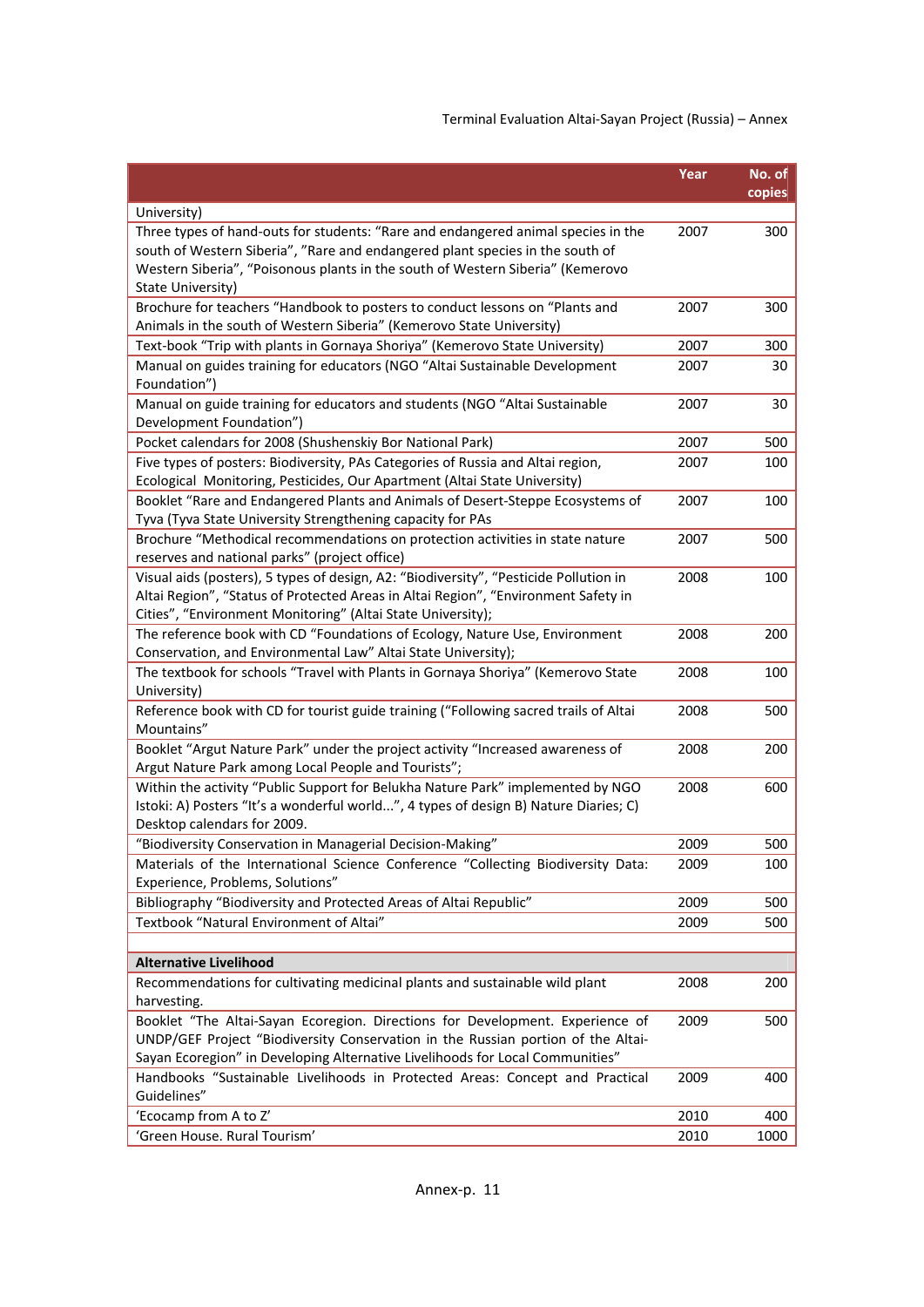| | Year | No. of copies |
|---|---|---|
| University) | | |
| Three types of hand-outs for students: “Rare and endangered animal species in the south of Western Siberia”, ”Rare and endangered plant species in the south of Western Siberia”, “Poisonous plants in the south of Western Siberia” (Kemerovo State University) | 2007 | 300 |
| Brochure for teachers “Handbook to posters to conduct lessons on “Plants and Animals in the south of Western Siberia” (Kemerovo State University) | 2007 | 300 |
| Text-book “Trip with plants in Gornaya Shoriya” (Kemerovo State University) | 2007 | 300 |
| Manual on guides training for educators (NGO “Altai Sustainable Development Foundation”) | 2007 | 30 |
| Manual on guide training for educators and students (NGO “Altai Sustainable Development Foundation”) | 2007 | 30 |
| Pocket calendars for 2008 (Shushenskiy Bor National Park) | 2007 | 500 |
| Five types of posters: Biodiversity, PAs Categories of Russia and Altai region, Ecological Monitoring, Pesticides, Our Apartment (Altai State University) | 2007 | 100 |
| Booklet “Rare and Endangered Plants and Animals of Desert-Steppe Ecosystems of Tyva (Tyva State University Strengthening capacity for PAs | 2007 | 100 |
| Brochure “Methodical recommendations on protection activities in state nature reserves and national parks” (project office) | 2007 | 500 |
| Visual aids (posters), 5 types of design, A2: “Biodiversity”, “Pesticide Pollution in Altai Region”, “Status of Protected Areas in Altai Region”, “Environment Safety in Cities”, “Environment Monitoring” (Altai State University); | 2008 | 100 |
| The reference book with CD “Foundations of Ecology, Nature Use, Environment Conservation, and Environmental Law” Altai State University); | 2008 | 200 |
| The textbook for schools “Travel with Plants in Gornaya Shoriya” (Kemerovo State University) | 2008 | 100 |
| Reference book with CD for tourist guide training (“Following sacred trails of Altai Mountains” | 2008 | 500 |
| Booklet “Argut Nature Park” under the project activity “Increased awareness of Argut Nature Park among Local People and Tourists”; | 2008 | 200 |
| Within the activity “Public Support for Belukha Nature Park” implemented by NGO Istoki: A) Posters “It’s a wonderful world...”, 4 types of design B) Nature Diaries; C) Desktop calendars for 2009. | 2008 | 600 |
| “Biodiversity Conservation in Managerial Decision-Making” | 2009 | 500 |
| Materials of the International Science Conference “Collecting Biodiversity Data: Experience, Problems, Solutions” | 2009 | 100 |
| Bibliography “Biodiversity and Protected Areas of Altai Republic” | 2009 | 500 |
| Textbook “Natural Environment of Altai” | 2009 | 500 |
| | | |
| **Alternative Livelihood** | | |
| Recommendations for cultivating medicinal plants and sustainable wild plant harvesting. | 2008 | 200 |
| Booklet “The Altai-Sayan Ecoregion. Directions for Development. Experience of UNDP/GEF Project “Biodiversity Conservation in the Russian portion of the Altai-Sayan Ecoregion” in Developing Alternative Livelihoods for Local Communities” | 2009 | 500 |
| Handbooks “Sustainable Livelihoods in Protected Areas: Concept and Practical Guidelines” | 2009 | 400 |
| ‘Ecocamp from A to Z’ | 2010 | 400 |
| ‘Green House. Rural Tourism’ | 2010 | 1000 |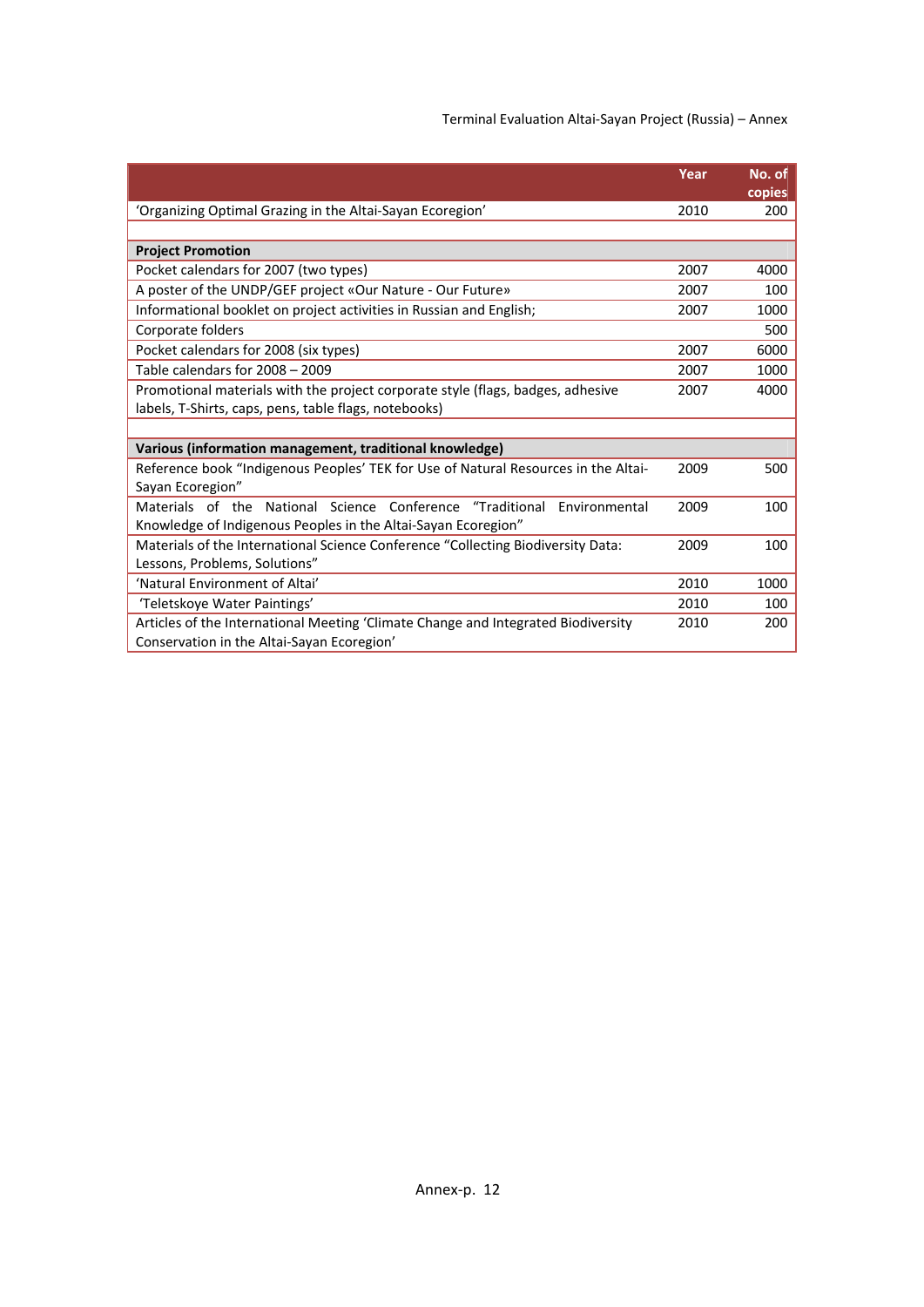| | Year | No. of copies |
|---|---|---|
| 'Organizing Optimal Grazing in the Altai-Sayan Ecoregion' | 2010 | 200 |
| | | |
| **Project Promotion** | | |
| Pocket calendars for 2007 (two types) | 2007 | 4000 |
| A poster of the UNDP/GEF project «Our Nature - Our Future» | 2007 | 100 |
| Informational booklet on project activities in Russian and English; | 2007 | 1000 |
| Corporate folders | | 500 |
| Pocket calendars for 2008 (six types) | 2007 | 6000 |
| Table calendars for 2008 – 2009 | 2007 | 1000 |
| Promotional materials with the project corporate style (flags, badges, adhesive labels, T-Shirts, caps, pens, table flags, notebooks) | 2007 | 4000 |
| | | |
| **Various (information management, traditional knowledge)** | | |
| Reference book "Indigenous Peoples' TEK for Use of Natural Resources in the Altai-Sayan Ecoregion" | 2009 | 500 |
| Materials of the National Science Conference "Traditional Environmental Knowledge of Indigenous Peoples in the Altai-Sayan Ecoregion" | 2009 | 100 |
| Materials of the International Science Conference "Collecting Biodiversity Data: Lessons, Problems, Solutions" | 2009 | 100 |
| 'Natural Environment of Altai' | 2010 | 1000 |
| 'Teletskoye Water Paintings' | 2010 | 100 |
| Articles of the International Meeting 'Climate Change and Integrated Biodiversity Conservation in the Altai-Sayan Ecoregion' | 2010 | 200 |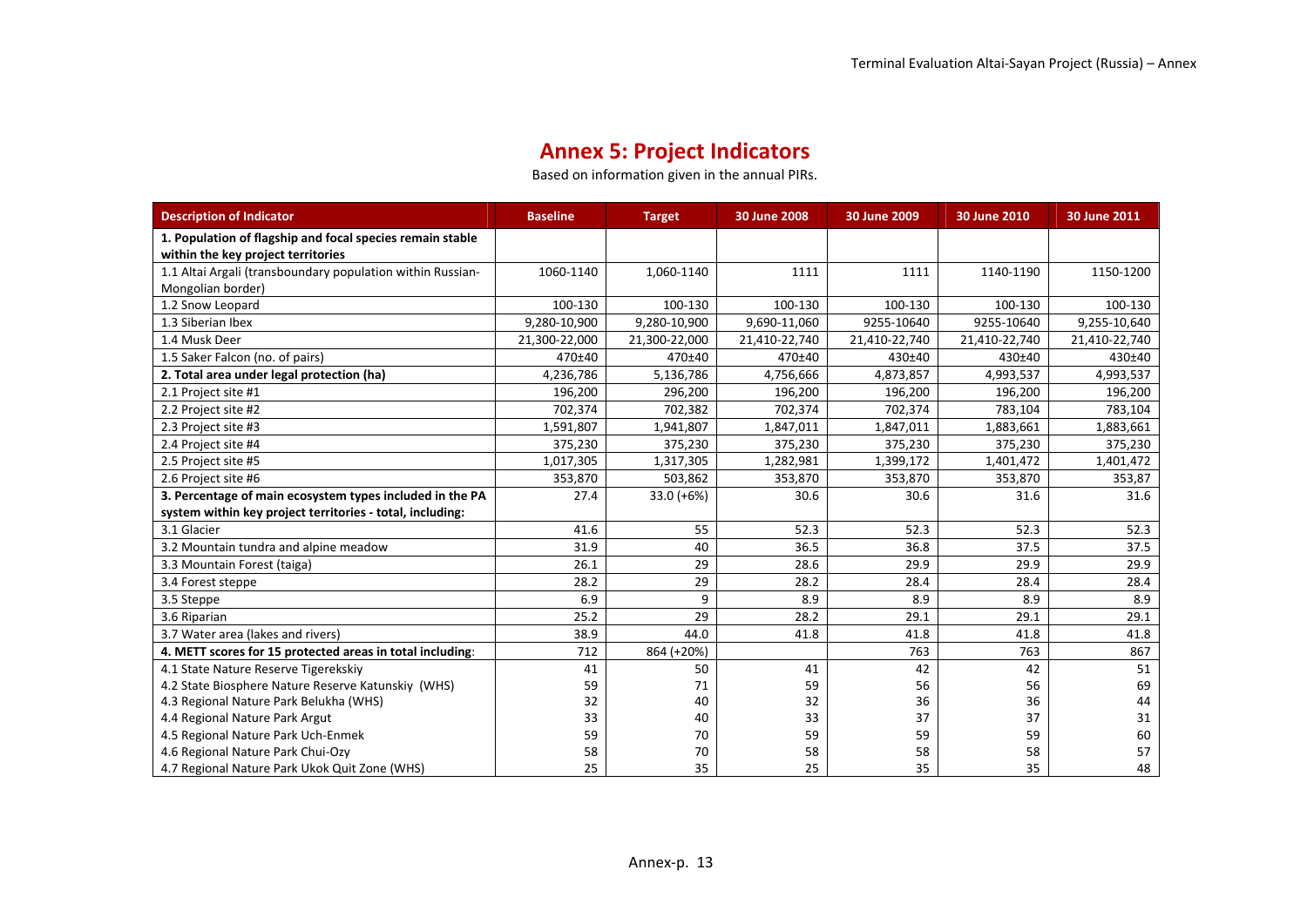# Annex 5: Project Indicators

Based on information given in the annual PIRs.

| Description of Indicator | Baseline | Target | 30 June 2008 | 30 June 2009 | 30 June 2010 | 30 June 2011 |
|---|---|---|---|---|---|---|
| **1. Population of flagship and focal species remain stable within the key project territories** | | | | | | |
| 1.1 Altai Argali (transboundary population within Russian-Mongolian border) | 1060-1140 | 1,060-1140 | 1111 | 1111 | 1140-1190 | 1150-1200 |
| 1.2 Snow Leopard | 100-130 | 100-130 | 100-130 | 100-130 | 100-130 | 100-130 |
| 1.3 Siberian Ibex | 9,280-10,900 | 9,280-10,900 | 9,690-11,060 | 9255-10640 | 9255-10640 | 9,255-10,640 |
| 1.4 Musk Deer | 21,300-22,000 | 21,300-22,000 | 21,410-22,740 | 21,410-22,740 | 21,410-22,740 | 21,410-22,740 |
| 1.5 Saker Falcon (no. of pairs) | 470±40 | 470±40 | 470±40 | 430±40 | 430±40 | 430±40 |
| **2. Total area under legal protection (ha)** | 4,236,786 | 5,136,786 | 4,756,666 | 4,873,857 | 4,993,537 | 4,993,537 |
| 2.1 Project site #1 | 196,200 | 296,200 | 196,200 | 196,200 | 196,200 | 196,200 |
| 2.2 Project site #2 | 702,374 | 702,382 | 702,374 | 702,374 | 783,104 | 783,104 |
| 2.3 Project site #3 | 1,591,807 | 1,941,807 | 1,847,011 | 1,847,011 | 1,883,661 | 1,883,661 |
| 2.4 Project site #4 | 375,230 | 375,230 | 375,230 | 375,230 | 375,230 | 375,230 |
| 2.5 Project site #5 | 1,017,305 | 1,317,305 | 1,282,981 | 1,399,172 | 1,401,472 | 1,401,472 |
| 2.6 Project site #6 | 353,870 | 503,862 | 353,870 | 353,870 | 353,870 | 353,87 |
| **3. Percentage of main ecosystem types included in the PA system within key project territories - total, including:** | 27.4 | 33.0 (+6%) | 30.6 | 30.6 | 31.6 | 31.6 |
| 3.1 Glacier | 41.6 | 55 | 52.3 | 52.3 | 52.3 | 52.3 |
| 3.2 Mountain tundra and alpine meadow | 31.9 | 40 | 36.5 | 36.8 | 37.5 | 37.5 |
| 3.3 Mountain Forest (taiga) | 26.1 | 29 | 28.6 | 29.9 | 29.9 | 29.9 |
| 3.4 Forest steppe | 28.2 | 29 | 28.2 | 28.4 | 28.4 | 28.4 |
| 3.5 Steppe | 6.9 | 9 | 8.9 | 8.9 | 8.9 | 8.9 |
| 3.6 Riparian | 25.2 | 29 | 28.2 | 29.1 | 29.1 | 29.1 |
| 3.7 Water area (lakes and rivers) | 38.9 | 44.0 | 41.8 | 41.8 | 41.8 | 41.8 |
| **4. METT scores for 15 protected areas in total including**: | 712 | 864 (+20%) | | 763 | 763 | 867 |
| 4.1 State Nature Reserve Tigerekskiy | 41 | 50 | 41 | 42 | 42 | 51 |
| 4.2 State Biosphere Nature Reserve Katunskiy (WHS) | 59 | 71 | 59 | 56 | 56 | 69 |
| 4.3 Regional Nature Park Belukha (WHS) | 32 | 40 | 32 | 36 | 36 | 44 |
| 4.4 Regional Nature Park Argut | 33 | 40 | 33 | 37 | 37 | 31 |
| 4.5 Regional Nature Park Uch-Enmek | 59 | 70 | 59 | 59 | 59 | 60 |
| 4.6 Regional Nature Park Chui-Ozy | 58 | 70 | 58 | 58 | 58 | 57 |
| 4.7 Regional Nature Park Ukok Quit Zone (WHS) | 25 | 35 | 25 | 35 | 35 | 48 |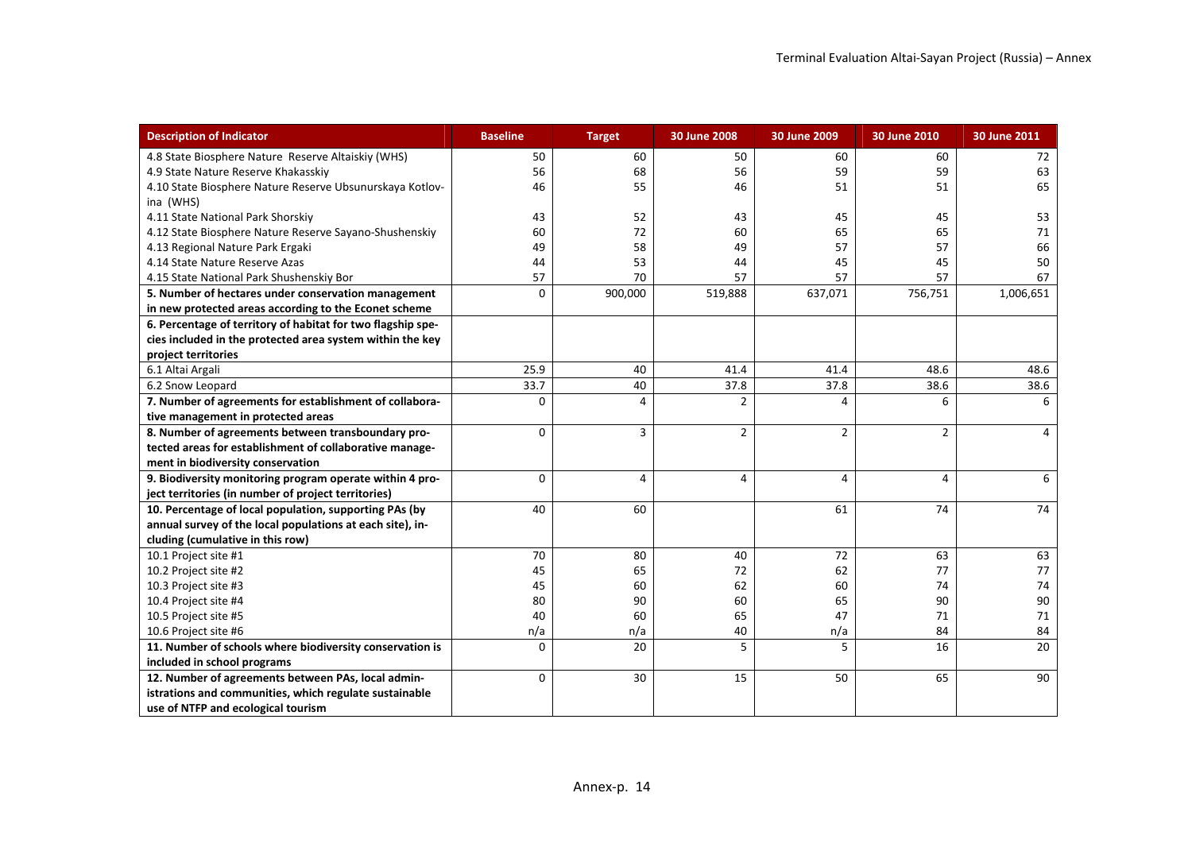| Description of Indicator | Baseline | Target | 30 June 2008 | 30 June 2009 | 30 June 2010 | 30 June 2011 |
|---|---|---|---|---|---|---|
| 4.8 State Biosphere Nature Reserve Altaiskiy (WHS) | 50 | 60 | 50 | 60 | 60 | 72 |
| 4.9 State Nature Reserve Khakasskiy | 56 | 68 | 56 | 59 | 59 | 63 |
| 4.10 State Biosphere Nature Reserve Ubsunurskaya Kotlov-ina (WHS) | 46 | 55 | 46 | 51 | 51 | 65 |
| 4.11 State National Park Shorskiy | 43 | 52 | 43 | 45 | 45 | 53 |
| 4.12 State Biosphere Nature Reserve Sayano-Shushenskiy | 60 | 72 | 60 | 65 | 65 | 71 |
| 4.13 Regional Nature Park Ergaki | 49 | 58 | 49 | 57 | 57 | 66 |
| 4.14 State Nature Reserve Azas | 44 | 53 | 44 | 45 | 45 | 50 |
| 4.15 State National Park Shushenskiy Bor | 57 | 70 | 57 | 57 | 57 | 67 |
| **5. Number of hectares under conservation management in new protected areas according to the Econet scheme** | 0 | 900,000 | 519,888 | 637,071 | 756,751 | 1,006,651 |
| **6. Percentage of territory of habitat for two flagship species included in the protected area system within the key project territories** | | | | | | |
| 6.1 Altai Argali | 25.9 | 40 | 41.4 | 41.4 | 48.6 | 48.6 |
| 6.2 Snow Leopard | 33.7 | 40 | 37.8 | 37.8 | 38.6 | 38.6 |
| **7. Number of agreements for establishment of collaborative management in protected areas** | 0 | 4 | 2 | 4 | 6 | 6 |
| **8. Number of agreements between transboundary protected areas for establishment of collaborative management in biodiversity conservation** | 0 | 3 | 2 | 2 | 2 | 4 |
| **9. Biodiversity monitoring program operate within 4 project territories (in number of project territories)** | 0 | 4 | 4 | 4 | 4 | 6 |
| **10. Percentage of local population, supporting PAs (by annual survey of the local populations at each site), including (cumulative in this row)** | 40 | 60 | | 61 | 74 | 74 |
| 10.1 Project site #1 | 70 | 80 | 40 | 72 | 63 | 63 |
| 10.2 Project site #2 | 45 | 65 | 72 | 62 | 77 | 77 |
| 10.3 Project site #3 | 45 | 60 | 62 | 60 | 74 | 74 |
| 10.4 Project site #4 | 80 | 90 | 60 | 65 | 90 | 90 |
| 10.5 Project site #5 | 40 | 60 | 65 | 47 | 71 | 71 |
| 10.6 Project site #6 | n/a | n/a | 40 | n/a | 84 | 84 |
| **11. Number of schools where biodiversity conservation is included in school programs** | 0 | 20 | 5 | 5 | 16 | 20 |
| **12. Number of agreements between PAs, local administrations and communities, which regulate sustainable use of NTFP and ecological tourism** | 0 | 30 | 15 | 50 | 65 | 90 |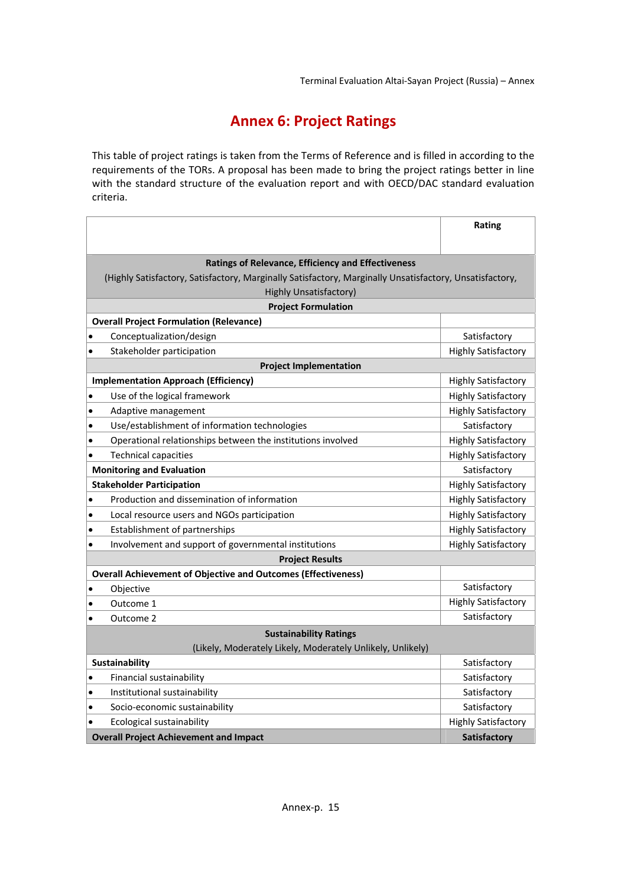# Annex 6: Project Ratings

This table of project ratings is taken from the Terms of Reference and is filled in according to the requirements of the TORs. A proposal has been made to bring the project ratings better in line with the standard structure of the evaluation report and with OECD/DAC standard evaluation criteria.

| | Rating |
|---|---|
| **Ratings of Relevance, Efficiency and Effectiveness** (Highly Satisfactory, Satisfactory, Marginally Satisfactory, Marginally Unsatisfactory, Unsatisfactory, Highly Unsatisfactory) | |
| **Project Formulation** | |
| **Overall Project Formulation (Relevance)** | |
| • Conceptualization/design | Satisfactory |
| • Stakeholder participation | Highly Satisfactory |
| **Project Implementation** | |
| **Implementation Approach (Efficiency)** | Highly Satisfactory |
| • Use of the logical framework | Highly Satisfactory |
| • Adaptive management | Highly Satisfactory |
| • Use/establishment of information technologies | Satisfactory |
| • Operational relationships between the institutions involved | Highly Satisfactory |
| • Technical capacities | Highly Satisfactory |
| **Monitoring and Evaluation** | Satisfactory |
| **Stakeholder Participation** | Highly Satisfactory |
| • Production and dissemination of information | Highly Satisfactory |
| • Local resource users and NGOs participation | Highly Satisfactory |
| • Establishment of partnerships | Highly Satisfactory |
| • Involvement and support of governmental institutions | Highly Satisfactory |
| **Project Results** | |
| **Overall Achievement of Objective and Outcomes (Effectiveness)** | |
| • Objective | Satisfactory |
| • Outcome 1 | Highly Satisfactory |
| • Outcome 2 | Satisfactory |
| **Sustainability Ratings** (Likely, Moderately Likely, Moderately Unlikely, Unlikely) | |
| **Sustainability** | Satisfactory |
| • Financial sustainability | Satisfactory |
| • Institutional sustainability | Satisfactory |
| • Socio-economic sustainability | Satisfactory |
| • Ecological sustainability | Highly Satisfactory |
| **Overall Project Achievement and Impact** | **Satisfactory** |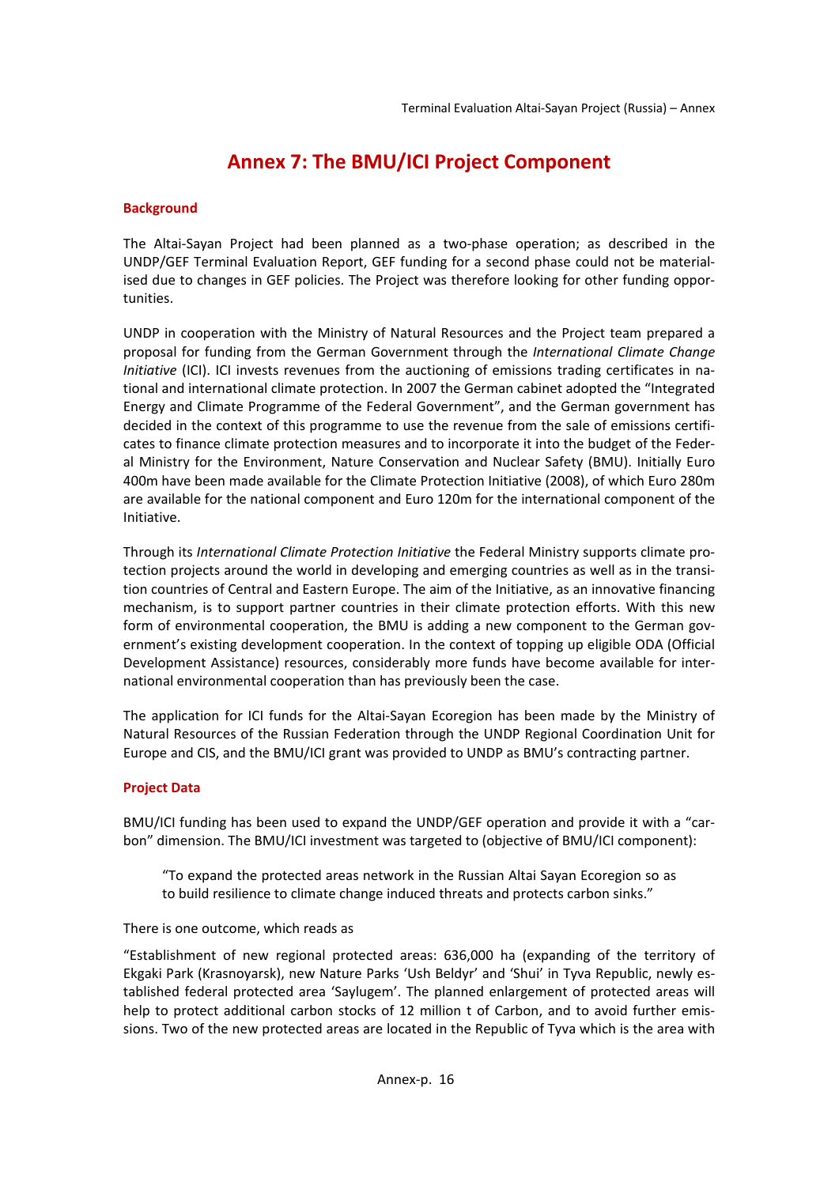# Annex 7: The BMU/ICI Project Component

## Background

The Altai-Sayan Project had been planned as a two-phase operation; as described in the UNDP/GEF Terminal Evaluation Report, GEF funding for a second phase could not be materialised due to changes in GEF policies. The Project was therefore looking for other funding opportunities.

UNDP in cooperation with the Ministry of Natural Resources and the Project team prepared a proposal for funding from the German Government through the *International Climate Change Initiative* (ICI). ICI invests revenues from the auctioning of emissions trading certificates in national and international climate protection. In 2007 the German cabinet adopted the "Integrated Energy and Climate Programme of the Federal Government", and the German government has decided in the context of this programme to use the revenue from the sale of emissions certificates to finance climate protection measures and to incorporate it into the budget of the Federal Ministry for the Environment, Nature Conservation and Nuclear Safety (BMU). Initially Euro 400m have been made available for the Climate Protection Initiative (2008), of which Euro 280m are available for the national component and Euro 120m for the international component of the Initiative.

Through its *International Climate Protection Initiative* the Federal Ministry supports climate protection projects around the world in developing and emerging countries as well as in the transition countries of Central and Eastern Europe. The aim of the Initiative, as an innovative financing mechanism, is to support partner countries in their climate protection efforts. With this new form of environmental cooperation, the BMU is adding a new component to the German government's existing development cooperation. In the context of topping up eligible ODA (Official Development Assistance) resources, considerably more funds have become available for international environmental cooperation than has previously been the case.

The application for ICI funds for the Altai-Sayan Ecoregion has been made by the Ministry of Natural Resources of the Russian Federation through the UNDP Regional Coordination Unit for Europe and CIS, and the BMU/ICI grant was provided to UNDP as BMU's contracting partner.

## Project Data

BMU/ICI funding has been used to expand the UNDP/GEF operation and provide it with a "carbon" dimension. The BMU/ICI investment was targeted to (objective of BMU/ICI component):

> "To expand the protected areas network in the Russian Altai Sayan Ecoregion so as to build resilience to climate change induced threats and protects carbon sinks."

There is one outcome, which reads as

"Establishment of new regional protected areas: 636,000 ha (expanding of the territory of Ekgaki Park (Krasnoyarsk), new Nature Parks 'Ush Beldyr' and 'Shui' in Tyva Republic, newly established federal protected area 'Saylugem'. The planned enlargement of protected areas will help to protect additional carbon stocks of 12 million t of Carbon, and to avoid further emissions. Two of the new protected areas are located in the Republic of Tyva which is the area with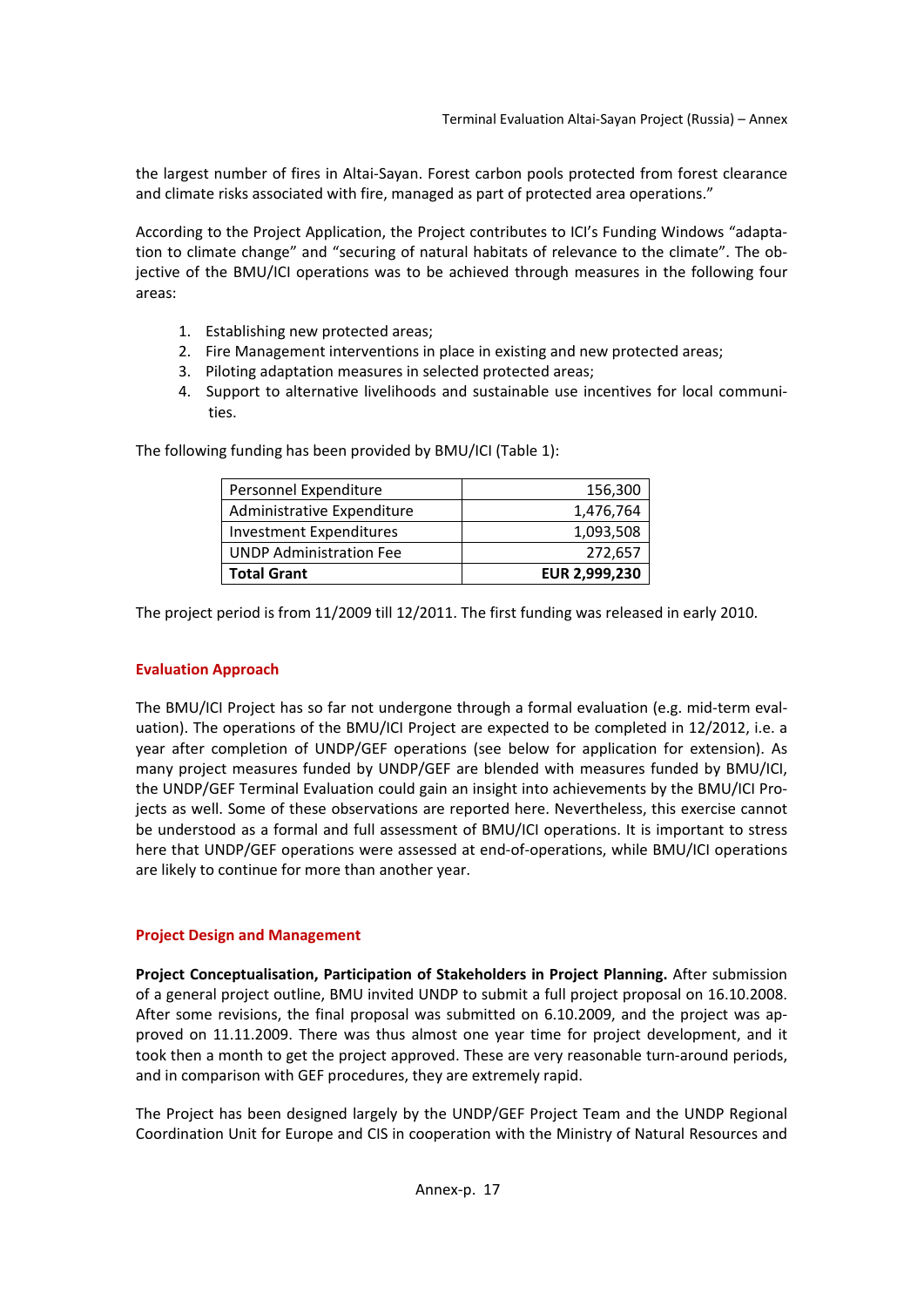the largest number of fires in Altai-Sayan. Forest carbon pools protected from forest clearance and climate risks associated with fire, managed as part of protected area operations."

According to the Project Application, the Project contributes to ICI's Funding Windows "adaptation to climate change" and "securing of natural habitats of relevance to the climate". The objective of the BMU/ICI operations was to be achieved through measures in the following four areas:

1. Establishing new protected areas;
2. Fire Management interventions in place in existing and new protected areas;
3. Piloting adaptation measures in selected protected areas;
4. Support to alternative livelihoods and sustainable use incentives for local communities.

The following funding has been provided by BMU/ICI (Table 1):

| | |
|---|---:|
| Personnel Expenditure | 156,300 |
| Administrative Expenditure | 1,476,764 |
| Investment Expenditures | 1,093,508 |
| UNDP Administration Fee | 272,657 |
| **Total Grant** | **EUR 2,999,230** |

The project period is from 11/2009 till 12/2011. The first funding was released in early 2010.

## Evaluation Approach

The BMU/ICI Project has so far not undergone through a formal evaluation (e.g. mid-term evaluation). The operations of the BMU/ICI Project are expected to be completed in 12/2012, i.e. a year after completion of UNDP/GEF operations (see below for application for extension). As many project measures funded by UNDP/GEF are blended with measures funded by BMU/ICI, the UNDP/GEF Terminal Evaluation could gain an insight into achievements by the BMU/ICI Projects as well. Some of these observations are reported here. Nevertheless, this exercise cannot be understood as a formal and full assessment of BMU/ICI operations. It is important to stress here that UNDP/GEF operations were assessed at end-of-operations, while BMU/ICI operations are likely to continue for more than another year.

## Project Design and Management

**Project Conceptualisation, Participation of Stakeholders in Project Planning.** After submission of a general project outline, BMU invited UNDP to submit a full project proposal on 16.10.2008. After some revisions, the final proposal was submitted on 6.10.2009, and the project was approved on 11.11.2009. There was thus almost one year time for project development, and it took then a month to get the project approved. These are very reasonable turn-around periods, and in comparison with GEF procedures, they are extremely rapid.

The Project has been designed largely by the UNDP/GEF Project Team and the UNDP Regional Coordination Unit for Europe and CIS in cooperation with the Ministry of Natural Resources and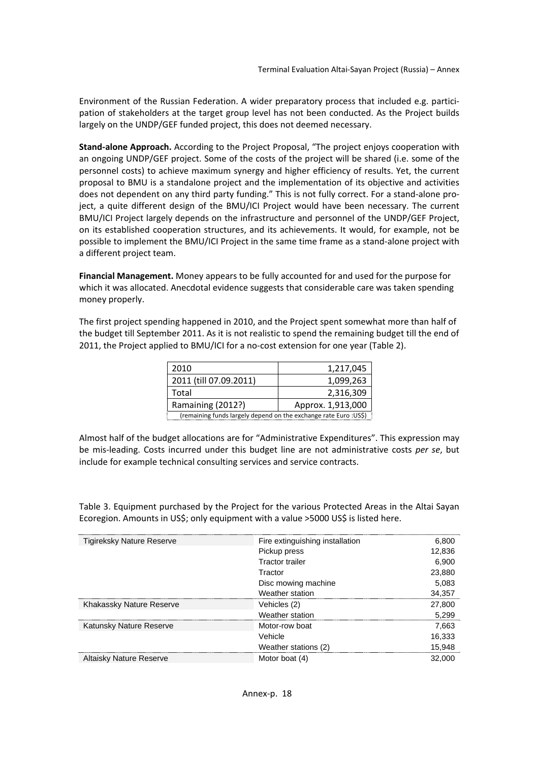Environment of the Russian Federation. A wider preparatory process that included e.g. participation of stakeholders at the target group level has not been conducted. As the Project builds largely on the UNDP/GEF funded project, this does not deemed necessary.

**Stand-alone Approach.** According to the Project Proposal, "The project enjoys cooperation with an ongoing UNDP/GEF project. Some of the costs of the project will be shared (i.e. some of the personnel costs) to achieve maximum synergy and higher efficiency of results. Yet, the current proposal to BMU is a standalone project and the implementation of its objective and activities does not dependent on any third party funding." This is not fully correct. For a stand-alone project, a quite different design of the BMU/ICI Project would have been necessary. The current BMU/ICI Project largely depends on the infrastructure and personnel of the UNDP/GEF Project, on its established cooperation structures, and its achievements. It would, for example, not be possible to implement the BMU/ICI Project in the same time frame as a stand-alone project with a different project team.

**Financial Management.** Money appears to be fully accounted for and used for the purpose for which it was allocated. Anecdotal evidence suggests that considerable care was taken spending money properly.

The first project spending happened in 2010, and the Project spent somewhat more than half of the budget till September 2011. As it is not realistic to spend the remaining budget till the end of 2011, the Project applied to BMU/ICI for a no-cost extension for one year (Table 2).

| | |
|---|---:|
| 2010 | 1,217,045 |
| 2011 (till 07.09.2011) | 1,099,263 |
| Total | 2,316,309 |
| Ramaining (2012?) | Approx. 1,913,000 |

(remaining funds largely depend on the exchange rate Euro :US$)

Almost half of the budget allocations are for "Administrative Expenditures". This expression may be mis-leading. Costs incurred under this budget line are not administrative costs *per se*, but include for example technical consulting services and service contracts.

Table 3. Equipment purchased by the Project for the various Protected Areas in the Altai Sayan Ecoregion. Amounts in US$; only equipment with a value >5000 US$ is listed here.

| | | |
|---|---|---:|
| Tigireksky Nature Reserve | Fire extinguishing installation | 6,800 |
| | Pickup press | 12,836 |
| | Tractor trailer | 6,900 |
| | Tractor | 23,880 |
| | Disc mowing machine | 5,083 |
| | Weather station | 34,357 |
| Khakassky Nature Reserve | Vehicles (2) | 27,800 |
| | Weather station | 5,299 |
| Katunsky Nature Reserve | Motor-row boat | 7,663 |
| | Vehicle | 16,333 |
| | Weather stations (2) | 15,948 |
| Altaisky Nature Reserve | Motor boat (4) | 32,000 |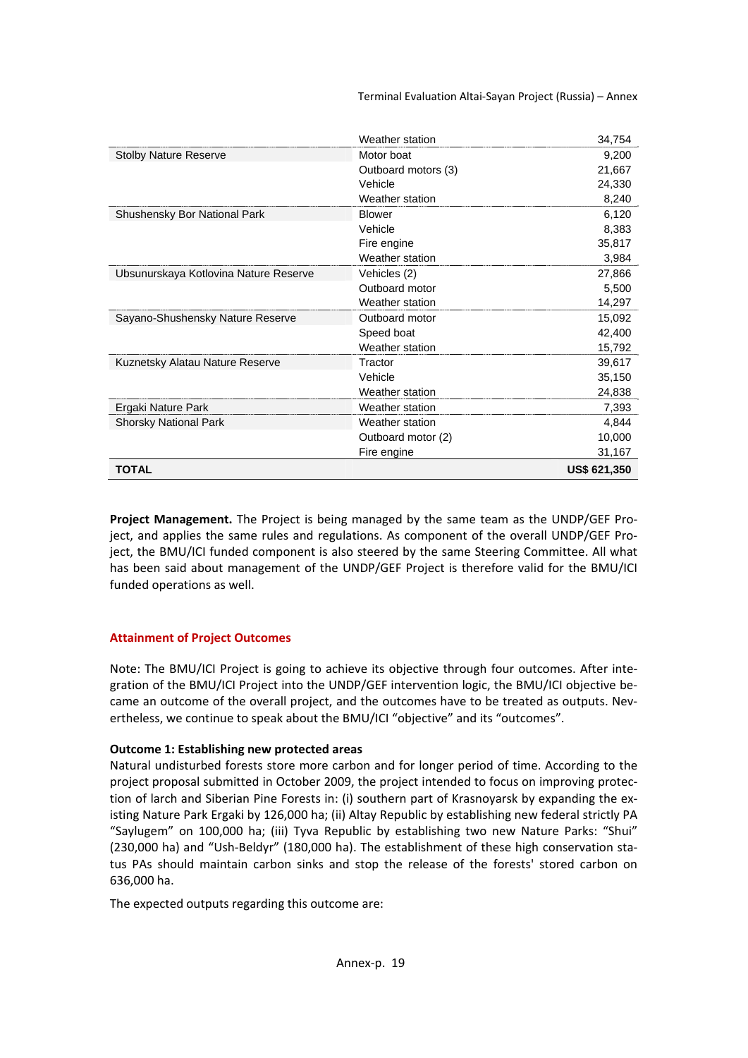| | | |
|---|---|---|
| | Weather station | 34,754 |
| Stolby Nature Reserve | Motor boat | 9,200 |
| | Outboard motors (3) | 21,667 |
| | Vehicle | 24,330 |
| | Weather station | 8,240 |
| Shushensky Bor National Park | Blower | 6,120 |
| | Vehicle | 8,383 |
| | Fire engine | 35,817 |
| | Weather station | 3,984 |
| Ubsunurskaya Kotlovina Nature Reserve | Vehicles (2) | 27,866 |
| | Outboard motor | 5,500 |
| | Weather station | 14,297 |
| Sayano-Shushensky Nature Reserve | Outboard motor | 15,092 |
| | Speed boat | 42,400 |
| | Weather station | 15,792 |
| Kuznetsky Alatau Nature Reserve | Tractor | 39,617 |
| | Vehicle | 35,150 |
| | Weather station | 24,838 |
| Ergaki Nature Park | Weather station | 7,393 |
| Shorsky National Park | Weather station | 4,844 |
| | Outboard motor (2) | 10,000 |
| | Fire engine | 31,167 |
| **TOTAL** | | **US$ 621,350** |

**Project Management.** The Project is being managed by the same team as the UNDP/GEF Project, and applies the same rules and regulations. As component of the overall UNDP/GEF Project, the BMU/ICI funded component is also steered by the same Steering Committee. All what has been said about management of the UNDP/GEF Project is therefore valid for the BMU/ICI funded operations as well.

## Attainment of Project Outcomes

Note: The BMU/ICI Project is going to achieve its objective through four outcomes. After integration of the BMU/ICI Project into the UNDP/GEF intervention logic, the BMU/ICI objective became an outcome of the overall project, and the outcomes have to be treated as outputs. Nevertheless, we continue to speak about the BMU/ICI "objective" and its "outcomes".

### Outcome 1: Establishing new protected areas

Natural undisturbed forests store more carbon and for longer period of time. According to the project proposal submitted in October 2009, the project intended to focus on improving protection of larch and Siberian Pine Forests in: (i) southern part of Krasnoyarsk by expanding the existing Nature Park Ergaki by 126,000 ha; (ii) Altay Republic by establishing new federal strictly PA "Saylugem" on 100,000 ha; (iii) Tyva Republic by establishing two new Nature Parks: "Shui" (230,000 ha) and "Ush-Beldyr" (180,000 ha). The establishment of these high conservation status PAs should maintain carbon sinks and stop the release of the forests' stored carbon on 636,000 ha.

The expected outputs regarding this outcome are: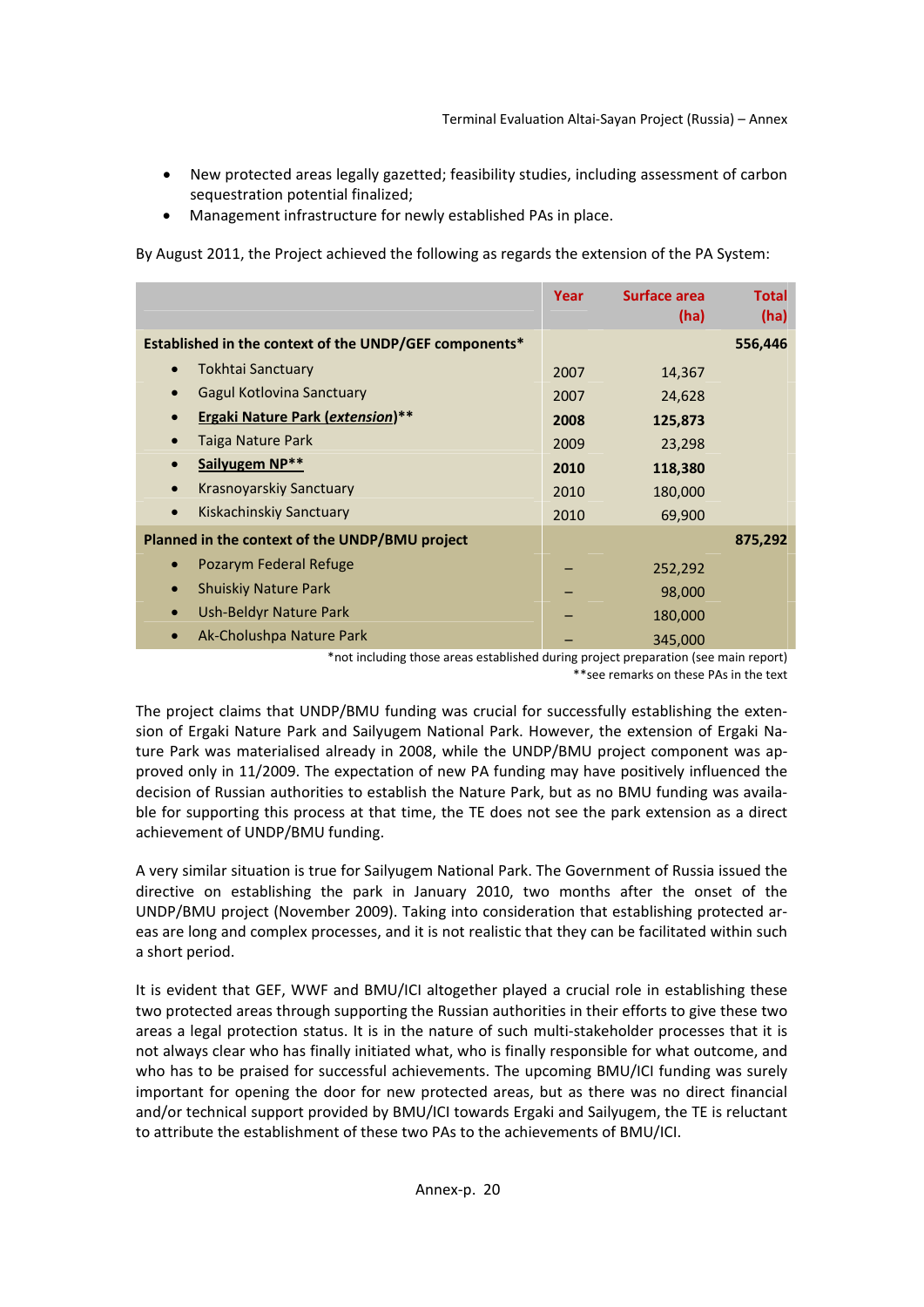- New protected areas legally gazetted; feasibility studies, including assessment of carbon sequestration potential finalized;
- Management infrastructure for newly established PAs in place.

By August 2011, the Project achieved the following as regards the extension of the PA System:

| | Year | Surface area (ha) | Total (ha) |
|---|---|---|---|
| **Established in the context of the UNDP/GEF components*** | | | **556,446** |
| • Tokhtai Sanctuary | 2007 | 14,367 | |
| • Gagul Kotlovina Sanctuary | 2007 | 24,628 | |
| • **Ergaki Nature Park (*extension*)**** | **2008** | **125,873** | |
| • Taiga Nature Park | 2009 | 23,298 | |
| • **Sailyugem NP**** | **2010** | **118,380** | |
| • Krasnoyarskiy Sanctuary | 2010 | 180,000 | |
| • Kiskachinskiy Sanctuary | 2010 | 69,900 | |
| **Planned in the context of the UNDP/BMU project** | | | **875,292** |
| • Pozarym Federal Refuge | – | 252,292 | |
| • Shuiskiy Nature Park | – | 98,000 | |
| • Ush-Beldyr Nature Park | – | 180,000 | |
| • Ak-Cholushpa Nature Park | – | 345,000 | |

*not including those areas established during project preparation (see main report)
**see remarks on these PAs in the text

The project claims that UNDP/BMU funding was crucial for successfully establishing the extension of Ergaki Nature Park and Sailyugem National Park. However, the extension of Ergaki Nature Park was materialised already in 2008, while the UNDP/BMU project component was approved only in 11/2009. The expectation of new PA funding may have positively influenced the decision of Russian authorities to establish the Nature Park, but as no BMU funding was available for supporting this process at that time, the TE does not see the park extension as a direct achievement of UNDP/BMU funding.

A very similar situation is true for Sailyugem National Park. The Government of Russia issued the directive on establishing the park in January 2010, two months after the onset of the UNDP/BMU project (November 2009). Taking into consideration that establishing protected areas are long and complex processes, and it is not realistic that they can be facilitated within such a short period.

It is evident that GEF, WWF and BMU/ICI altogether played a crucial role in establishing these two protected areas through supporting the Russian authorities in their efforts to give these two areas a legal protection status. It is in the nature of such multi-stakeholder processes that it is not always clear who has finally initiated what, who is finally responsible for what outcome, and who has to be praised for successful achievements. The upcoming BMU/ICI funding was surely important for opening the door for new protected areas, but as there was no direct financial and/or technical support provided by BMU/ICI towards Ergaki and Sailyugem, the TE is reluctant to attribute the establishment of these two PAs to the achievements of BMU/ICI.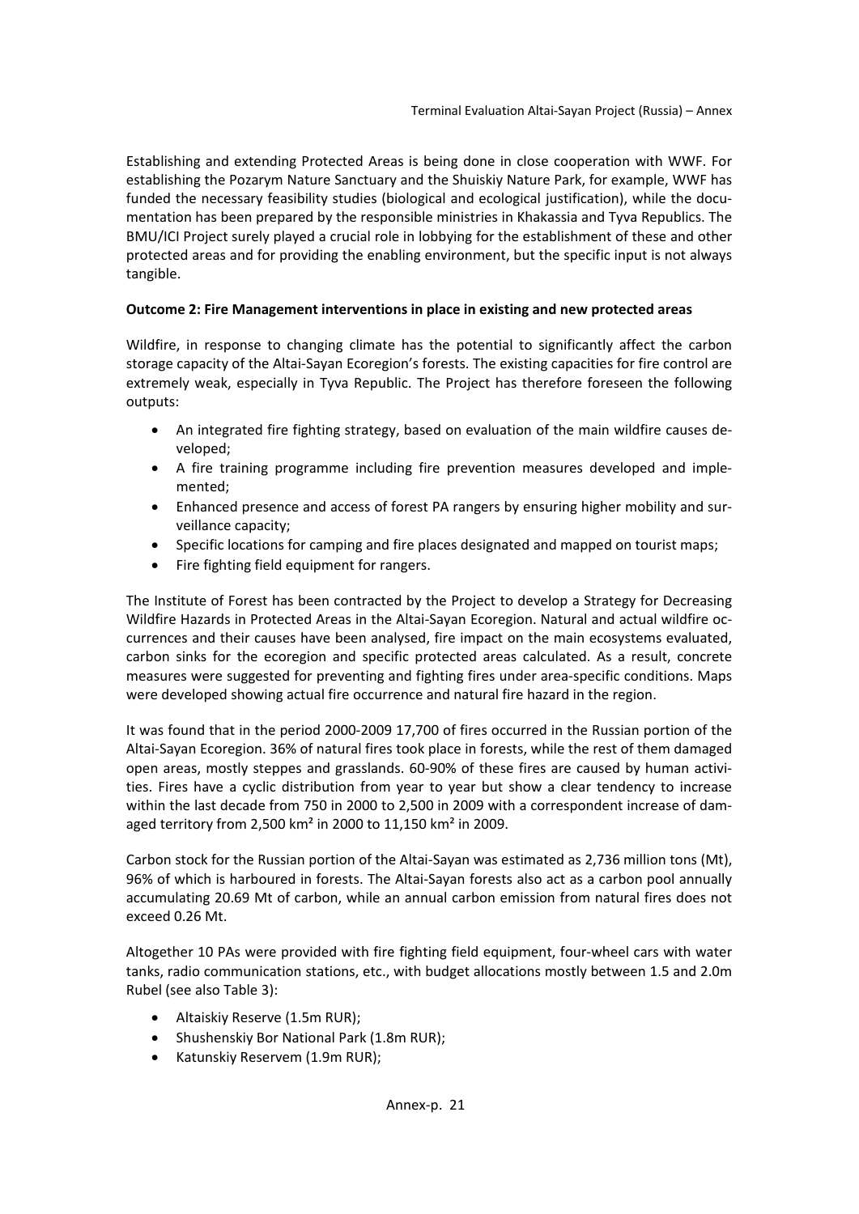Establishing and extending Protected Areas is being done in close cooperation with WWF. For establishing the Pozarym Nature Sanctuary and the Shuiskiy Nature Park, for example, WWF has funded the necessary feasibility studies (biological and ecological justification), while the documentation has been prepared by the responsible ministries in Khakassia and Tyva Republics. The BMU/ICI Project surely played a crucial role in lobbying for the establishment of these and other protected areas and for providing the enabling environment, but the specific input is not always tangible.

**Outcome 2: Fire Management interventions in place in existing and new protected areas**

Wildfire, in response to changing climate has the potential to significantly affect the carbon storage capacity of the Altai-Sayan Ecoregion's forests. The existing capacities for fire control are extremely weak, especially in Tyva Republic. The Project has therefore foreseen the following outputs:

- An integrated fire fighting strategy, based on evaluation of the main wildfire causes developed;
- A fire training programme including fire prevention measures developed and implemented;
- Enhanced presence and access of forest PA rangers by ensuring higher mobility and surveillance capacity;
- Specific locations for camping and fire places designated and mapped on tourist maps;
- Fire fighting field equipment for rangers.

The Institute of Forest has been contracted by the Project to develop a Strategy for Decreasing Wildfire Hazards in Protected Areas in the Altai-Sayan Ecoregion. Natural and actual wildfire occurrences and their causes have been analysed, fire impact on the main ecosystems evaluated, carbon sinks for the ecoregion and specific protected areas calculated. As a result, concrete measures were suggested for preventing and fighting fires under area-specific conditions. Maps were developed showing actual fire occurrence and natural fire hazard in the region.

It was found that in the period 2000-2009 17,700 of fires occurred in the Russian portion of the Altai-Sayan Ecoregion. 36% of natural fires took place in forests, while the rest of them damaged open areas, mostly steppes and grasslands. 60-90% of these fires are caused by human activities. Fires have a cyclic distribution from year to year but show a clear tendency to increase within the last decade from 750 in 2000 to 2,500 in 2009 with a correspondent increase of damaged territory from 2,500 km² in 2000 to 11,150 km² in 2009.

Carbon stock for the Russian portion of the Altai-Sayan was estimated as 2,736 million tons (Mt), 96% of which is harboured in forests. The Altai-Sayan forests also act as a carbon pool annually accumulating 20.69 Mt of carbon, while an annual carbon emission from natural fires does not exceed 0.26 Mt.

Altogether 10 PAs were provided with fire fighting field equipment, four-wheel cars with water tanks, radio communication stations, etc., with budget allocations mostly between 1.5 and 2.0m Rubel (see also Table 3):

- Altaiskiy Reserve (1.5m RUR);
- Shushenskiy Bor National Park (1.8m RUR);
- Katunskiy Reservem (1.9m RUR);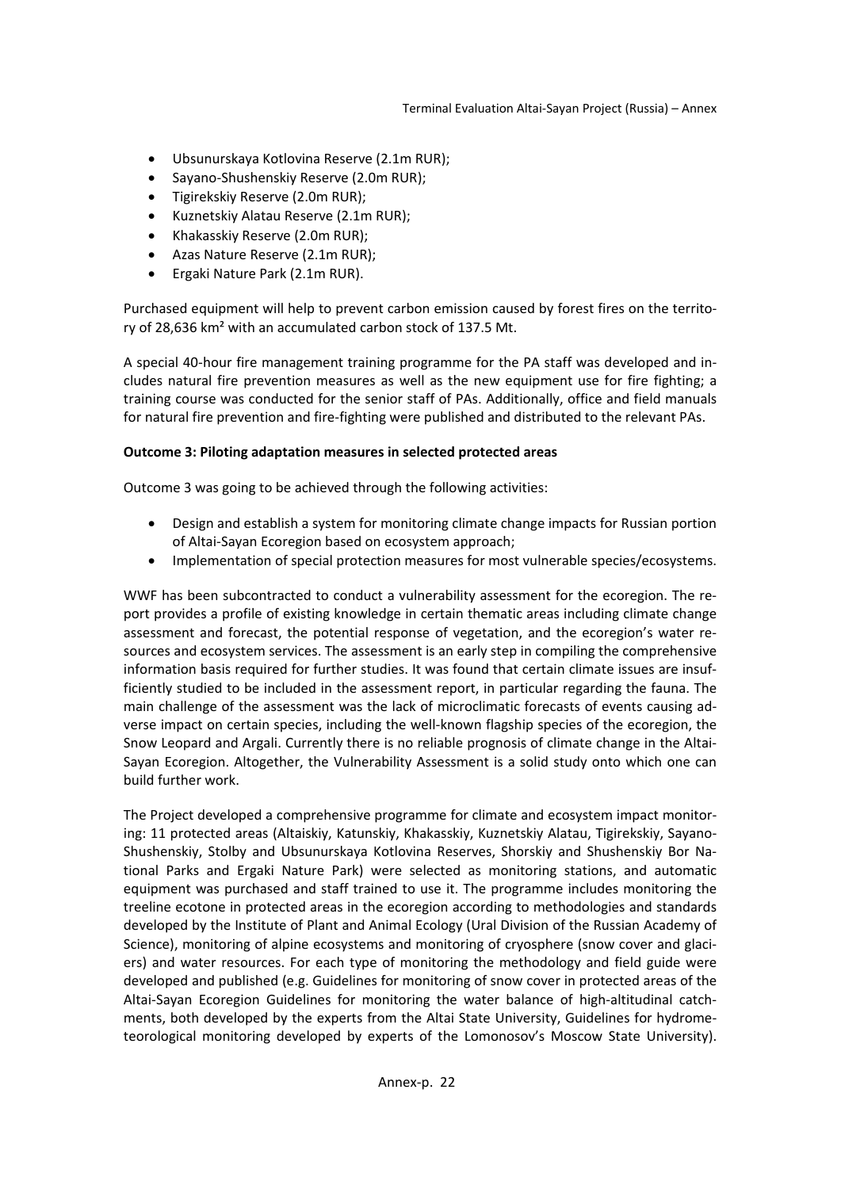- Ubsunurskaya Kotlovina Reserve (2.1m RUR);
- Sayano-Shushenskiy Reserve (2.0m RUR);
- Tigirekskiy Reserve (2.0m RUR);
- Kuznetskiy Alatau Reserve (2.1m RUR);
- Khakasskiy Reserve (2.0m RUR);
- Azas Nature Reserve (2.1m RUR);
- Ergaki Nature Park (2.1m RUR).

Purchased equipment will help to prevent carbon emission caused by forest fires on the territory of 28,636 km² with an accumulated carbon stock of 137.5 Mt.

A special 40-hour fire management training programme for the PA staff was developed and includes natural fire prevention measures as well as the new equipment use for fire fighting; a training course was conducted for the senior staff of PAs. Additionally, office and field manuals for natural fire prevention and fire-fighting were published and distributed to the relevant PAs.

**Outcome 3: Piloting adaptation measures in selected protected areas**

Outcome 3 was going to be achieved through the following activities:

- Design and establish a system for monitoring climate change impacts for Russian portion of Altai-Sayan Ecoregion based on ecosystem approach;
- Implementation of special protection measures for most vulnerable species/ecosystems.

WWF has been subcontracted to conduct a vulnerability assessment for the ecoregion. The report provides a profile of existing knowledge in certain thematic areas including climate change assessment and forecast, the potential response of vegetation, and the ecoregion's water resources and ecosystem services. The assessment is an early step in compiling the comprehensive information basis required for further studies. It was found that certain climate issues are insufficiently studied to be included in the assessment report, in particular regarding the fauna. The main challenge of the assessment was the lack of microclimatic forecasts of events causing adverse impact on certain species, including the well-known flagship species of the ecoregion, the Snow Leopard and Argali. Currently there is no reliable prognosis of climate change in the Altai-Sayan Ecoregion. Altogether, the Vulnerability Assessment is a solid study onto which one can build further work.

The Project developed a comprehensive programme for climate and ecosystem impact monitoring: 11 protected areas (Altaiskiy, Katunskiy, Khakasskiy, Kuznetskiy Alatau, Tigirekskiy, Sayano-Shushenskiy, Stolby and Ubsunurskaya Kotlovina Reserves, Shorskiy and Shushenskiy Bor National Parks and Ergaki Nature Park) were selected as monitoring stations, and automatic equipment was purchased and staff trained to use it. The programme includes monitoring the treeline ecotone in protected areas in the ecoregion according to methodologies and standards developed by the Institute of Plant and Animal Ecology (Ural Division of the Russian Academy of Science), monitoring of alpine ecosystems and monitoring of cryosphere (snow cover and glaciers) and water resources. For each type of monitoring the methodology and field guide were developed and published (e.g. Guidelines for monitoring of snow cover in protected areas of the Altai-Sayan Ecoregion Guidelines for monitoring the water balance of high-altitudinal catchments, both developed by the experts from the Altai State University, Guidelines for hydrometeorological monitoring developed by experts of the Lomonosov's Moscow State University).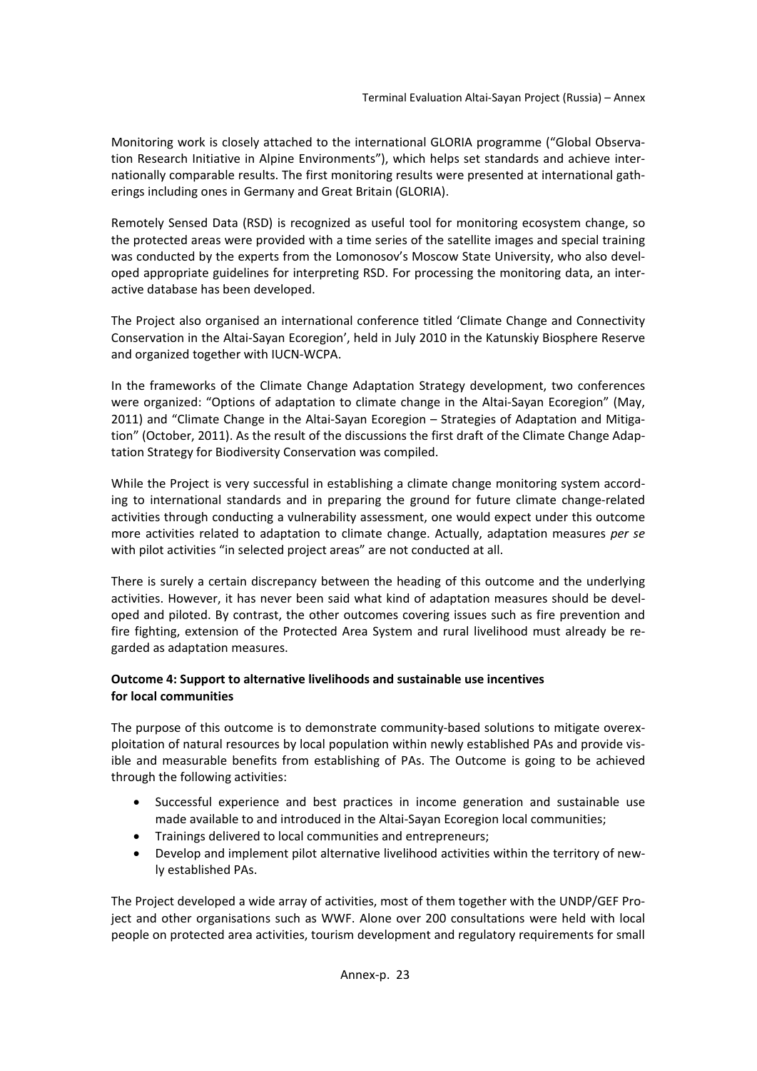Monitoring work is closely attached to the international GLORIA programme ("Global Observation Research Initiative in Alpine Environments"), which helps set standards and achieve internationally comparable results. The first monitoring results were presented at international gatherings including ones in Germany and Great Britain (GLORIA).

Remotely Sensed Data (RSD) is recognized as useful tool for monitoring ecosystem change, so the protected areas were provided with a time series of the satellite images and special training was conducted by the experts from the Lomonosov's Moscow State University, who also developed appropriate guidelines for interpreting RSD. For processing the monitoring data, an interactive database has been developed.

The Project also organised an international conference titled 'Climate Change and Connectivity Conservation in the Altai-Sayan Ecoregion', held in July 2010 in the Katunskiy Biosphere Reserve and organized together with IUCN-WCPA.

In the frameworks of the Climate Change Adaptation Strategy development, two conferences were organized: "Options of adaptation to climate change in the Altai-Sayan Ecoregion" (May, 2011) and "Climate Change in the Altai-Sayan Ecoregion – Strategies of Adaptation and Mitigation" (October, 2011). As the result of the discussions the first draft of the Climate Change Adaptation Strategy for Biodiversity Conservation was compiled.

While the Project is very successful in establishing a climate change monitoring system according to international standards and in preparing the ground for future climate change-related activities through conducting a vulnerability assessment, one would expect under this outcome more activities related to adaptation to climate change. Actually, adaptation measures *per se* with pilot activities "in selected project areas" are not conducted at all.

There is surely a certain discrepancy between the heading of this outcome and the underlying activities. However, it has never been said what kind of adaptation measures should be developed and piloted. By contrast, the other outcomes covering issues such as fire prevention and fire fighting, extension of the Protected Area System and rural livelihood must already be regarded as adaptation measures.

**Outcome 4: Support to alternative livelihoods and sustainable use incentives for local communities**

The purpose of this outcome is to demonstrate community-based solutions to mitigate overexploitation of natural resources by local population within newly established PAs and provide visible and measurable benefits from establishing of PAs. The Outcome is going to be achieved through the following activities:

- Successful experience and best practices in income generation and sustainable use made available to and introduced in the Altai-Sayan Ecoregion local communities;
- Trainings delivered to local communities and entrepreneurs;
- Develop and implement pilot alternative livelihood activities within the territory of newly established PAs.

The Project developed a wide array of activities, most of them together with the UNDP/GEF Project and other organisations such as WWF. Alone over 200 consultations were held with local people on protected area activities, tourism development and regulatory requirements for small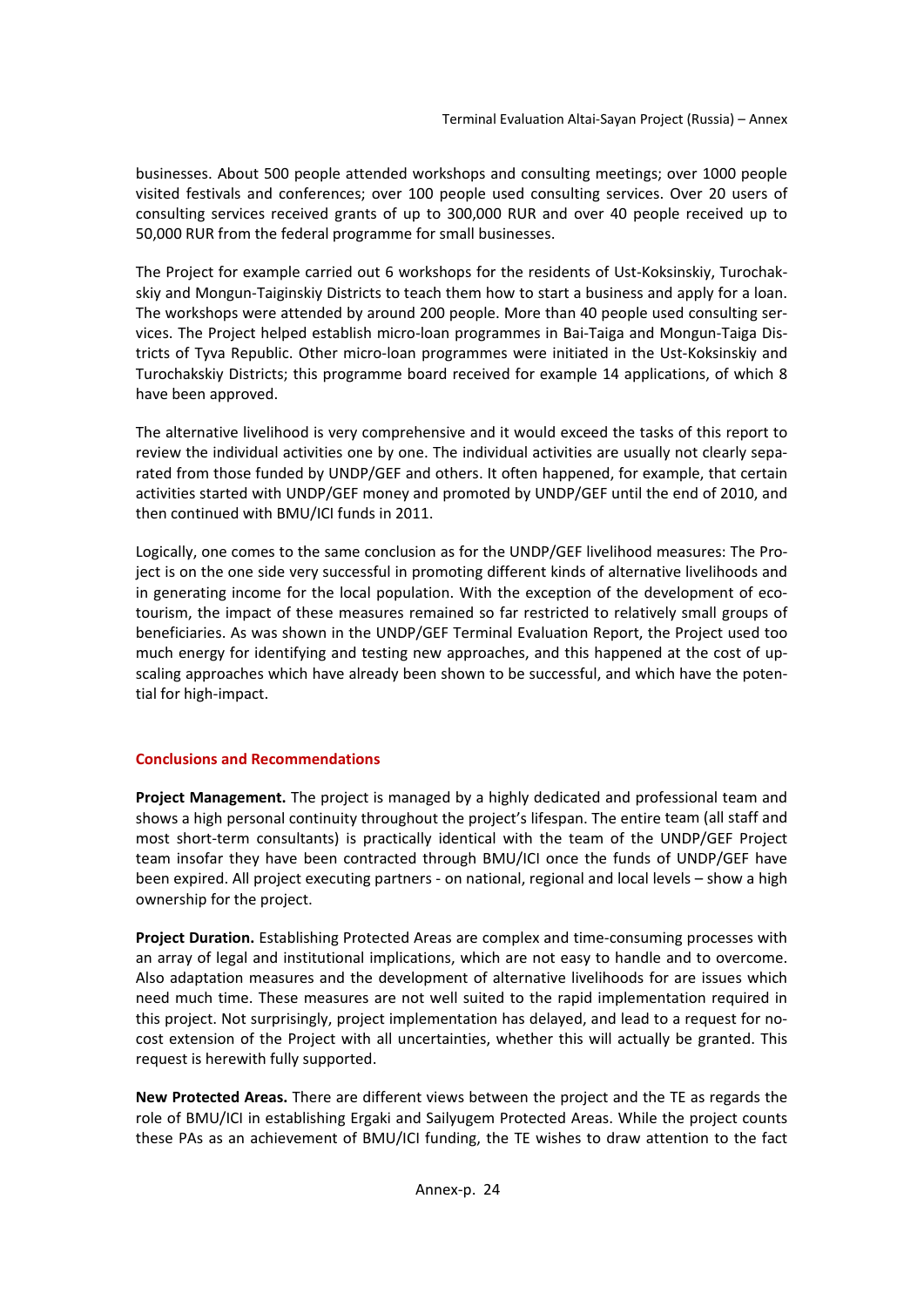businesses. About 500 people attended workshops and consulting meetings; over 1000 people visited festivals and conferences; over 100 people used consulting services. Over 20 users of consulting services received grants of up to 300,000 RUR and over 40 people received up to 50,000 RUR from the federal programme for small businesses.

The Project for example carried out 6 workshops for the residents of Ust-Koksinskiy, Turochakskiy and Mongun-Taiginskiy Districts to teach them how to start a business and apply for a loan. The workshops were attended by around 200 people. More than 40 people used consulting services. The Project helped establish micro-loan programmes in Bai-Taiga and Mongun-Taiga Districts of Tyva Republic. Other micro-loan programmes were initiated in the Ust-Koksinskiy and Turochakskiy Districts; this programme board received for example 14 applications, of which 8 have been approved.

The alternative livelihood is very comprehensive and it would exceed the tasks of this report to review the individual activities one by one. The individual activities are usually not clearly separated from those funded by UNDP/GEF and others. It often happened, for example, that certain activities started with UNDP/GEF money and promoted by UNDP/GEF until the end of 2010, and then continued with BMU/ICI funds in 2011.

Logically, one comes to the same conclusion as for the UNDP/GEF livelihood measures: The Project is on the one side very successful in promoting different kinds of alternative livelihoods and in generating income for the local population. With the exception of the development of eco-tourism, the impact of these measures remained so far restricted to relatively small groups of beneficiaries. As was shown in the UNDP/GEF Terminal Evaluation Report, the Project used too much energy for identifying and testing new approaches, and this happened at the cost of up-scaling approaches which have already been shown to be successful, and which have the potential for high-impact.

## Conclusions and Recommendations

**Project Management.** The project is managed by a highly dedicated and professional team and shows a high personal continuity throughout the project's lifespan. The entire team (all staff and most short-term consultants) is practically identical with the team of the UNDP/GEF Project team insofar they have been contracted through BMU/ICI once the funds of UNDP/GEF have been expired. All project executing partners - on national, regional and local levels – show a high ownership for the project.

**Project Duration.** Establishing Protected Areas are complex and time-consuming processes with an array of legal and institutional implications, which are not easy to handle and to overcome. Also adaptation measures and the development of alternative livelihoods for are issues which need much time. These measures are not well suited to the rapid implementation required in this project. Not surprisingly, project implementation has delayed, and lead to a request for no-cost extension of the Project with all uncertainties, whether this will actually be granted. This request is herewith fully supported.

**New Protected Areas.** There are different views between the project and the TE as regards the role of BMU/ICI in establishing Ergaki and Sailyugem Protected Areas. While the project counts these PAs as an achievement of BMU/ICI funding, the TE wishes to draw attention to the fact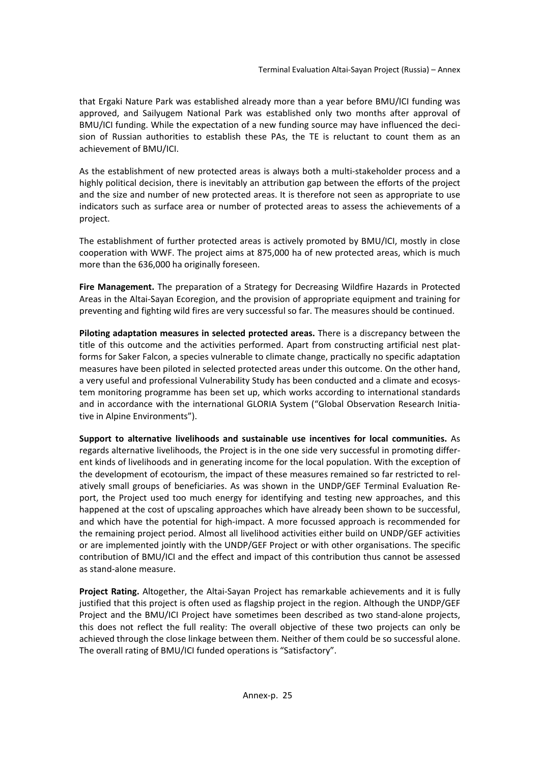that Ergaki Nature Park was established already more than a year before BMU/ICI funding was approved, and Sailyugem National Park was established only two months after approval of BMU/ICI funding. While the expectation of a new funding source may have influenced the decision of Russian authorities to establish these PAs, the TE is reluctant to count them as an achievement of BMU/ICI.

As the establishment of new protected areas is always both a multi-stakeholder process and a highly political decision, there is inevitably an attribution gap between the efforts of the project and the size and number of new protected areas. It is therefore not seen as appropriate to use indicators such as surface area or number of protected areas to assess the achievements of a project.

The establishment of further protected areas is actively promoted by BMU/ICI, mostly in close cooperation with WWF. The project aims at 875,000 ha of new protected areas, which is much more than the 636,000 ha originally foreseen.

**Fire Management.** The preparation of a Strategy for Decreasing Wildfire Hazards in Protected Areas in the Altai-Sayan Ecoregion, and the provision of appropriate equipment and training for preventing and fighting wild fires are very successful so far. The measures should be continued.

**Piloting adaptation measures in selected protected areas.** There is a discrepancy between the title of this outcome and the activities performed. Apart from constructing artificial nest platforms for Saker Falcon, a species vulnerable to climate change, practically no specific adaptation measures have been piloted in selected protected areas under this outcome. On the other hand, a very useful and professional Vulnerability Study has been conducted and a climate and ecosystem monitoring programme has been set up, which works according to international standards and in accordance with the international GLORIA System ("Global Observation Research Initiative in Alpine Environments").

**Support to alternative livelihoods and sustainable use incentives for local communities.** As regards alternative livelihoods, the Project is in the one side very successful in promoting different kinds of livelihoods and in generating income for the local population. With the exception of the development of ecotourism, the impact of these measures remained so far restricted to relatively small groups of beneficiaries. As was shown in the UNDP/GEF Terminal Evaluation Report, the Project used too much energy for identifying and testing new approaches, and this happened at the cost of upscaling approaches which have already been shown to be successful, and which have the potential for high-impact. A more focussed approach is recommended for the remaining project period. Almost all livelihood activities either build on UNDP/GEF activities or are implemented jointly with the UNDP/GEF Project or with other organisations. The specific contribution of BMU/ICI and the effect and impact of this contribution thus cannot be assessed as stand-alone measure.

**Project Rating.** Altogether, the Altai-Sayan Project has remarkable achievements and it is fully justified that this project is often used as flagship project in the region. Although the UNDP/GEF Project and the BMU/ICI Project have sometimes been described as two stand-alone projects, this does not reflect the full reality: The overall objective of these two projects can only be achieved through the close linkage between them. Neither of them could be so successful alone. The overall rating of BMU/ICI funded operations is "Satisfactory".